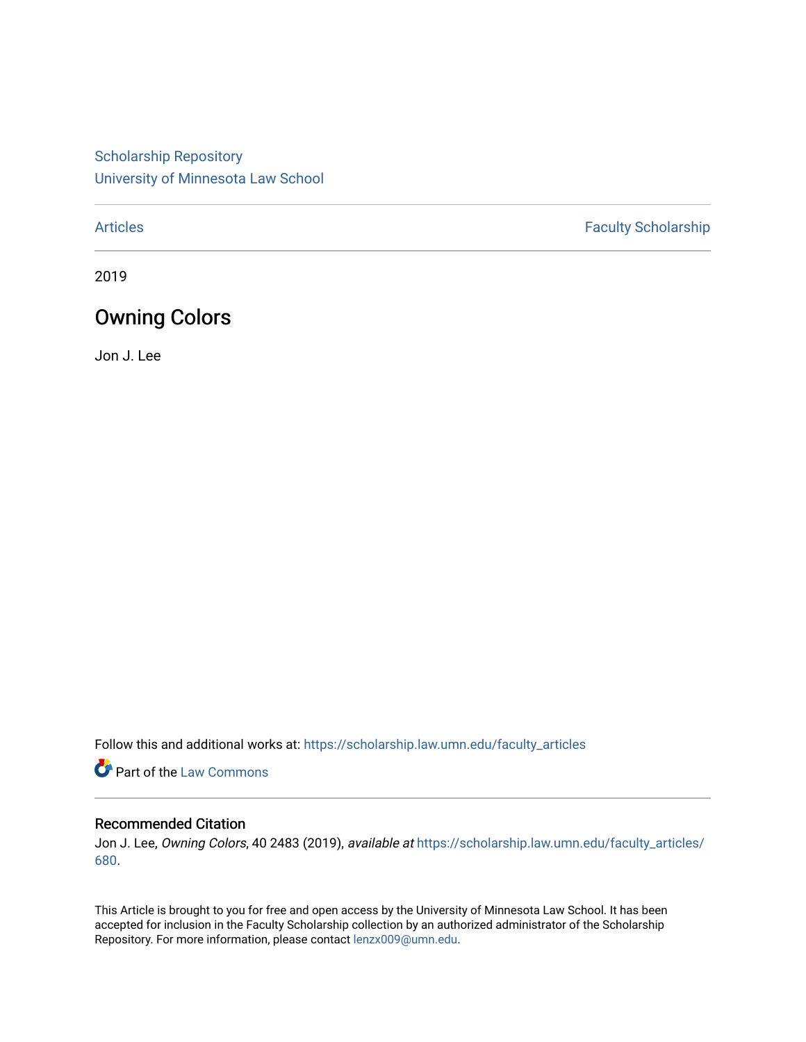Scholarship Repository
University of Minnesota Law School

Articles | Faculty Scholarship

2019

# Owning Colors

Jon J. Lee

Follow this and additional works at: https://scholarship.law.umn.edu/faculty_articles

Part of the Law Commons

## Recommended Citation

Jon J. Lee, *Owning Colors*, 40 2483 (2019), *available at* https://scholarship.law.umn.edu/faculty_articles/680.

This Article is brought to you for free and open access by the University of Minnesota Law School. It has been accepted for inclusion in the Faculty Scholarship collection by an authorized administrator of the Scholarship Repository. For more information, please contact lenzx009@umn.edu.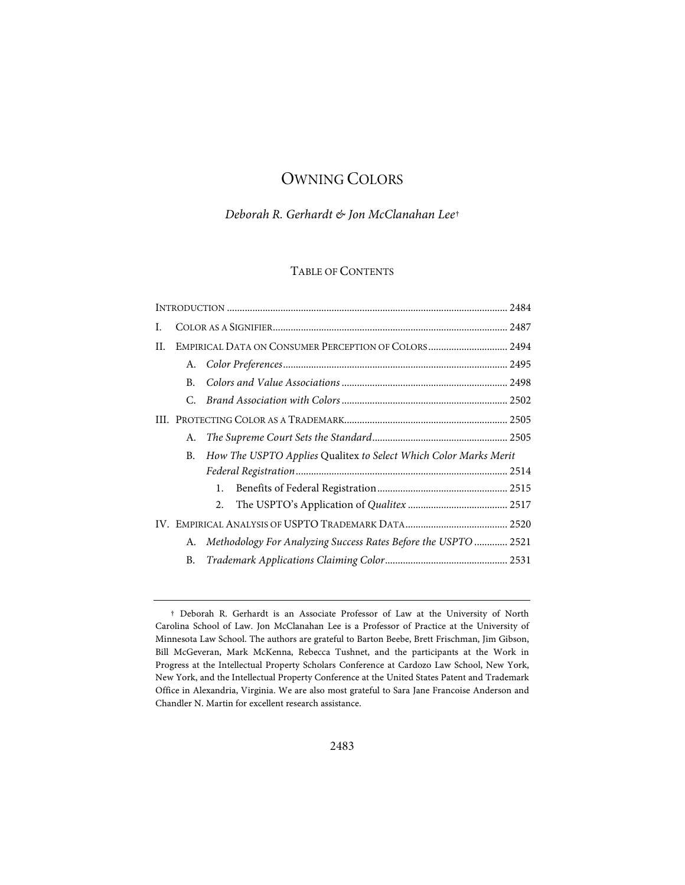# OWNING COLORS

*Deborah R. Gerhardt & Jon McClanahan Lee*†

## TABLE OF CONTENTS

INTRODUCTION ............................................................................................................ 2484

I. COLOR AS A SIGNIFIER........................................................................................... 2487

II. EMPIRICAL DATA ON CONSUMER PERCEPTION OF COLORS ............................... 2494

- A. *Color Preferences* ....................................................................................... 2495
- B. *Colors and Value Associations* ................................................................. 2498
- C. *Brand Association with Colors* ................................................................. 2502

III. PROTECTING COLOR AS A TRADEMARK............................................................... 2505

- A. *The Supreme Court Sets the Standard* ..................................................... 2505
- B. *How The USPTO Applies* Qualitex *to Select Which Color Marks Merit Federal Registration* .................................................................................. 2514
  1. Benefits of Federal Registration .................................................. 2515
  2. The USPTO's Application of *Qualitex* ....................................... 2517

IV. EMPIRICAL ANALYSIS OF USPTO TRADEMARK DATA........................................ 2520

- A. *Methodology For Analyzing Success Rates Before the USPTO* ............. 2521
- B. *Trademark Applications Claiming Color* ................................................ 2531

---

† Deborah R. Gerhardt is an Associate Professor of Law at the University of North Carolina School of Law. Jon McClanahan Lee is a Professor of Practice at the University of Minnesota Law School. The authors are grateful to Barton Beebe, Brett Frischman, Jim Gibson, Bill McGeveran, Mark McKenna, Rebecca Tushnet, and the participants at the Work in Progress at the Intellectual Property Scholars Conference at Cardozo Law School, New York, New York, and the Intellectual Property Conference at the United States Patent and Trademark Office in Alexandria, Virginia. We are also most grateful to Sara Jane Francoise Anderson and Chandler N. Martin for excellent research assistance.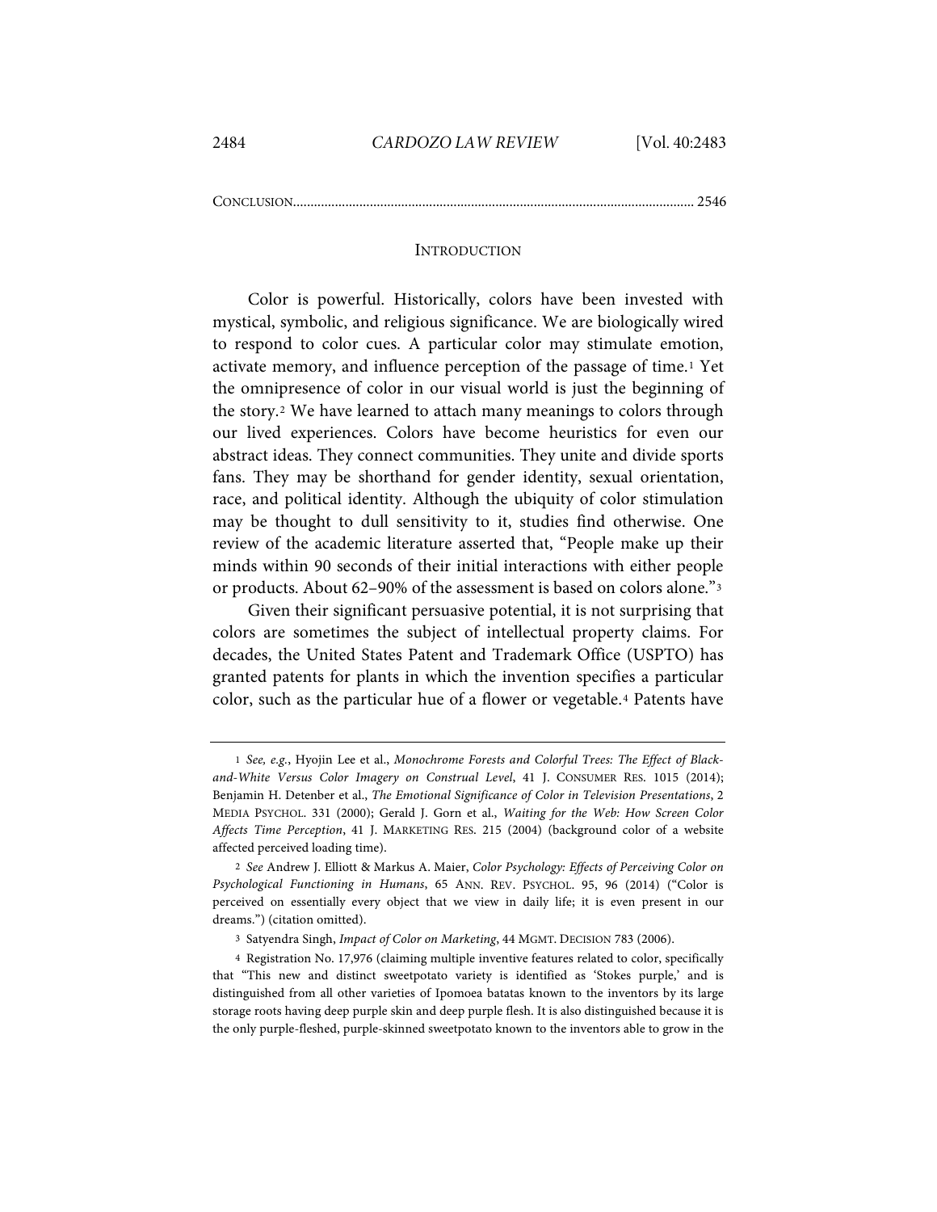CONCLUSION.................................................................................................................. 2546

## INTRODUCTION

Color is powerful. Historically, colors have been invested with mystical, symbolic, and religious significance. We are biologically wired to respond to color cues. A particular color may stimulate emotion, activate memory, and influence perception of the passage of time.[1] Yet the omnipresence of color in our visual world is just the beginning of the story.[2] We have learned to attach many meanings to colors through our lived experiences. Colors have become heuristics for even our abstract ideas. They connect communities. They unite and divide sports fans. They may be shorthand for gender identity, sexual orientation, race, and political identity. Although the ubiquity of color stimulation may be thought to dull sensitivity to it, studies find otherwise. One review of the academic literature asserted that, "People make up their minds within 90 seconds of their initial interactions with either people or products. About 62–90% of the assessment is based on colors alone."[3]

Given their significant persuasive potential, it is not surprising that colors are sometimes the subject of intellectual property claims. For decades, the United States Patent and Trademark Office (USPTO) has granted patents for plants in which the invention specifies a particular color, such as the particular hue of a flower or vegetable.[4] Patents have

---

1 *See, e.g.*, Hyojin Lee et al., *Monochrome Forests and Colorful Trees: The Effect of Black-and-White Versus Color Imagery on Construal Level*, 41 J. CONSUMER RES. 1015 (2014); Benjamin H. Detenber et al., *The Emotional Significance of Color in Television Presentations*, 2 MEDIA PSYCHOL. 331 (2000); Gerald J. Gorn et al., *Waiting for the Web: How Screen Color Affects Time Perception*, 41 J. MARKETING RES. 215 (2004) (background color of a website affected perceived loading time).

2 *See* Andrew J. Elliott & Markus A. Maier, *Color Psychology: Effects of Perceiving Color on Psychological Functioning in Humans*, 65 ANN. REV. PSYCHOL. 95, 96 (2014) ("Color is perceived on essentially every object that we view in daily life; it is even present in our dreams.") (citation omitted).

3 Satyendra Singh, *Impact of Color on Marketing*, 44 MGMT. DECISION 783 (2006).

4 Registration No. 17,976 (claiming multiple inventive features related to color, specifically that "This new and distinct sweetpotato variety is identified as 'Stokes purple,' and is distinguished from all other varieties of Ipomoea batatas known to the inventors by its large storage roots having deep purple skin and deep purple flesh. It is also distinguished because it is the only purple-fleshed, purple-skinned sweetpotato known to the inventors able to grow in the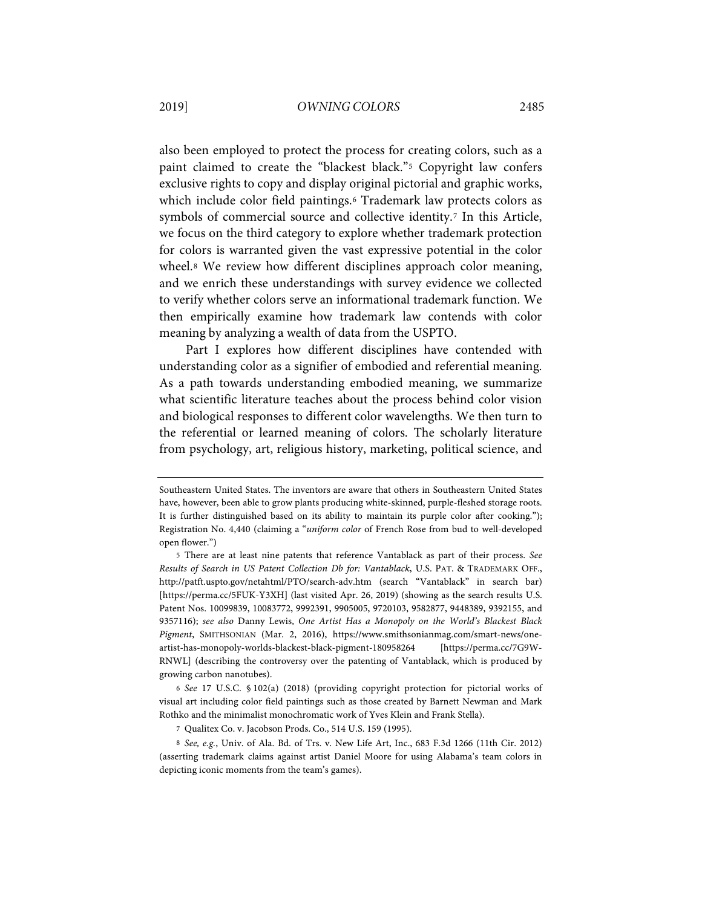also been employed to protect the process for creating colors, such as a paint claimed to create the "blackest black."[5] Copyright law confers exclusive rights to copy and display original pictorial and graphic works, which include color field paintings.[6] Trademark law protects colors as symbols of commercial source and collective identity.[7] In this Article, we focus on the third category to explore whether trademark protection for colors is warranted given the vast expressive potential in the color wheel.[8] We review how different disciplines approach color meaning, and we enrich these understandings with survey evidence we collected to verify whether colors serve an informational trademark function. We then empirically examine how trademark law contends with color meaning by analyzing a wealth of data from the USPTO.

Part I explores how different disciplines have contended with understanding color as a signifier of embodied and referential meaning. As a path towards understanding embodied meaning, we summarize what scientific literature teaches about the process behind color vision and biological responses to different color wavelengths. We then turn to the referential or learned meaning of colors. The scholarly literature from psychology, art, religious history, marketing, political science, and

---

Southeastern United States. The inventors are aware that others in Southeastern United States have, however, been able to grow plants producing white-skinned, purple-fleshed storage roots. It is further distinguished based on its ability to maintain its purple color after cooking."); Registration No. 4,440 (claiming a "*uniform color* of French Rose from bud to well-developed open flower.")

5 There are at least nine patents that reference Vantablack as part of their process. *See Results of Search in US Patent Collection Db for: Vantablack*, U.S. PAT. & TRADEMARK OFF., http://patft.uspto.gov/netahtml/PTO/search-adv.htm (search "Vantablack" in search bar) [https://perma.cc/5FUK-Y3XH] (last visited Apr. 26, 2019) (showing as the search results U.S. Patent Nos. 10099839, 10083772, 9992391, 9905005, 9720103, 9582877, 9448389, 9392155, and 9357116); *see also* Danny Lewis, *One Artist Has a Monopoly on the World's Blackest Black Pigment*, SMITHSONIAN (Mar. 2, 2016), https://www.smithsonianmag.com/smart-news/one-artist-has-monopoly-worlds-blackest-black-pigment-180958264 [https://perma.cc/7G9W-RNWL] (describing the controversy over the patenting of Vantablack, which is produced by growing carbon nanotubes).

6 *See* 17 U.S.C. § 102(a) (2018) (providing copyright protection for pictorial works of visual art including color field paintings such as those created by Barnett Newman and Mark Rothko and the minimalist monochromatic work of Yves Klein and Frank Stella).

7 Qualitex Co. v. Jacobson Prods. Co., 514 U.S. 159 (1995).

8 *See, e.g.*, Univ. of Ala. Bd. of Trs. v. New Life Art, Inc., 683 F.3d 1266 (11th Cir. 2012) (asserting trademark claims against artist Daniel Moore for using Alabama's team colors in depicting iconic moments from the team's games).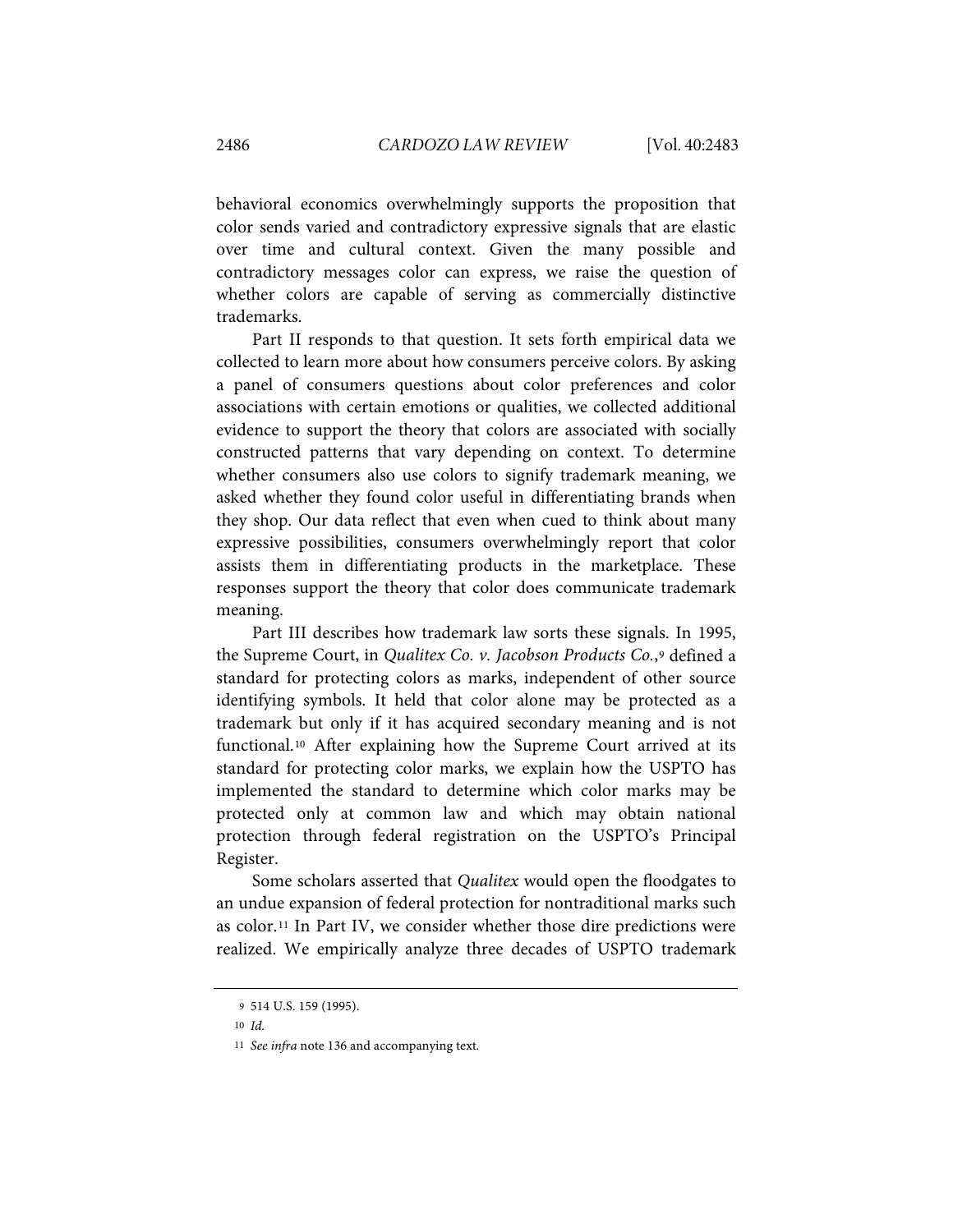behavioral economics overwhelmingly supports the proposition that color sends varied and contradictory expressive signals that are elastic over time and cultural context. Given the many possible and contradictory messages color can express, we raise the question of whether colors are capable of serving as commercially distinctive trademarks.

Part II responds to that question. It sets forth empirical data we collected to learn more about how consumers perceive colors. By asking a panel of consumers questions about color preferences and color associations with certain emotions or qualities, we collected additional evidence to support the theory that colors are associated with socially constructed patterns that vary depending on context. To determine whether consumers also use colors to signify trademark meaning, we asked whether they found color useful in differentiating brands when they shop. Our data reflect that even when cued to think about many expressive possibilities, consumers overwhelmingly report that color assists them in differentiating products in the marketplace. These responses support the theory that color does communicate trademark meaning.

Part III describes how trademark law sorts these signals. In 1995, the Supreme Court, in *Qualitex Co. v. Jacobson Products Co.*,[9] defined a standard for protecting colors as marks, independent of other source identifying symbols. It held that color alone may be protected as a trademark but only if it has acquired secondary meaning and is not functional.[10] After explaining how the Supreme Court arrived at its standard for protecting color marks, we explain how the USPTO has implemented the standard to determine which color marks may be protected only at common law and which may obtain national protection through federal registration on the USPTO's Principal Register.

Some scholars asserted that *Qualitex* would open the floodgates to an undue expansion of federal protection for nontraditional marks such as color.[11] In Part IV, we consider whether those dire predictions were realized. We empirically analyze three decades of USPTO trademark

---

9 514 U.S. 159 (1995).

10 *Id.*

11 *See infra* note 136 and accompanying text.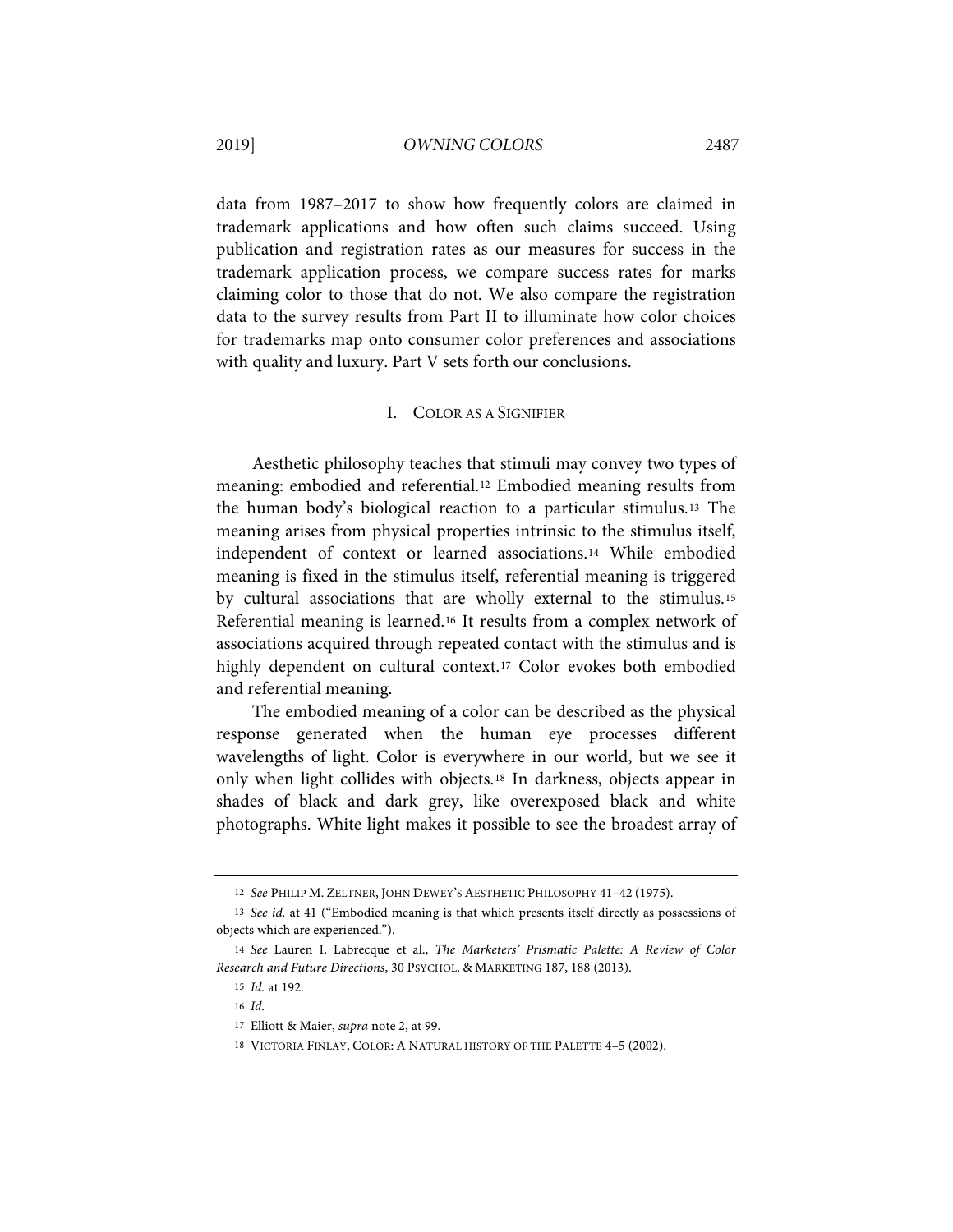data from 1987–2017 to show how frequently colors are claimed in trademark applications and how often such claims succeed. Using publication and registration rates as our measures for success in the trademark application process, we compare success rates for marks claiming color to those that do not. We also compare the registration data to the survey results from Part II to illuminate how color choices for trademarks map onto consumer color preferences and associations with quality and luxury. Part V sets forth our conclusions.

## I. Color as a Signifier

Aesthetic philosophy teaches that stimuli may convey two types of meaning: embodied and referential.[12] Embodied meaning results from the human body's biological reaction to a particular stimulus.[13] The meaning arises from physical properties intrinsic to the stimulus itself, independent of context or learned associations.[14] While embodied meaning is fixed in the stimulus itself, referential meaning is triggered by cultural associations that are wholly external to the stimulus.[15] Referential meaning is learned.[16] It results from a complex network of associations acquired through repeated contact with the stimulus and is highly dependent on cultural context.[17] Color evokes both embodied and referential meaning.

The embodied meaning of a color can be described as the physical response generated when the human eye processes different wavelengths of light. Color is everywhere in our world, but we see it only when light collides with objects.[18] In darkness, objects appear in shades of black and dark grey, like overexposed black and white photographs. White light makes it possible to see the broadest array of

---

12 *See* PHILIP M. ZELTNER, JOHN DEWEY'S AESTHETIC PHILOSOPHY 41–42 (1975).

13 *See id.* at 41 ("Embodied meaning is that which presents itself directly as possessions of objects which are experienced.").

14 *See* Lauren I. Labrecque et al., *The Marketers' Prismatic Palette: A Review of Color Research and Future Directions*, 30 PSYCHOL. & MARKETING 187, 188 (2013).

15 *Id.* at 192.

16 *Id.*

17 Elliott & Maier, *supra* note 2, at 99.

18 VICTORIA FINLAY, COLOR: A NATURAL HISTORY OF THE PALETTE 4–5 (2002).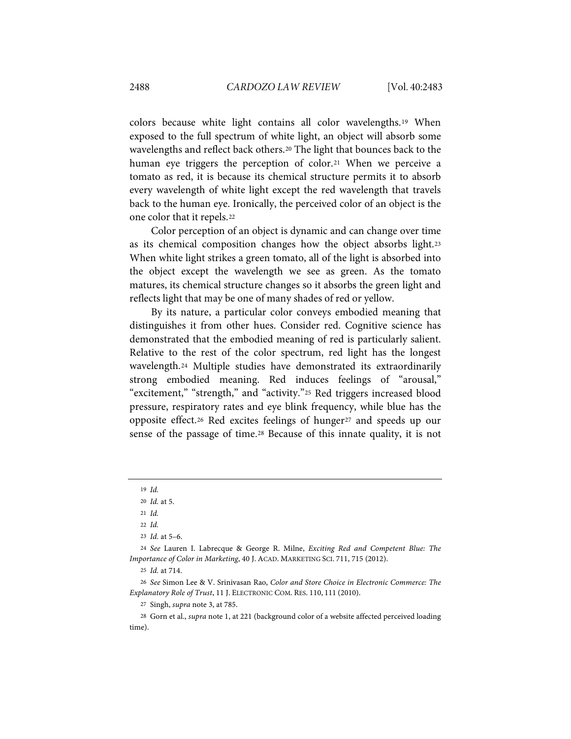colors because white light contains all color wavelengths.[19] When exposed to the full spectrum of white light, an object will absorb some wavelengths and reflect back others.[20] The light that bounces back to the human eye triggers the perception of color.[21] When we perceive a tomato as red, it is because its chemical structure permits it to absorb every wavelength of white light except the red wavelength that travels back to the human eye. Ironically, the perceived color of an object is the one color that it repels.[22]

Color perception of an object is dynamic and can change over time as its chemical composition changes how the object absorbs light.[23] When white light strikes a green tomato, all of the light is absorbed into the object except the wavelength we see as green. As the tomato matures, its chemical structure changes so it absorbs the green light and reflects light that may be one of many shades of red or yellow.

By its nature, a particular color conveys embodied meaning that distinguishes it from other hues. Consider red. Cognitive science has demonstrated that the embodied meaning of red is particularly salient. Relative to the rest of the color spectrum, red light has the longest wavelength.[24] Multiple studies have demonstrated its extraordinarily strong embodied meaning. Red induces feelings of "arousal," "excitement," "strength," and "activity."[25] Red triggers increased blood pressure, respiratory rates and eye blink frequency, while blue has the opposite effect.[26] Red excites feelings of hunger[27] and speeds up our sense of the passage of time.[28] Because of this innate quality, it is not

---

19 *Id.*

20 *Id.* at 5.

21 *Id.*

22 *Id.*

23 *Id.* at 5–6.

24 *See* Lauren I. Labrecque & George R. Milne, *Exciting Red and Competent Blue: The Importance of Color in Marketing*, 40 J. ACAD. MARKETING SCI. 711, 715 (2012).

25 *Id.* at 714.

26 *See* Simon Lee & V. Srinivasan Rao, *Color and Store Choice in Electronic Commerce: The Explanatory Role of Trust*, 11 J. ELECTRONIC COM. RES. 110, 111 (2010).

27 Singh, *supra* note 3, at 785.

28 Gorn et al., *supra* note 1, at 221 (background color of a website affected perceived loading time).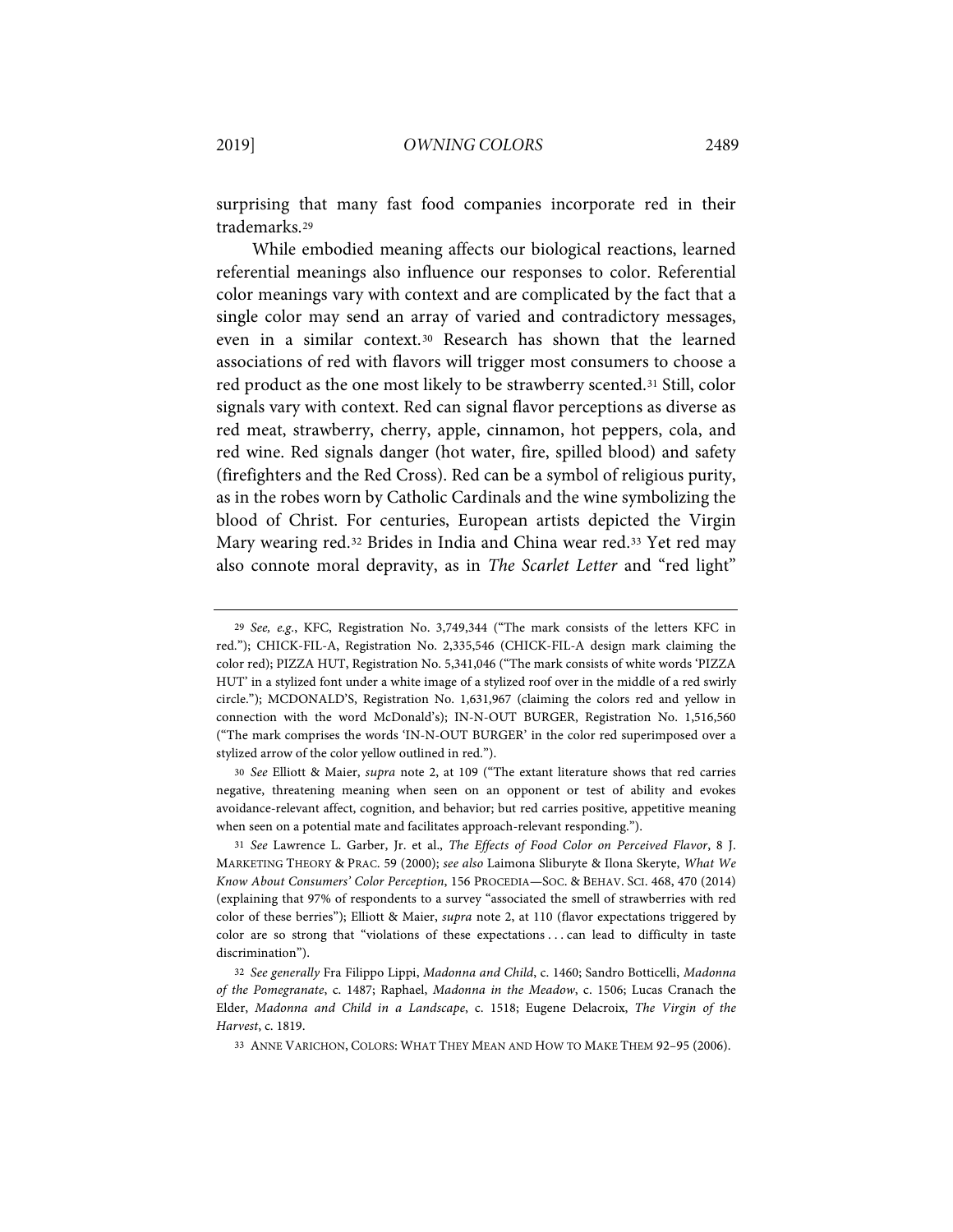surprising that many fast food companies incorporate red in their trademarks.[29]

While embodied meaning affects our biological reactions, learned referential meanings also influence our responses to color. Referential color meanings vary with context and are complicated by the fact that a single color may send an array of varied and contradictory messages, even in a similar context.[30] Research has shown that the learned associations of red with flavors will trigger most consumers to choose a red product as the one most likely to be strawberry scented.[31] Still, color signals vary with context. Red can signal flavor perceptions as diverse as red meat, strawberry, cherry, apple, cinnamon, hot peppers, cola, and red wine. Red signals danger (hot water, fire, spilled blood) and safety (firefighters and the Red Cross). Red can be a symbol of religious purity, as in the robes worn by Catholic Cardinals and the wine symbolizing the blood of Christ. For centuries, European artists depicted the Virgin Mary wearing red.[32] Brides in India and China wear red.[33] Yet red may also connote moral depravity, as in *The Scarlet Letter* and "red light"

---

[29] *See, e.g.*, KFC, Registration No. 3,749,344 ("The mark consists of the letters KFC in red."); CHICK-FIL-A, Registration No. 2,335,546 (CHICK-FIL-A design mark claiming the color red); PIZZA HUT, Registration No. 5,341,046 ("The mark consists of white words 'PIZZA HUT' in a stylized font under a white image of a stylized roof over in the middle of a red swirly circle."); MCDONALD'S, Registration No. 1,631,967 (claiming the colors red and yellow in connection with the word McDonald's); IN-N-OUT BURGER, Registration No. 1,516,560 ("The mark comprises the words 'IN-N-OUT BURGER' in the color red superimposed over a stylized arrow of the color yellow outlined in red.").

[30] *See* Elliott & Maier, *supra* note 2, at 109 ("The extant literature shows that red carries negative, threatening meaning when seen on an opponent or test of ability and evokes avoidance-relevant affect, cognition, and behavior; but red carries positive, appetitive meaning when seen on a potential mate and facilitates approach-relevant responding.").

[31] *See* Lawrence L. Garber, Jr. et al., *The Effects of Food Color on Perceived Flavor*, 8 J. MARKETING THEORY & PRAC. 59 (2000); *see also* Laimona Sliburyte & Ilona Skeryte, *What We Know About Consumers' Color Perception*, 156 PROCEDIA—SOC. & BEHAV. SCI. 468, 470 (2014) (explaining that 97% of respondents to a survey "associated the smell of strawberries with red color of these berries"); Elliott & Maier, *supra* note 2, at 110 (flavor expectations triggered by color are so strong that "violations of these expectations . . . can lead to difficulty in taste discrimination").

[32] *See generally* Fra Filippo Lippi, *Madonna and Child*, c. 1460; Sandro Botticelli, *Madonna of the Pomegranate*, c. 1487; Raphael, *Madonna in the Meadow*, c. 1506; Lucas Cranach the Elder, *Madonna and Child in a Landscape*, c. 1518; Eugene Delacroix, *The Virgin of the Harvest*, c. 1819.

[33] ANNE VARICHON, COLORS: WHAT THEY MEAN AND HOW TO MAKE THEM 92–95 (2006).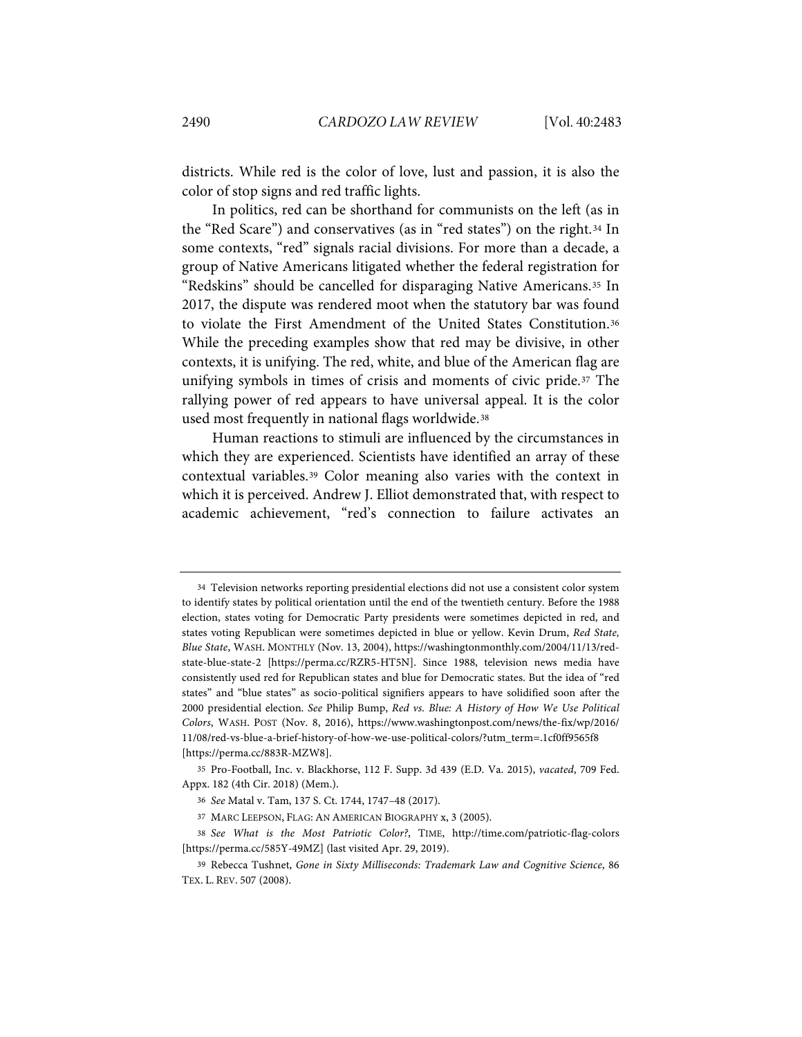districts. While red is the color of love, lust and passion, it is also the color of stop signs and red traffic lights.

In politics, red can be shorthand for communists on the left (as in the "Red Scare") and conservatives (as in "red states") on the right.[34] In some contexts, "red" signals racial divisions. For more than a decade, a group of Native Americans litigated whether the federal registration for "Redskins" should be cancelled for disparaging Native Americans.[35] In 2017, the dispute was rendered moot when the statutory bar was found to violate the First Amendment of the United States Constitution.[36] While the preceding examples show that red may be divisive, in other contexts, it is unifying. The red, white, and blue of the American flag are unifying symbols in times of crisis and moments of civic pride.[37] The rallying power of red appears to have universal appeal. It is the color used most frequently in national flags worldwide.[38]

Human reactions to stimuli are influenced by the circumstances in which they are experienced. Scientists have identified an array of these contextual variables.[39] Color meaning also varies with the context in which it is perceived. Andrew J. Elliot demonstrated that, with respect to academic achievement, "red's connection to failure activates an

---

34 Television networks reporting presidential elections did not use a consistent color system to identify states by political orientation until the end of the twentieth century. Before the 1988 election, states voting for Democratic Party presidents were sometimes depicted in red, and states voting Republican were sometimes depicted in blue or yellow. Kevin Drum, *Red State, Blue State*, WASH. MONTHLY (Nov. 13, 2004), https://washingtonmonthly.com/2004/11/13/red-state-blue-state-2 [https://perma.cc/RZR5-HT5N]. Since 1988, television news media have consistently used red for Republican states and blue for Democratic states. But the idea of "red states" and "blue states" as socio-political signifiers appears to have solidified soon after the 2000 presidential election. *See* Philip Bump, *Red vs. Blue: A History of How We Use Political Colors*, WASH. POST (Nov. 8, 2016), https://www.washingtonpost.com/news/the-fix/wp/2016/11/08/red-vs-blue-a-brief-history-of-how-we-use-political-colors/?utm_term=.1cf0ff9565f8 [https://perma.cc/883R-MZW8].

35 Pro-Football, Inc. v. Blackhorse, 112 F. Supp. 3d 439 (E.D. Va. 2015), *vacated*, 709 Fed. Appx. 182 (4th Cir. 2018) (Mem.).

36 *See* Matal v. Tam, 137 S. Ct. 1744, 1747–48 (2017).

37 MARC LEEPSON, FLAG: AN AMERICAN BIOGRAPHY x, 3 (2005).

38 *See What is the Most Patriotic Color?*, TIME, http://time.com/patriotic-flag-colors [https://perma.cc/585Y-49MZ] (last visited Apr. 29, 2019).

39 Rebecca Tushnet, *Gone in Sixty Milliseconds: Trademark Law and Cognitive Science*, 86 TEX. L. REV. 507 (2008).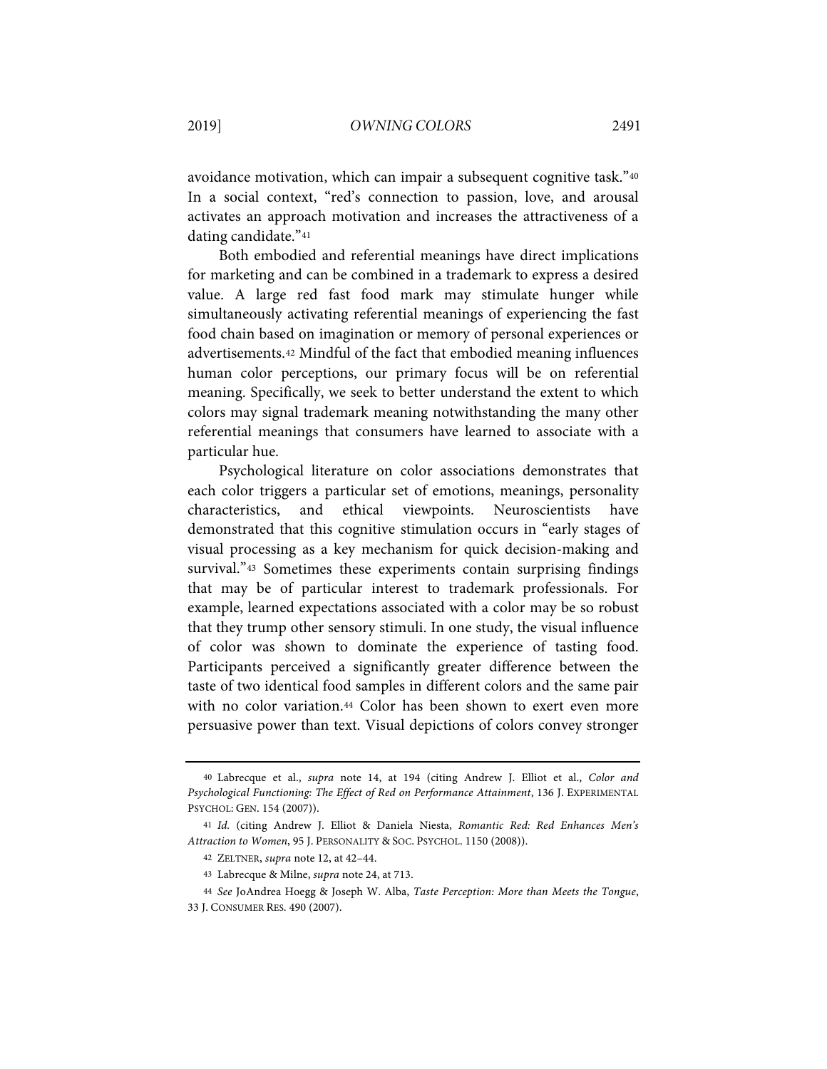avoidance motivation, which can impair a subsequent cognitive task."[40] In a social context, "red's connection to passion, love, and arousal activates an approach motivation and increases the attractiveness of a dating candidate."[41]

Both embodied and referential meanings have direct implications for marketing and can be combined in a trademark to express a desired value. A large red fast food mark may stimulate hunger while simultaneously activating referential meanings of experiencing the fast food chain based on imagination or memory of personal experiences or advertisements.[42] Mindful of the fact that embodied meaning influences human color perceptions, our primary focus will be on referential meaning. Specifically, we seek to better understand the extent to which colors may signal trademark meaning notwithstanding the many other referential meanings that consumers have learned to associate with a particular hue.

Psychological literature on color associations demonstrates that each color triggers a particular set of emotions, meanings, personality characteristics, and ethical viewpoints. Neuroscientists have demonstrated that this cognitive stimulation occurs in "early stages of visual processing as a key mechanism for quick decision-making and survival."[43] Sometimes these experiments contain surprising findings that may be of particular interest to trademark professionals. For example, learned expectations associated with a color may be so robust that they trump other sensory stimuli. In one study, the visual influence of color was shown to dominate the experience of tasting food. Participants perceived a significantly greater difference between the taste of two identical food samples in different colors and the same pair with no color variation.[44] Color has been shown to exert even more persuasive power than text. Visual depictions of colors convey stronger

---

40 Labrecque et al., *supra* note 14, at 194 (citing Andrew J. Elliot et al., *Color and Psychological Functioning: The Effect of Red on Performance Attainment*, 136 J. EXPERIMENTAL PSYCHOL: GEN. 154 (2007)).

41 *Id.* (citing Andrew J. Elliot & Daniela Niesta, *Romantic Red: Red Enhances Men's Attraction to Women*, 95 J. PERSONALITY & SOC. PSYCHOL. 1150 (2008)).

42 ZELTNER, *supra* note 12, at 42–44.

43 Labrecque & Milne, *supra* note 24, at 713.

44 *See* JoAndrea Hoegg & Joseph W. Alba, *Taste Perception: More than Meets the Tongue*, 33 J. CONSUMER RES. 490 (2007).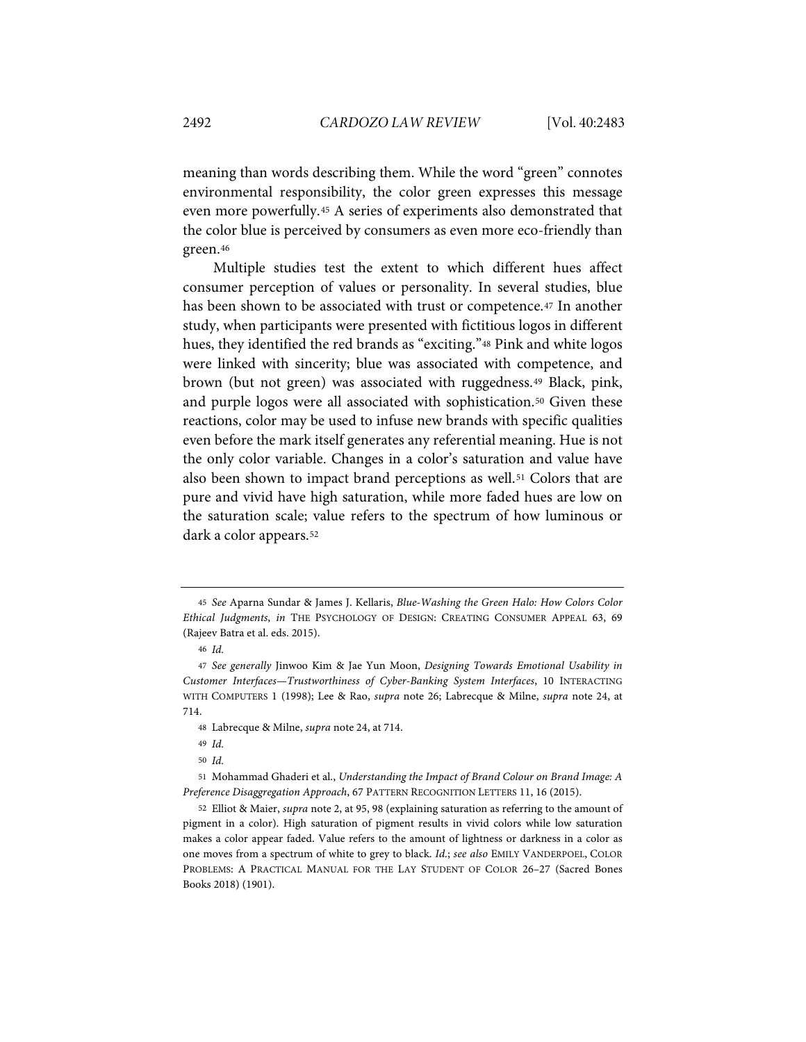meaning than words describing them. While the word "green" connotes environmental responsibility, the color green expresses this message even more powerfully.[45] A series of experiments also demonstrated that the color blue is perceived by consumers as even more eco-friendly than green.[46]

Multiple studies test the extent to which different hues affect consumer perception of values or personality. In several studies, blue has been shown to be associated with trust or competence.[47] In another study, when participants were presented with fictitious logos in different hues, they identified the red brands as "exciting."[48] Pink and white logos were linked with sincerity; blue was associated with competence, and brown (but not green) was associated with ruggedness.[49] Black, pink, and purple logos were all associated with sophistication.[50] Given these reactions, color may be used to infuse new brands with specific qualities even before the mark itself generates any referential meaning. Hue is not the only color variable. Changes in a color's saturation and value have also been shown to impact brand perceptions as well.[51] Colors that are pure and vivid have high saturation, while more faded hues are low on the saturation scale; value refers to the spectrum of how luminous or dark a color appears.[52]

---

45 *See* Aparna Sundar & James J. Kellaris, *Blue-Washing the Green Halo: How Colors Color Ethical Judgments*, *in* THE PSYCHOLOGY OF DESIGN: CREATING CONSUMER APPEAL 63, 69 (Rajeev Batra et al. eds. 2015).

46 *Id.*

47 *See generally* Jinwoo Kim & Jae Yun Moon, *Designing Towards Emotional Usability in Customer Interfaces—Trustworthiness of Cyber-Banking System Interfaces*, 10 INTERACTING WITH COMPUTERS 1 (1998); Lee & Rao, *supra* note 26; Labrecque & Milne, *supra* note 24, at 714.

48 Labrecque & Milne, *supra* note 24, at 714.

49 *Id.*

50 *Id.*

51 Mohammad Ghaderi et al., *Understanding the Impact of Brand Colour on Brand Image: A Preference Disaggregation Approach*, 67 PATTERN RECOGNITION LETTERS 11, 16 (2015).

52 Elliot & Maier, *supra* note 2, at 95, 98 (explaining saturation as referring to the amount of pigment in a color). High saturation of pigment results in vivid colors while low saturation makes a color appear faded. Value refers to the amount of lightness or darkness in a color as one moves from a spectrum of white to grey to black. *Id.*; *see also* EMILY VANDERPOEL, COLOR PROBLEMS: A PRACTICAL MANUAL FOR THE LAY STUDENT OF COLOR 26–27 (Sacred Bones Books 2018) (1901).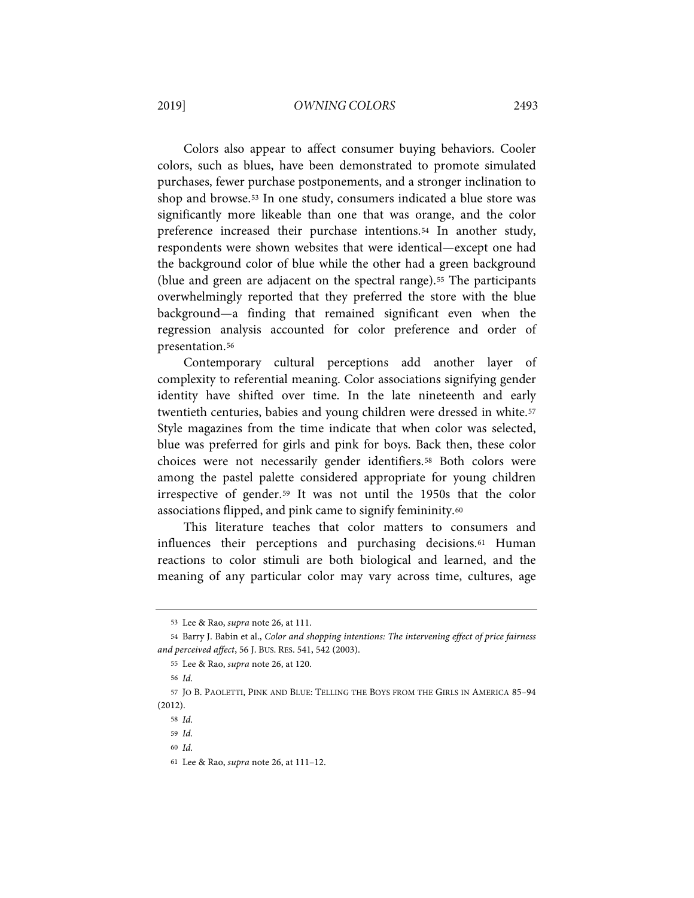Colors also appear to affect consumer buying behaviors. Cooler colors, such as blues, have been demonstrated to promote simulated purchases, fewer purchase postponements, and a stronger inclination to shop and browse.[53] In one study, consumers indicated a blue store was significantly more likeable than one that was orange, and the color preference increased their purchase intentions.[54] In another study, respondents were shown websites that were identical—except one had the background color of blue while the other had a green background (blue and green are adjacent on the spectral range).[55] The participants overwhelmingly reported that they preferred the store with the blue background—a finding that remained significant even when the regression analysis accounted for color preference and order of presentation.[56]

Contemporary cultural perceptions add another layer of complexity to referential meaning. Color associations signifying gender identity have shifted over time. In the late nineteenth and early twentieth centuries, babies and young children were dressed in white.[57] Style magazines from the time indicate that when color was selected, blue was preferred for girls and pink for boys. Back then, these color choices were not necessarily gender identifiers.[58] Both colors were among the pastel palette considered appropriate for young children irrespective of gender.[59] It was not until the 1950s that the color associations flipped, and pink came to signify femininity.[60]

This literature teaches that color matters to consumers and influences their perceptions and purchasing decisions.[61] Human reactions to color stimuli are both biological and learned, and the meaning of any particular color may vary across time, cultures, age

---

53 Lee & Rao, *supra* note 26, at 111.

54 Barry J. Babin et al., *Color and shopping intentions: The intervening effect of price fairness and perceived affect*, 56 J. BUS. RES. 541, 542 (2003).

55 Lee & Rao, *supra* note 26, at 120.

56 *Id.*

57 JO B. PAOLETTI, PINK AND BLUE: TELLING THE BOYS FROM THE GIRLS IN AMERICA 85–94 (2012).

58 *Id.*

59 *Id.*

60 *Id.*

61 Lee & Rao, *supra* note 26, at 111–12.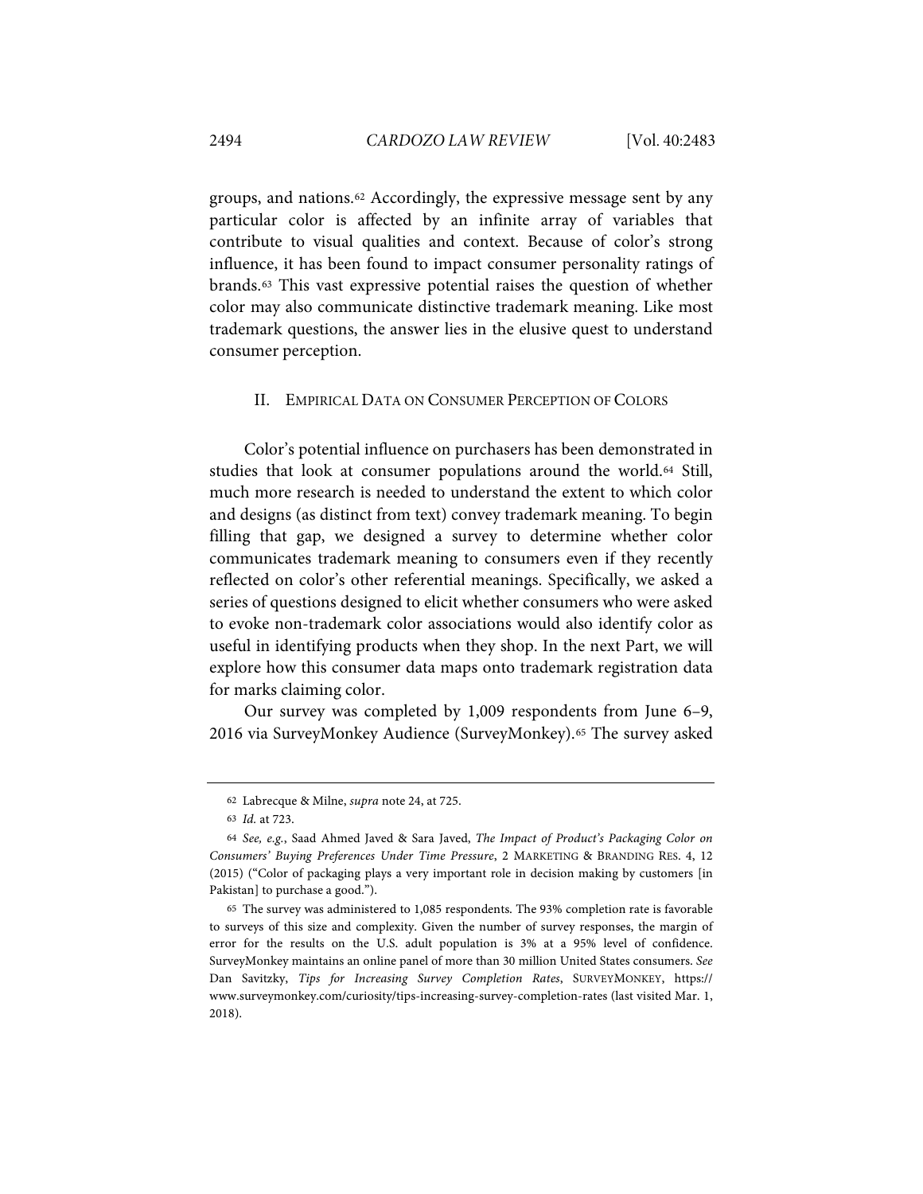groups, and nations.[62] Accordingly, the expressive message sent by any particular color is affected by an infinite array of variables that contribute to visual qualities and context. Because of color's strong influence, it has been found to impact consumer personality ratings of brands.[63] This vast expressive potential raises the question of whether color may also communicate distinctive trademark meaning. Like most trademark questions, the answer lies in the elusive quest to understand consumer perception.

## II. Empirical Data on Consumer Perception of Colors

Color's potential influence on purchasers has been demonstrated in studies that look at consumer populations around the world.[64] Still, much more research is needed to understand the extent to which color and designs (as distinct from text) convey trademark meaning. To begin filling that gap, we designed a survey to determine whether color communicates trademark meaning to consumers even if they recently reflected on color's other referential meanings. Specifically, we asked a series of questions designed to elicit whether consumers who were asked to evoke non-trademark color associations would also identify color as useful in identifying products when they shop. In the next Part, we will explore how this consumer data maps onto trademark registration data for marks claiming color.

Our survey was completed by 1,009 respondents from June 6–9, 2016 via SurveyMonkey Audience (SurveyMonkey).[65] The survey asked

---

[62] Labrecque & Milne, *supra* note 24, at 725.

[63] *Id.* at 723.

[64] *See, e.g.*, Saad Ahmed Javed & Sara Javed, *The Impact of Product's Packaging Color on Consumers' Buying Preferences Under Time Pressure*, 2 Marketing & Branding Res. 4, 12 (2015) ("Color of packaging plays a very important role in decision making by customers [in Pakistan] to purchase a good.").

[65] The survey was administered to 1,085 respondents. The 93% completion rate is favorable to surveys of this size and complexity. Given the number of survey responses, the margin of error for the results on the U.S. adult population is 3% at a 95% level of confidence. SurveyMonkey maintains an online panel of more than 30 million United States consumers. *See* Dan Savitzky, *Tips for Increasing Survey Completion Rates*, SurveyMonkey, https://www.surveymonkey.com/curiosity/tips-increasing-survey-completion-rates (last visited Mar. 1, 2018).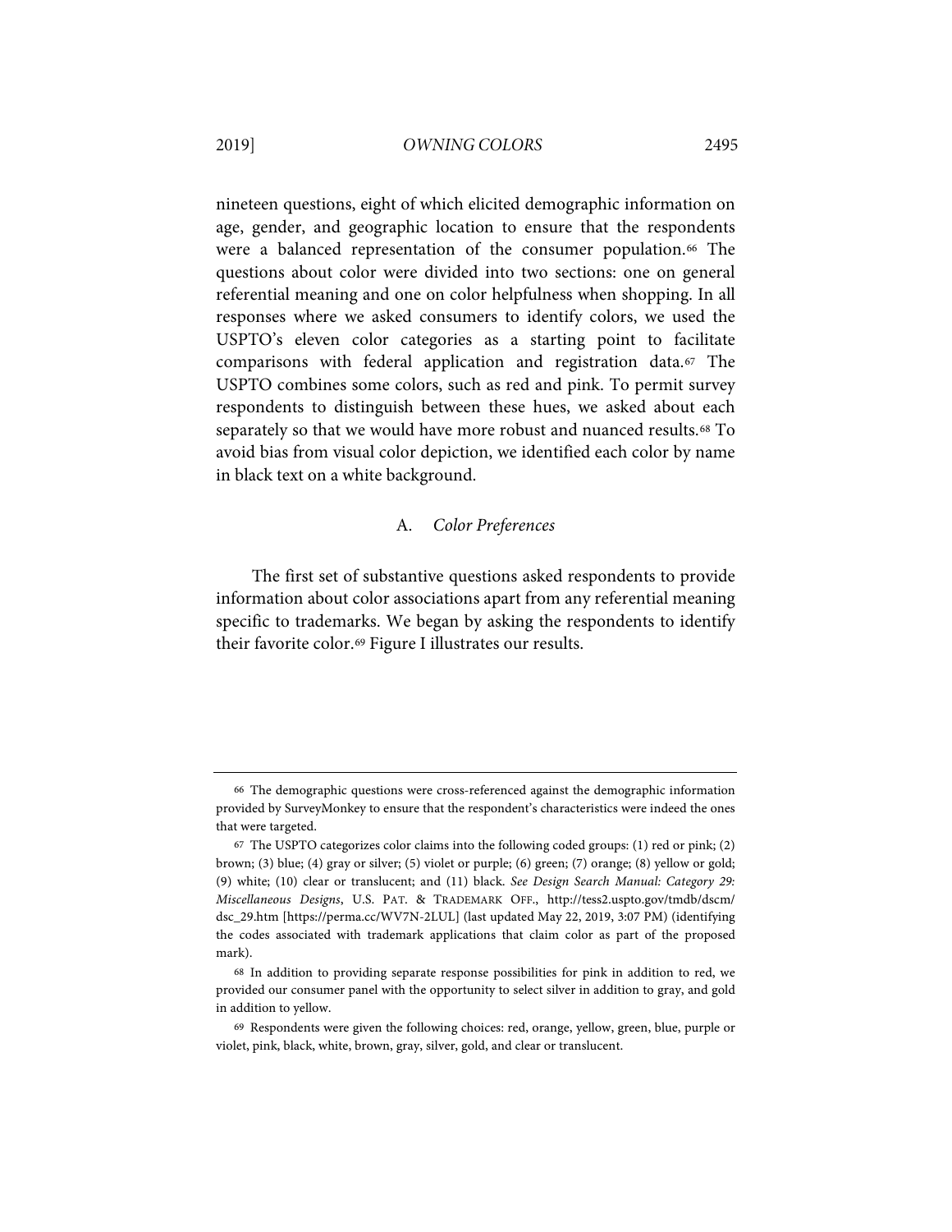nineteen questions, eight of which elicited demographic information on age, gender, and geographic location to ensure that the respondents were a balanced representation of the consumer population.[66] The questions about color were divided into two sections: one on general referential meaning and one on color helpfulness when shopping. In all responses where we asked consumers to identify colors, we used the USPTO's eleven color categories as a starting point to facilitate comparisons with federal application and registration data.[67] The USPTO combines some colors, such as red and pink. To permit survey respondents to distinguish between these hues, we asked about each separately so that we would have more robust and nuanced results.[68] To avoid bias from visual color depiction, we identified each color by name in black text on a white background.

### A. *Color Preferences*

The first set of substantive questions asked respondents to provide information about color associations apart from any referential meaning specific to trademarks. We began by asking the respondents to identify their favorite color.[69] Figure I illustrates our results.

---

[66] The demographic questions were cross-referenced against the demographic information provided by SurveyMonkey to ensure that the respondent's characteristics were indeed the ones that were targeted.

[67] The USPTO categorizes color claims into the following coded groups: (1) red or pink; (2) brown; (3) blue; (4) gray or silver; (5) violet or purple; (6) green; (7) orange; (8) yellow or gold; (9) white; (10) clear or translucent; and (11) black. *See Design Search Manual: Category 29: Miscellaneous Designs*, U.S. PAT. & TRADEMARK OFF., http://tess2.uspto.gov/tmdb/dscm/dsc_29.htm [https://perma.cc/WV7N-2LUL] (last updated May 22, 2019, 3:07 PM) (identifying the codes associated with trademark applications that claim color as part of the proposed mark).

[68] In addition to providing separate response possibilities for pink in addition to red, we provided our consumer panel with the opportunity to select silver in addition to gray, and gold in addition to yellow.

[69] Respondents were given the following choices: red, orange, yellow, green, blue, purple or violet, pink, black, white, brown, gray, silver, gold, and clear or translucent.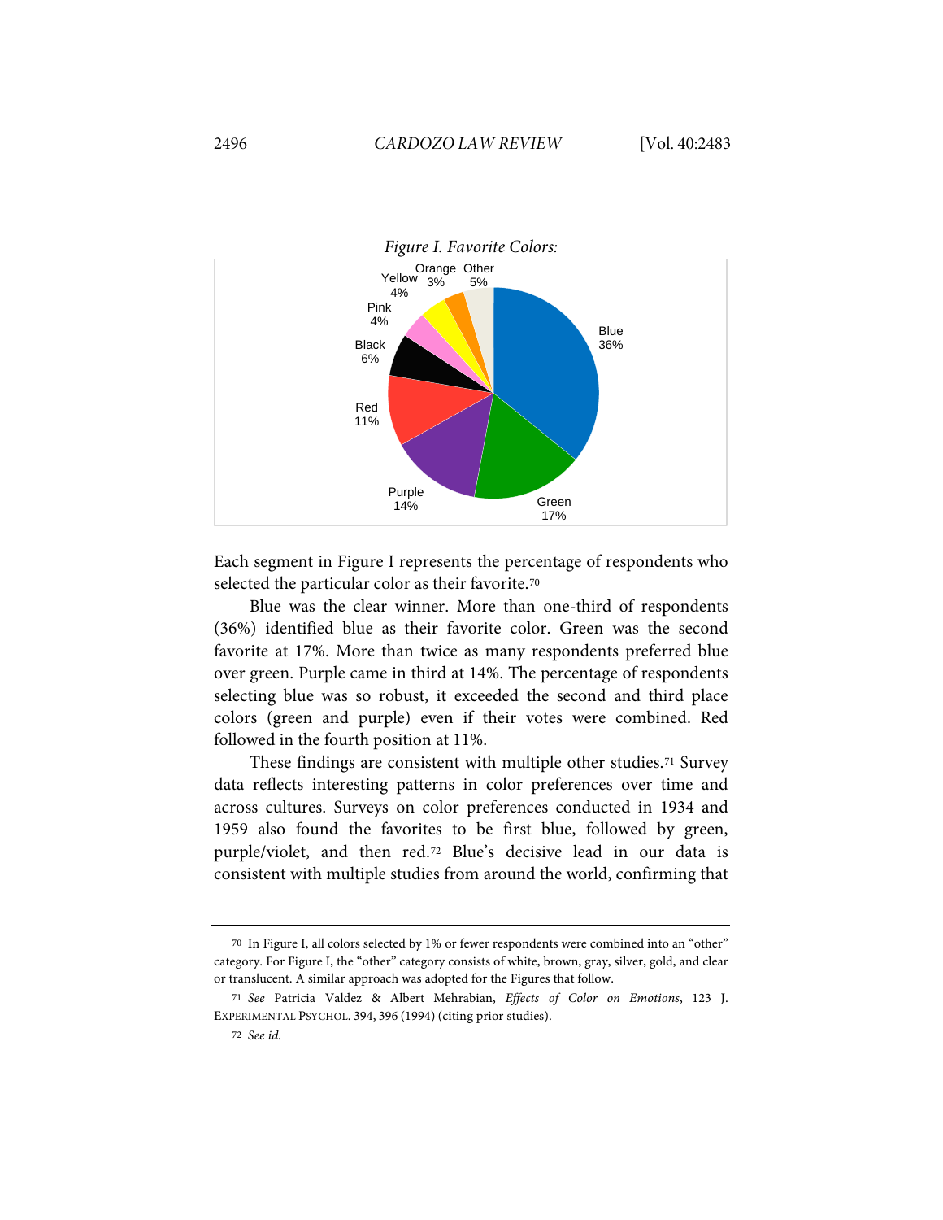*Figure I. Favorite Colors:*

Each segment in Figure I represents the percentage of respondents who selected the particular color as their favorite.[70]

Blue was the clear winner. More than one-third of respondents (36%) identified blue as their favorite color. Green was the second favorite at 17%. More than twice as many respondents preferred blue over green. Purple came in third at 14%. The percentage of respondents selecting blue was so robust, it exceeded the second and third place colors (green and purple) even if their votes were combined. Red followed in the fourth position at 11%.

These findings are consistent with multiple other studies.[71] Survey data reflects interesting patterns in color preferences over time and across cultures. Surveys on color preferences conducted in 1934 and 1959 also found the favorites to be first blue, followed by green, purple/violet, and then red.[72] Blue's decisive lead in our data is consistent with multiple studies from around the world, confirming that

---

[70] In Figure I, all colors selected by 1% or fewer respondents were combined into an "other" category. For Figure I, the "other" category consists of white, brown, gray, silver, gold, and clear or translucent. A similar approach was adopted for the Figures that follow.

[71] *See* Patricia Valdez & Albert Mehrabian, *Effects of Color on Emotions*, 123 J. EXPERIMENTAL PSYCHOL. 394, 396 (1994) (citing prior studies).

[72] *See id.*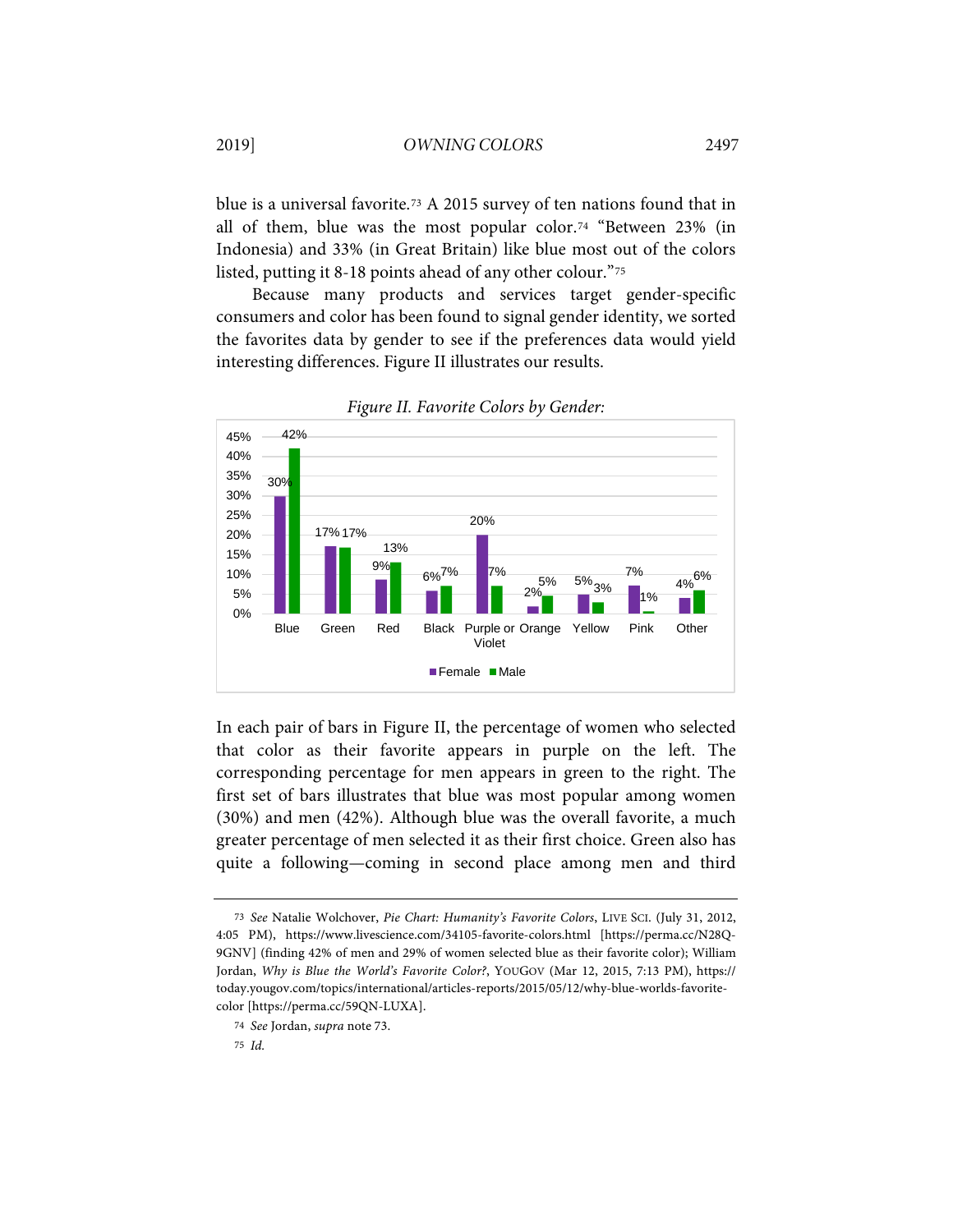blue is a universal favorite.[73] A 2015 survey of ten nations found that in all of them, blue was the most popular color.[74] "Between 23% (in Indonesia) and 33% (in Great Britain) like blue most out of the colors listed, putting it 8-18 points ahead of any other colour."[75]

Because many products and services target gender-specific consumers and color has been found to signal gender identity, we sorted the favorites data by gender to see if the preferences data would yield interesting differences. Figure II illustrates our results.

*Figure II. Favorite Colors by Gender:*

| Color | Female | Male |
|---|---|---|
| Blue | 30% | 42% |
| Green | 17% | 17% |
| Red | 9% | 13% |
| Black | 6% | 7% |
| Purple or Violet | 20% | 7% |
| Orange | 2% | 5% |
| Yellow | 5% | 3% |
| Pink | 7% | 1% |
| Other | 4% | 6% |

In each pair of bars in Figure II, the percentage of women who selected that color as their favorite appears in purple on the left. The corresponding percentage for men appears in green to the right. The first set of bars illustrates that blue was most popular among women (30%) and men (42%). Although blue was the overall favorite, a much greater percentage of men selected it as their first choice. Green also has quite a following—coming in second place among men and third

---

[73] *See* Natalie Wolchover, *Pie Chart: Humanity's Favorite Colors*, LIVE SCI. (July 31, 2012, 4:05 PM), https://www.livescience.com/34105-favorite-colors.html [https://perma.cc/N28Q-9GNV] (finding 42% of men and 29% of women selected blue as their favorite color); William Jordan, *Why is Blue the World's Favorite Color?*, YOUGOV (Mar 12, 2015, 7:13 PM), https://today.yougov.com/topics/international/articles-reports/2015/05/12/why-blue-worlds-favorite-color [https://perma.cc/59QN-LUXA].

[74] *See* Jordan, *supra* note 73.

[75] *Id.*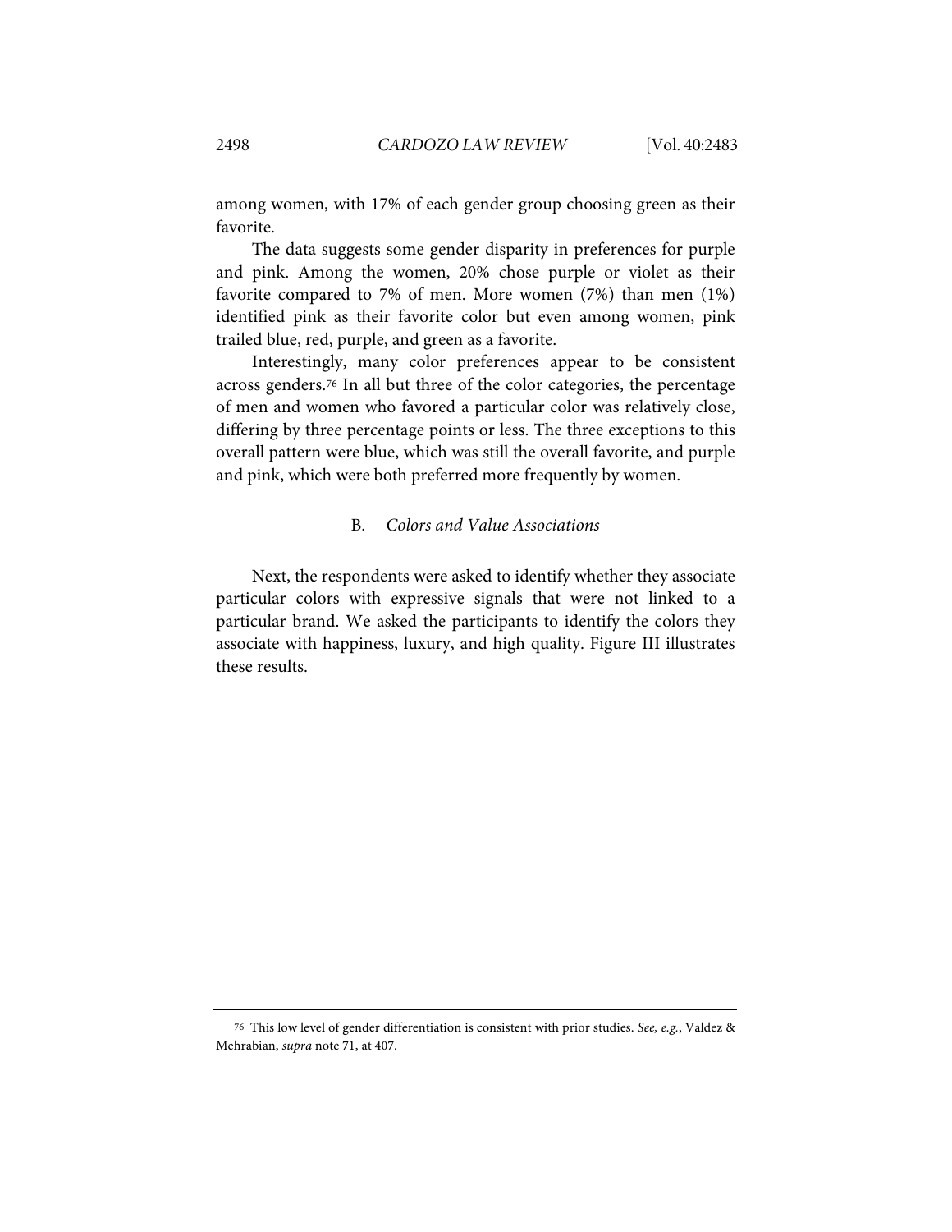among women, with 17% of each gender group choosing green as their favorite.

The data suggests some gender disparity in preferences for purple and pink. Among the women, 20% chose purple or violet as their favorite compared to 7% of men. More women (7%) than men (1%) identified pink as their favorite color but even among women, pink trailed blue, red, purple, and green as a favorite.

Interestingly, many color preferences appear to be consistent across genders.[76] In all but three of the color categories, the percentage of men and women who favored a particular color was relatively close, differing by three percentage points or less. The three exceptions to this overall pattern were blue, which was still the overall favorite, and purple and pink, which were both preferred more frequently by women.

### B. *Colors and Value Associations*

Next, the respondents were asked to identify whether they associate particular colors with expressive signals that were not linked to a particular brand. We asked the participants to identify the colors they associate with happiness, luxury, and high quality. Figure III illustrates these results.

---

[76] This low level of gender differentiation is consistent with prior studies. *See, e.g.*, Valdez & Mehrabian, *supra* note 71, at 407.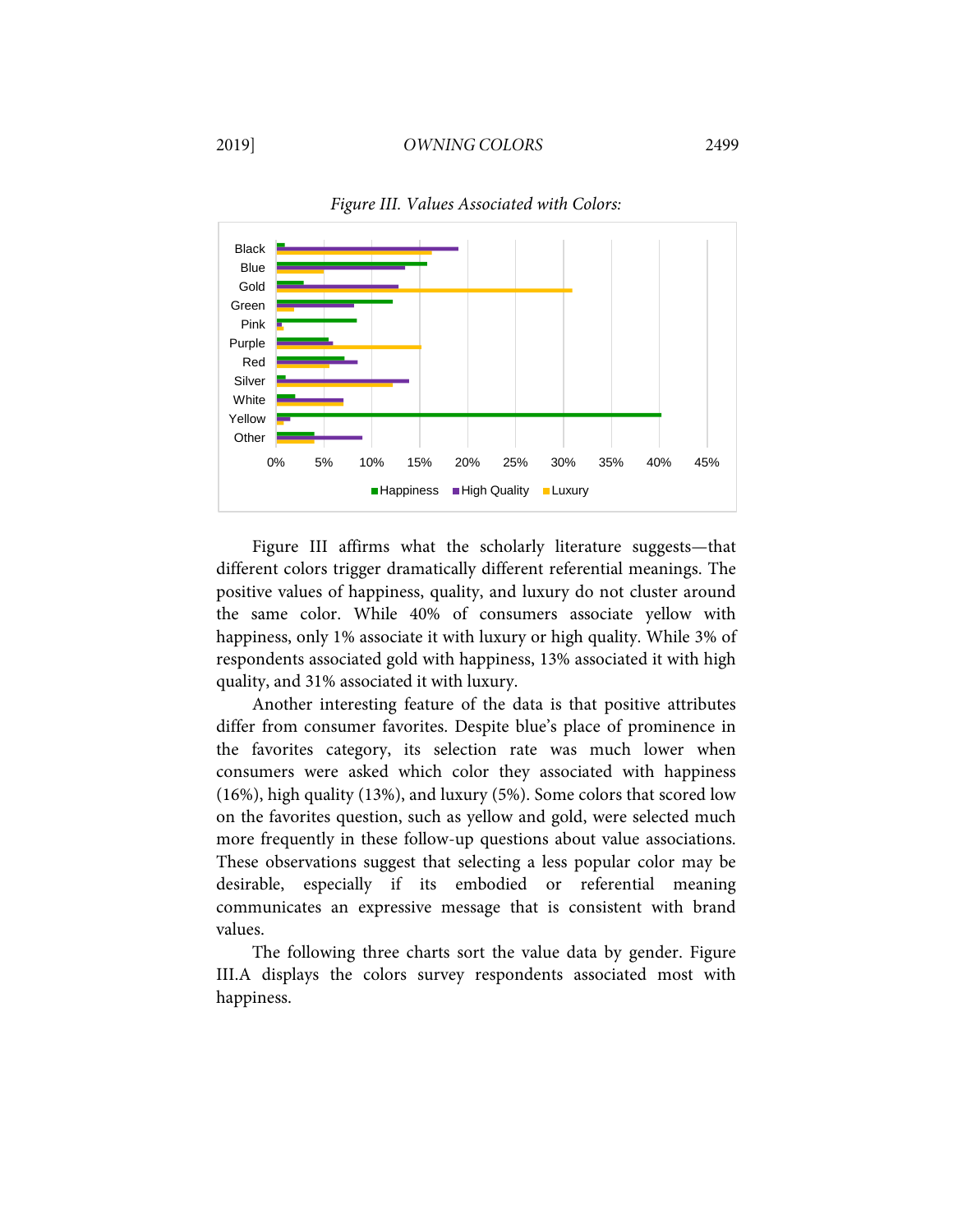*Figure III. Values Associated with Colors:*

Figure III affirms what the scholarly literature suggests—that different colors trigger dramatically different referential meanings. The positive values of happiness, quality, and luxury do not cluster around the same color. While 40% of consumers associate yellow with happiness, only 1% associate it with luxury or high quality. While 3% of respondents associated gold with happiness, 13% associated it with high quality, and 31% associated it with luxury.

Another interesting feature of the data is that positive attributes differ from consumer favorites. Despite blue's place of prominence in the favorites category, its selection rate was much lower when consumers were asked which color they associated with happiness (16%), high quality (13%), and luxury (5%). Some colors that scored low on the favorites question, such as yellow and gold, were selected much more frequently in these follow-up questions about value associations. These observations suggest that selecting a less popular color may be desirable, especially if its embodied or referential meaning communicates an expressive message that is consistent with brand values.

The following three charts sort the value data by gender. Figure III.A displays the colors survey respondents associated most with happiness.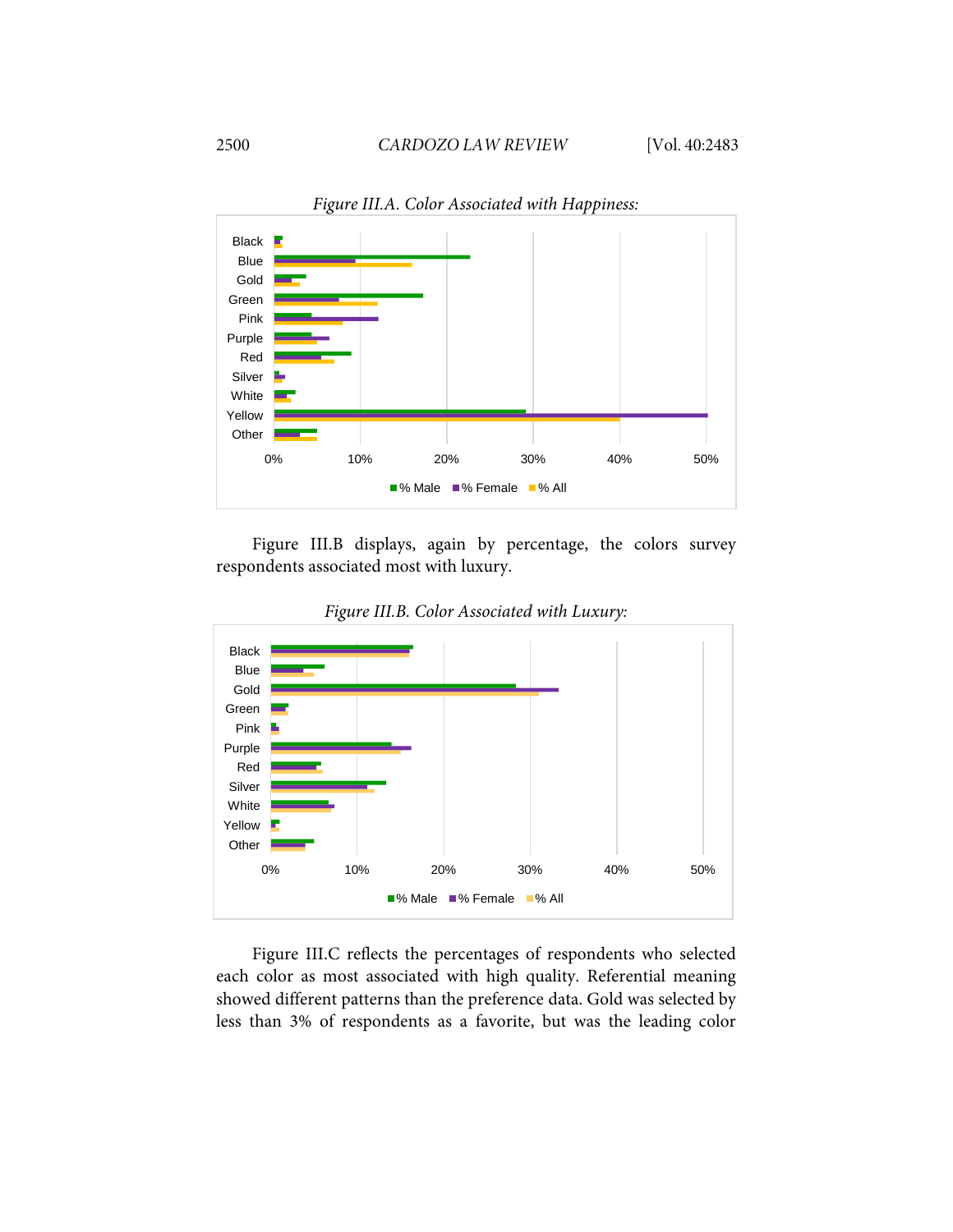*Figure III.A. Color Associated with Happiness:*

Figure III.B displays, again by percentage, the colors survey respondents associated most with luxury.

*Figure III.B. Color Associated with Luxury:*

Figure III.C reflects the percentages of respondents who selected each color as most associated with high quality. Referential meaning showed different patterns than the preference data. Gold was selected by less than 3% of respondents as a favorite, but was the leading color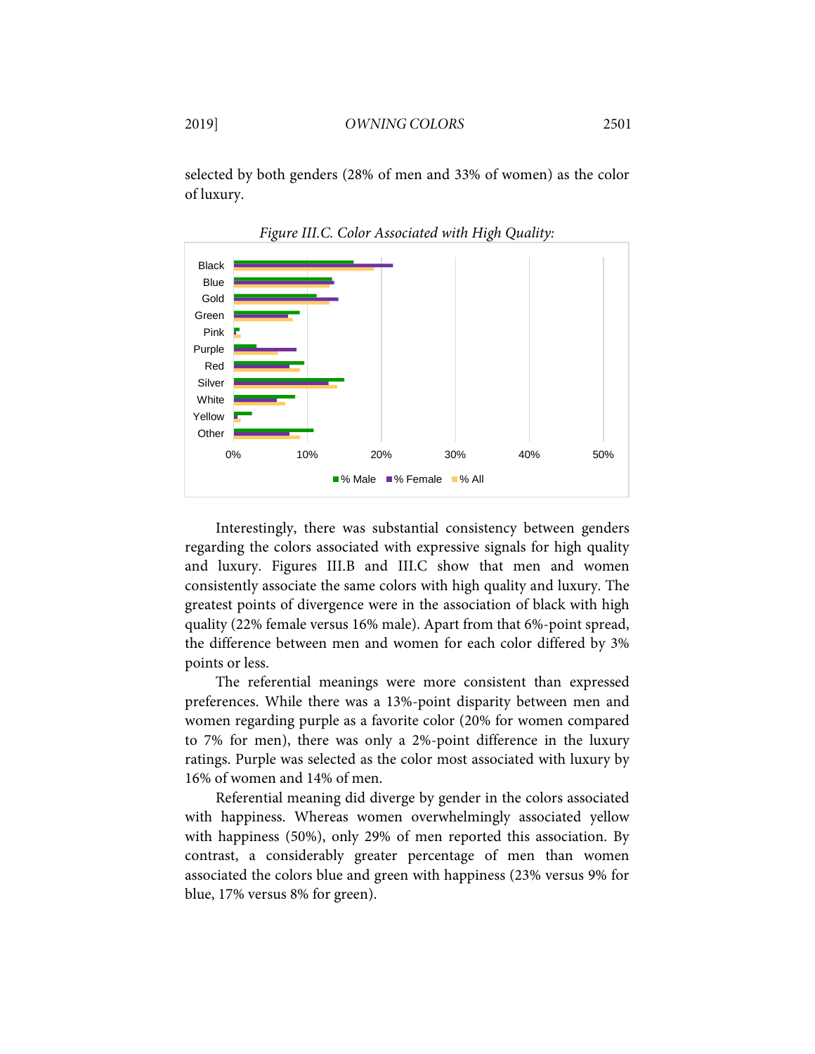selected by both genders (28% of men and 33% of women) as the color of luxury.

*Figure III.C. Color Associated with High Quality:*

Interestingly, there was substantial consistency between genders regarding the colors associated with expressive signals for high quality and luxury. Figures III.B and III.C show that men and women consistently associate the same colors with high quality and luxury. The greatest points of divergence were in the association of black with high quality (22% female versus 16% male). Apart from that 6%-point spread, the difference between men and women for each color differed by 3% points or less.

The referential meanings were more consistent than expressed preferences. While there was a 13%-point disparity between men and women regarding purple as a favorite color (20% for women compared to 7% for men), there was only a 2%-point difference in the luxury ratings. Purple was selected as the color most associated with luxury by 16% of women and 14% of men.

Referential meaning did diverge by gender in the colors associated with happiness. Whereas women overwhelmingly associated yellow with happiness (50%), only 29% of men reported this association. By contrast, a considerably greater percentage of men than women associated the colors blue and green with happiness (23% versus 9% for blue, 17% versus 8% for green).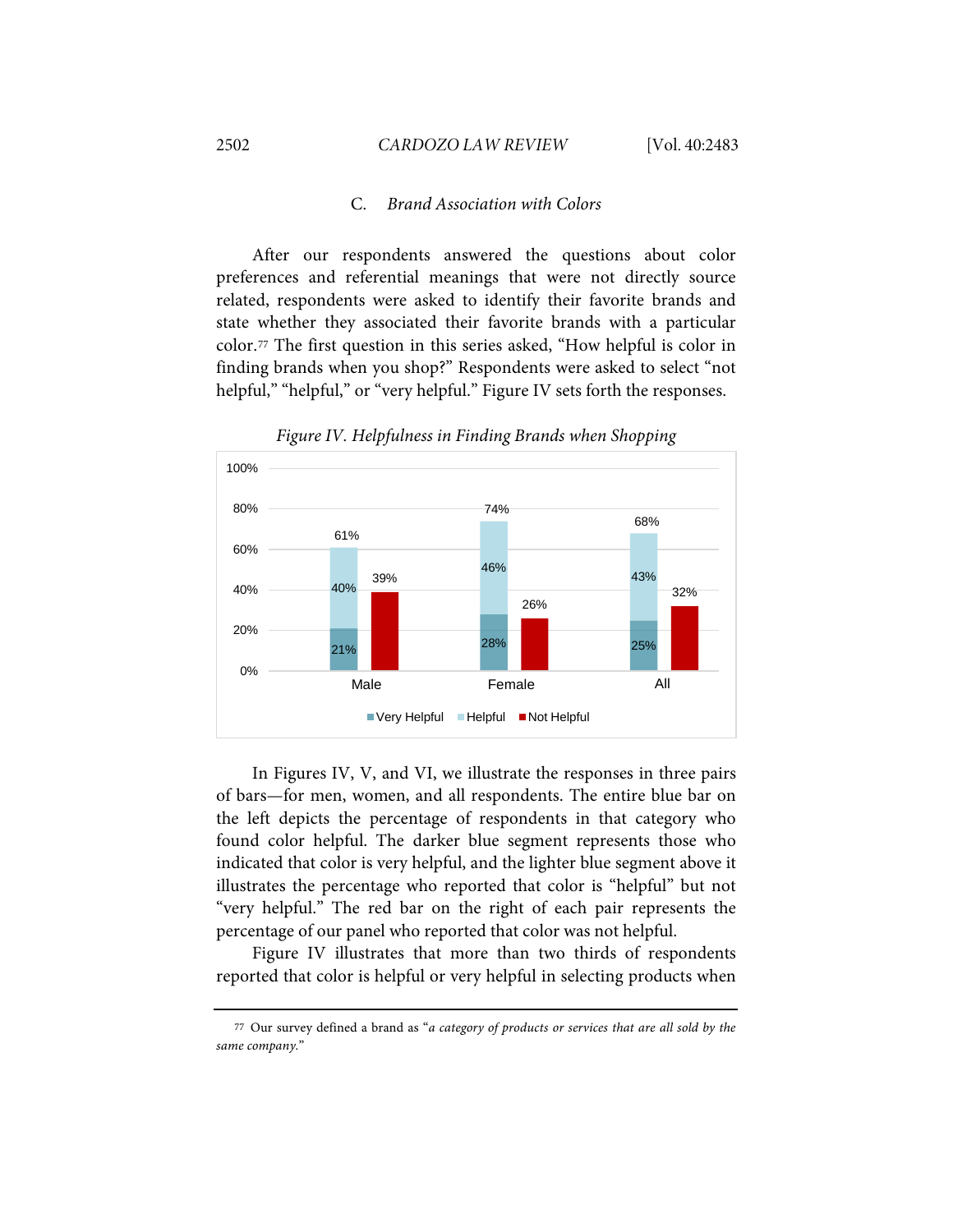### C. *Brand Association with Colors*

After our respondents answered the questions about color preferences and referential meanings that were not directly source related, respondents were asked to identify their favorite brands and state whether they associated their favorite brands with a particular color.[77] The first question in this series asked, "How helpful is color in finding brands when you shop?" Respondents were asked to select "not helpful," "helpful," or "very helpful." Figure IV sets forth the responses.

*Figure IV. Helpfulness in Finding Brands when Shopping*

| | Very Helpful | Helpful | Total Helpful | Not Helpful |
|---|---|---|---|---|
| Male | 21% | 40% | 61% | 39% |
| Female | 28% | 46% | 74% | 26% |
| All | 25% | 43% | 68% | 32% |

In Figures IV, V, and VI, we illustrate the responses in three pairs of bars—for men, women, and all respondents. The entire blue bar on the left depicts the percentage of respondents in that category who found color helpful. The darker blue segment represents those who indicated that color is very helpful, and the lighter blue segment above it illustrates the percentage who reported that color is "helpful" but not "very helpful." The red bar on the right of each pair represents the percentage of our panel who reported that color was not helpful.

Figure IV illustrates that more than two thirds of respondents reported that color is helpful or very helpful in selecting products when

[77] Our survey defined a brand as "*a category of products or services that are all sold by the same company.*"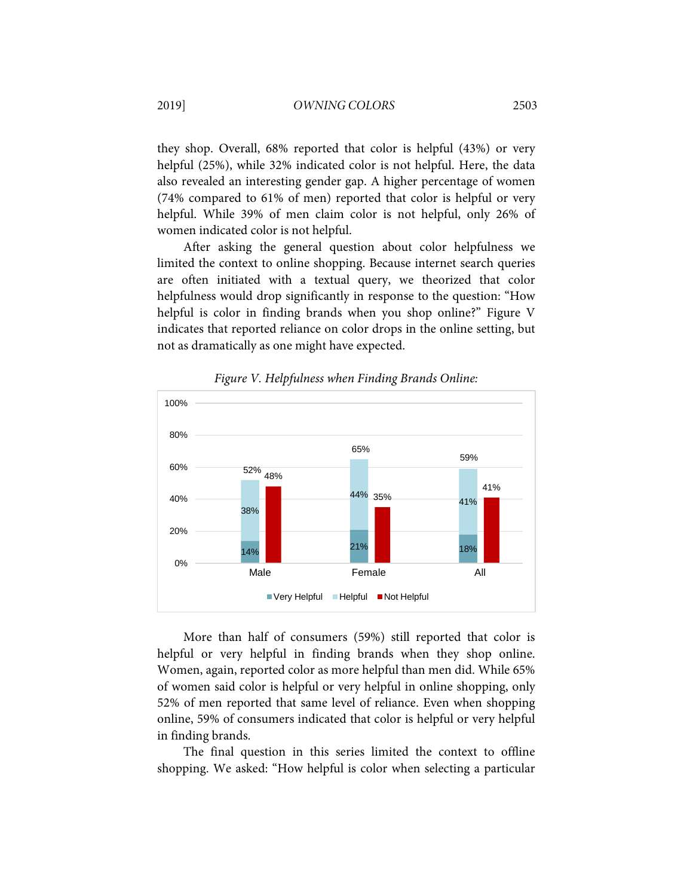they shop. Overall, 68% reported that color is helpful (43%) or very helpful (25%), while 32% indicated color is not helpful. Here, the data also revealed an interesting gender gap. A higher percentage of women (74% compared to 61% of men) reported that color is helpful or very helpful. While 39% of men claim color is not helpful, only 26% of women indicated color is not helpful.

After asking the general question about color helpfulness we limited the context to online shopping. Because internet search queries are often initiated with a textual query, we theorized that color helpfulness would drop significantly in response to the question: "How helpful is color in finding brands when you shop online?" Figure V indicates that reported reliance on color drops in the online setting, but not as dramatically as one might have expected.

*Figure V. Helpfulness when Finding Brands Online:*

| | Very Helpful | Helpful | Total Helpful | Not Helpful |
|---|---|---|---|---|
| Male | 14% | 38% | 52% | 48% |
| Female | 21% | 44% | 65% | 35% |
| All | 18% | 41% | 59% | 41% |

More than half of consumers (59%) still reported that color is helpful or very helpful in finding brands when they shop online. Women, again, reported color as more helpful than men did. While 65% of women said color is helpful or very helpful in online shopping, only 52% of men reported that same level of reliance. Even when shopping online, 59% of consumers indicated that color is helpful or very helpful in finding brands.

The final question in this series limited the context to offline shopping. We asked: "How helpful is color when selecting a particular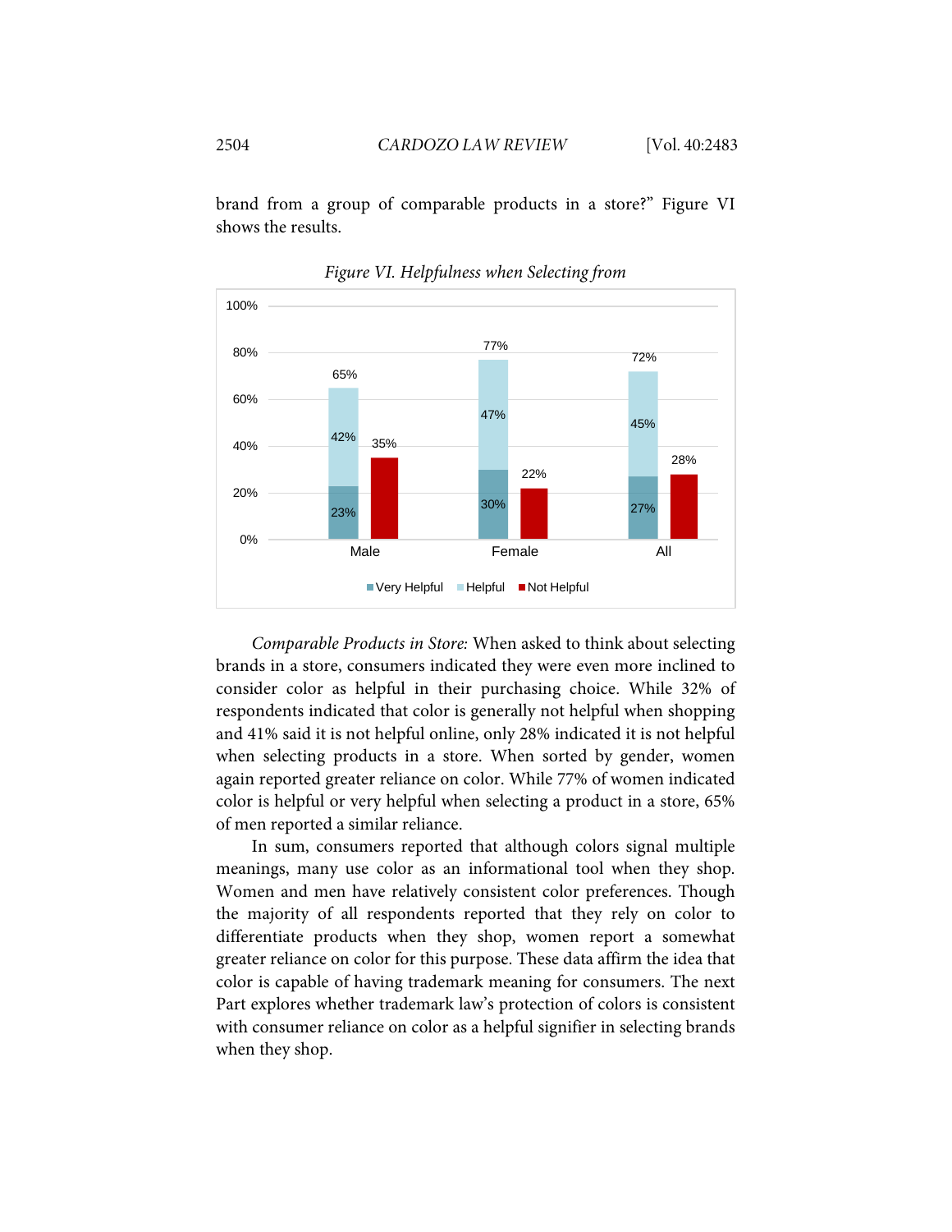brand from a group of comparable products in a store?" Figure VI shows the results.

*Figure VI. Helpfulness when Selecting from*

| | Very Helpful | Helpful | Total Helpful | Not Helpful |
|---|---|---|---|---|
| Male | 23% | 42% | 65% | 35% |
| Female | 30% | 47% | 77% | 22% |
| All | 27% | 45% | 72% | 28% |

*Comparable Products in Store:* When asked to think about selecting brands in a store, consumers indicated they were even more inclined to consider color as helpful in their purchasing choice. While 32% of respondents indicated that color is generally not helpful when shopping and 41% said it is not helpful online, only 28% indicated it is not helpful when selecting products in a store. When sorted by gender, women again reported greater reliance on color. While 77% of women indicated color is helpful or very helpful when selecting a product in a store, 65% of men reported a similar reliance.

In sum, consumers reported that although colors signal multiple meanings, many use color as an informational tool when they shop. Women and men have relatively consistent color preferences. Though the majority of all respondents reported that they rely on color to differentiate products when they shop, women report a somewhat greater reliance on color for this purpose. These data affirm the idea that color is capable of having trademark meaning for consumers. The next Part explores whether trademark law's protection of colors is consistent with consumer reliance on color as a helpful signifier in selecting brands when they shop.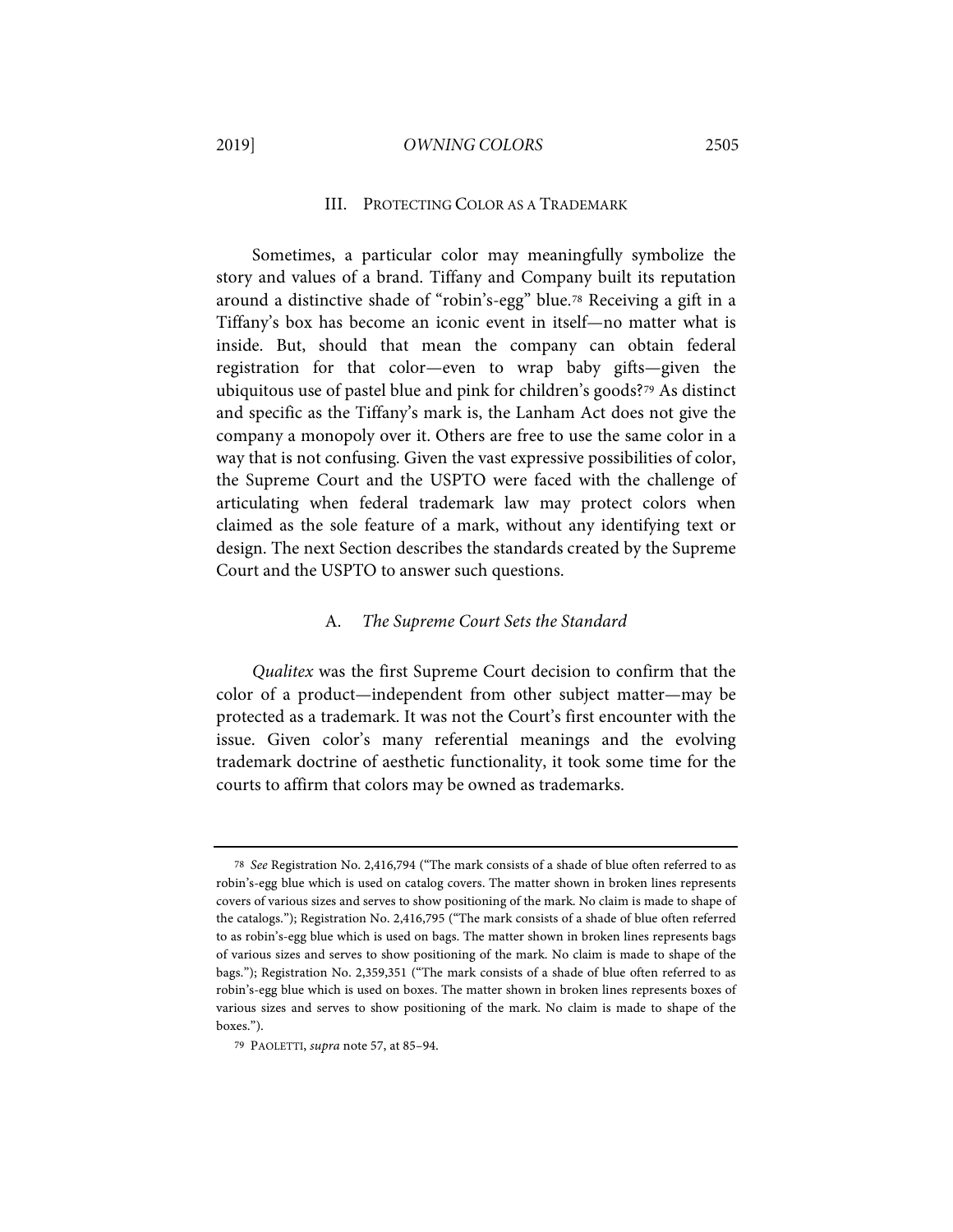## III. Protecting Color as a Trademark

Sometimes, a particular color may meaningfully symbolize the story and values of a brand. Tiffany and Company built its reputation around a distinctive shade of "robin's-egg" blue.[78] Receiving a gift in a Tiffany's box has become an iconic event in itself—no matter what is inside. But, should that mean the company can obtain federal registration for that color—even to wrap baby gifts—given the ubiquitous use of pastel blue and pink for children's goods?[79] As distinct and specific as the Tiffany's mark is, the Lanham Act does not give the company a monopoly over it. Others are free to use the same color in a way that is not confusing. Given the vast expressive possibilities of color, the Supreme Court and the USPTO were faced with the challenge of articulating when federal trademark law may protect colors when claimed as the sole feature of a mark, without any identifying text or design. The next Section describes the standards created by the Supreme Court and the USPTO to answer such questions.

### A. *The Supreme Court Sets the Standard*

*Qualitex* was the first Supreme Court decision to confirm that the color of a product—independent from other subject matter—may be protected as a trademark. It was not the Court's first encounter with the issue. Given color's many referential meanings and the evolving trademark doctrine of aesthetic functionality, it took some time for the courts to affirm that colors may be owned as trademarks.

---

78 *See* Registration No. 2,416,794 ("The mark consists of a shade of blue often referred to as robin's-egg blue which is used on catalog covers. The matter shown in broken lines represents covers of various sizes and serves to show positioning of the mark. No claim is made to shape of the catalogs."); Registration No. 2,416,795 ("The mark consists of a shade of blue often referred to as robin's-egg blue which is used on bags. The matter shown in broken lines represents bags of various sizes and serves to show positioning of the mark. No claim is made to shape of the bags."); Registration No. 2,359,351 ("The mark consists of a shade of blue often referred to as robin's-egg blue which is used on boxes. The matter shown in broken lines represents boxes of various sizes and serves to show positioning of the mark. No claim is made to shape of the boxes.").

79 Paoletti, *supra* note 57, at 85–94.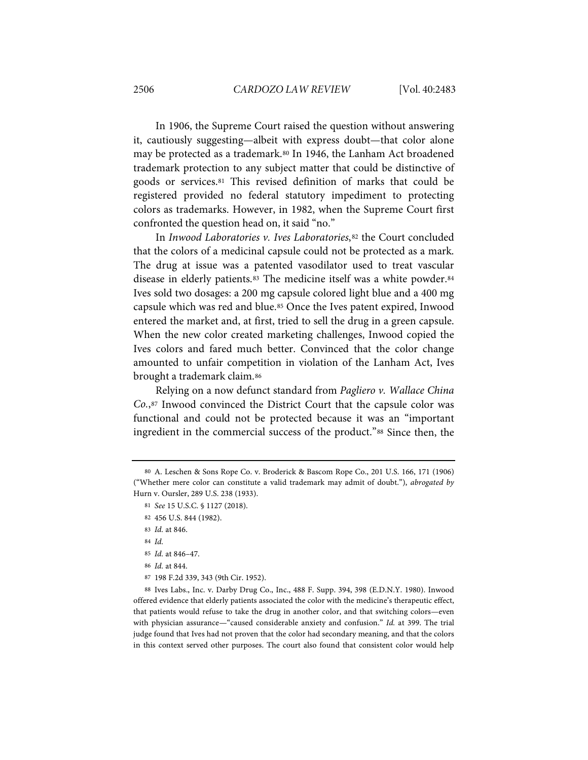In 1906, the Supreme Court raised the question without answering it, cautiously suggesting—albeit with express doubt—that color alone may be protected as a trademark.[80] In 1946, the Lanham Act broadened trademark protection to any subject matter that could be distinctive of goods or services.[81] This revised definition of marks that could be registered provided no federal statutory impediment to protecting colors as trademarks. However, in 1982, when the Supreme Court first confronted the question head on, it said "no."

In *Inwood Laboratories v. Ives Laboratories*,[82] the Court concluded that the colors of a medicinal capsule could not be protected as a mark. The drug at issue was a patented vasodilator used to treat vascular disease in elderly patients.[83] The medicine itself was a white powder.[84] Ives sold two dosages: a 200 mg capsule colored light blue and a 400 mg capsule which was red and blue.[85] Once the Ives patent expired, Inwood entered the market and, at first, tried to sell the drug in a green capsule. When the new color created marketing challenges, Inwood copied the Ives colors and fared much better. Convinced that the color change amounted to unfair competition in violation of the Lanham Act, Ives brought a trademark claim.[86]

Relying on a now defunct standard from *Pagliero v. Wallace China Co.*,[87] Inwood convinced the District Court that the capsule color was functional and could not be protected because it was an "important ingredient in the commercial success of the product."[88] Since then, the

---

[80] A. Leschen & Sons Rope Co. v. Broderick & Bascom Rope Co., 201 U.S. 166, 171 (1906) ("Whether mere color can constitute a valid trademark may admit of doubt."), *abrogated by* Hurn v. Oursler, 289 U.S. 238 (1933).

[81] *See* 15 U.S.C. § 1127 (2018).

[82] 456 U.S. 844 (1982).

[83] *Id.* at 846.

[84] *Id.*

[85] *Id.* at 846–47.

[86] *Id.* at 844.

[87] 198 F.2d 339, 343 (9th Cir. 1952).

[88] Ives Labs., Inc. v. Darby Drug Co., Inc., 488 F. Supp. 394, 398 (E.D.N.Y. 1980). Inwood offered evidence that elderly patients associated the color with the medicine's therapeutic effect, that patients would refuse to take the drug in another color, and that switching colors—even with physician assurance—"caused considerable anxiety and confusion." *Id.* at 399. The trial judge found that Ives had not proven that the color had secondary meaning, and that the colors in this context served other purposes. The court also found that consistent color would help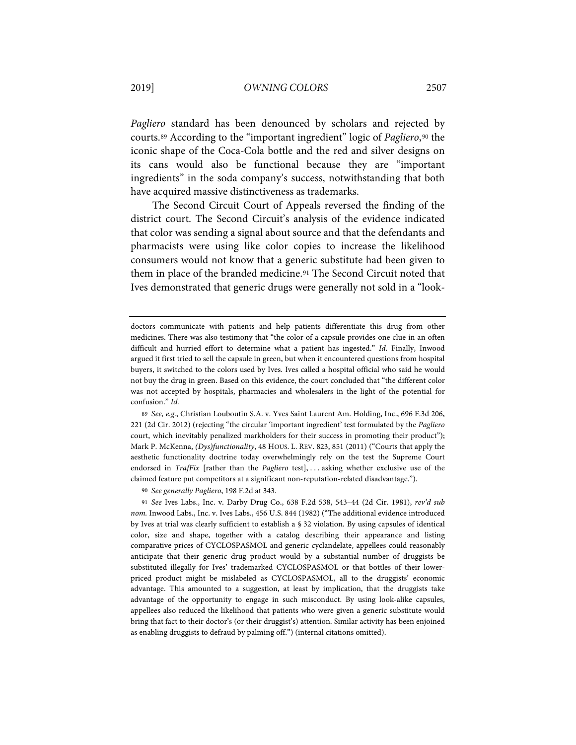*Pagliero* standard has been denounced by scholars and rejected by courts.[89] According to the "important ingredient" logic of *Pagliero*,[90] the iconic shape of the Coca-Cola bottle and the red and silver designs on its cans would also be functional because they are "important ingredients" in the soda company's success, notwithstanding that both have acquired massive distinctiveness as trademarks.

The Second Circuit Court of Appeals reversed the finding of the district court. The Second Circuit's analysis of the evidence indicated that color was sending a signal about source and that the defendants and pharmacists were using like color copies to increase the likelihood consumers would not know that a generic substitute had been given to them in place of the branded medicine.[91] The Second Circuit noted that Ives demonstrated that generic drugs were generally not sold in a "look-

---

doctors communicate with patients and help patients differentiate this drug from other medicines. There was also testimony that "the color of a capsule provides one clue in an often difficult and hurried effort to determine what a patient has ingested." *Id.* Finally, Inwood argued it first tried to sell the capsule in green, but when it encountered questions from hospital buyers, it switched to the colors used by Ives. Ives called a hospital official who said he would not buy the drug in green. Based on this evidence, the court concluded that "the different color was not accepted by hospitals, pharmacies and wholesalers in the light of the potential for confusion." *Id.*

89 *See, e.g.*, Christian Louboutin S.A. v. Yves Saint Laurent Am. Holding, Inc., 696 F.3d 206, 221 (2d Cir. 2012) (rejecting "the circular 'important ingredient' test formulated by the *Pagliero* court, which inevitably penalized markholders for their success in promoting their product"); Mark P. McKenna, *(Dys)functionality*, 48 HOUS. L. REV. 823, 851 (2011) ("Courts that apply the aesthetic functionality doctrine today overwhelmingly rely on the test the Supreme Court endorsed in *TrafFix* [rather than the *Pagliero* test], . . . asking whether exclusive use of the claimed feature put competitors at a significant non-reputation-related disadvantage.").

90 *See generally Pagliero*, 198 F.2d at 343.

91 *See* Ives Labs., Inc. v. Darby Drug Co., 638 F.2d 538, 543–44 (2d Cir. 1981), *rev'd sub nom.* Inwood Labs., Inc. v. Ives Labs., 456 U.S. 844 (1982) ("The additional evidence introduced by Ives at trial was clearly sufficient to establish a § 32 violation. By using capsules of identical color, size and shape, together with a catalog describing their appearance and listing comparative prices of CYCLOSPASMOL and generic cyclandelate, appellees could reasonably anticipate that their generic drug product would by a substantial number of druggists be substituted illegally for Ives' trademarked CYCLOSPASMOL or that bottles of their lower-priced product might be mislabeled as CYCLOSPASMOL, all to the druggists' economic advantage. This amounted to a suggestion, at least by implication, that the druggists take advantage of the opportunity to engage in such misconduct. By using look-alike capsules, appellees also reduced the likelihood that patients who were given a generic substitute would bring that fact to their doctor's (or their druggist's) attention. Similar activity has been enjoined as enabling druggists to defraud by palming off.") (internal citations omitted).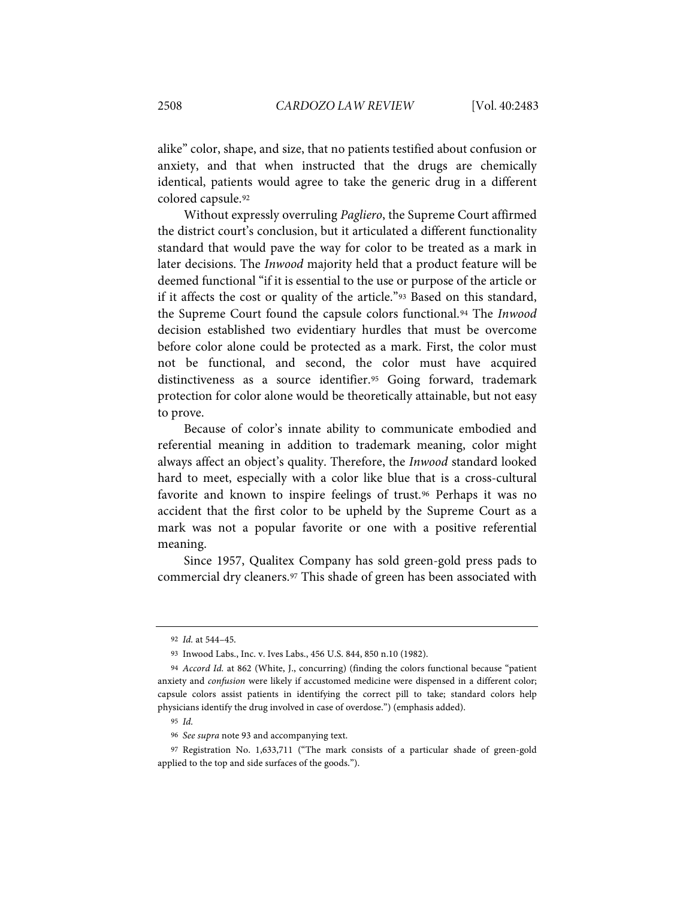alike" color, shape, and size, that no patients testified about confusion or anxiety, and that when instructed that the drugs are chemically identical, patients would agree to take the generic drug in a different colored capsule.[92]

Without expressly overruling *Pagliero*, the Supreme Court affirmed the district court's conclusion, but it articulated a different functionality standard that would pave the way for color to be treated as a mark in later decisions. The *Inwood* majority held that a product feature will be deemed functional "if it is essential to the use or purpose of the article or if it affects the cost or quality of the article."[93] Based on this standard, the Supreme Court found the capsule colors functional.[94] The *Inwood* decision established two evidentiary hurdles that must be overcome before color alone could be protected as a mark. First, the color must not be functional, and second, the color must have acquired distinctiveness as a source identifier.[95] Going forward, trademark protection for color alone would be theoretically attainable, but not easy to prove.

Because of color's innate ability to communicate embodied and referential meaning in addition to trademark meaning, color might always affect an object's quality. Therefore, the *Inwood* standard looked hard to meet, especially with a color like blue that is a cross-cultural favorite and known to inspire feelings of trust.[96] Perhaps it was no accident that the first color to be upheld by the Supreme Court as a mark was not a popular favorite or one with a positive referential meaning.

Since 1957, Qualitex Company has sold green-gold press pads to commercial dry cleaners.[97] This shade of green has been associated with

---

92 *Id.* at 544–45.

93 Inwood Labs., Inc. v. Ives Labs., 456 U.S. 844, 850 n.10 (1982).

94 *Accord Id.* at 862 (White, J., concurring) (finding the colors functional because "patient anxiety and *confusion* were likely if accustomed medicine were dispensed in a different color; capsule colors assist patients in identifying the correct pill to take; standard colors help physicians identify the drug involved in case of overdose.") (emphasis added).

95 *Id.*

96 *See supra* note 93 and accompanying text.

97 Registration No. 1,633,711 ("The mark consists of a particular shade of green-gold applied to the top and side surfaces of the goods.").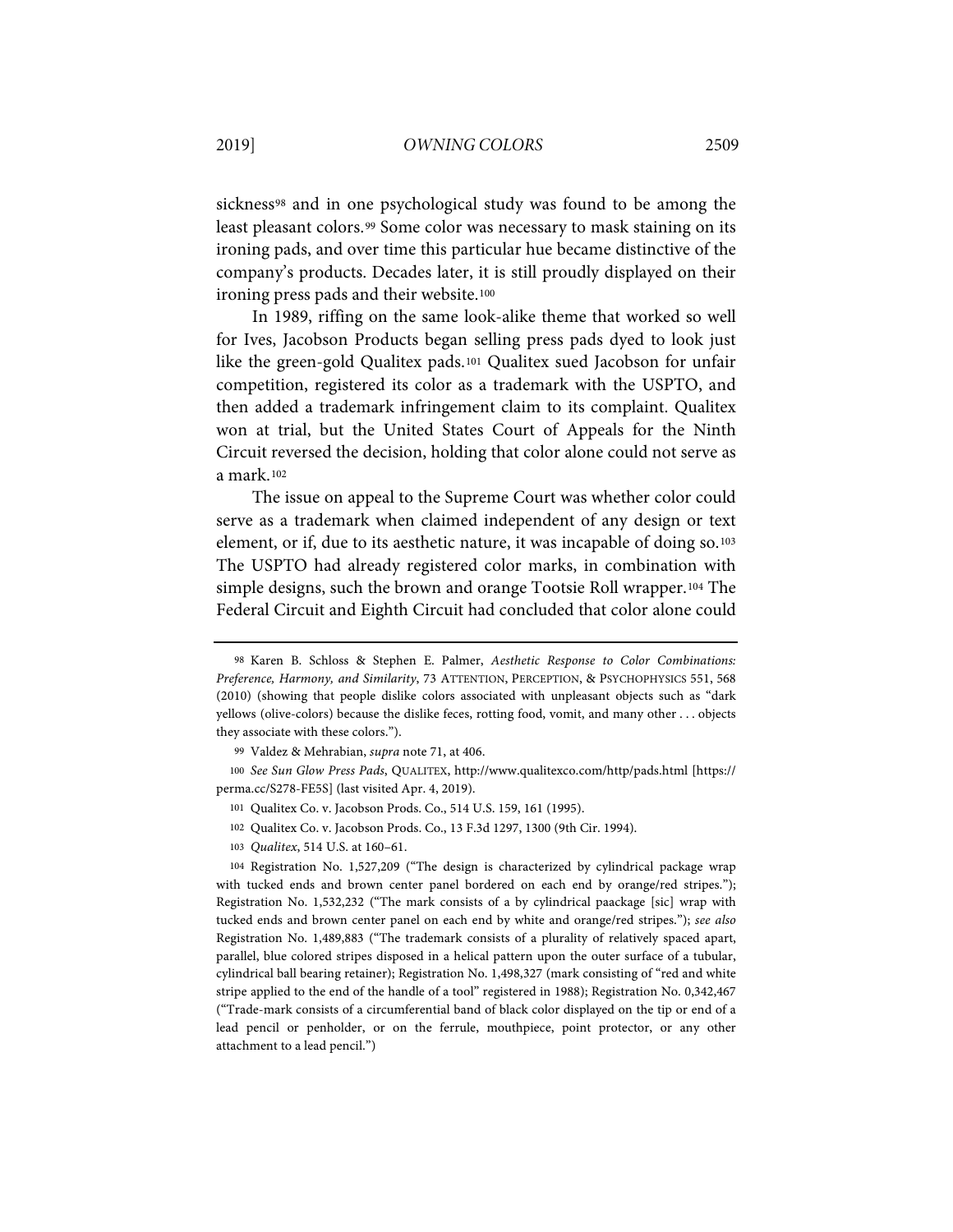sickness[98] and in one psychological study was found to be among the least pleasant colors.[99] Some color was necessary to mask staining on its ironing pads, and over time this particular hue became distinctive of the company's products. Decades later, it is still proudly displayed on their ironing press pads and their website.[100]

In 1989, riffing on the same look-alike theme that worked so well for Ives, Jacobson Products began selling press pads dyed to look just like the green-gold Qualitex pads.[101] Qualitex sued Jacobson for unfair competition, registered its color as a trademark with the USPTO, and then added a trademark infringement claim to its complaint. Qualitex won at trial, but the United States Court of Appeals for the Ninth Circuit reversed the decision, holding that color alone could not serve as a mark.[102]

The issue on appeal to the Supreme Court was whether color could serve as a trademark when claimed independent of any design or text element, or if, due to its aesthetic nature, it was incapable of doing so.[103] The USPTO had already registered color marks, in combination with simple designs, such the brown and orange Tootsie Roll wrapper.[104] The Federal Circuit and Eighth Circuit had concluded that color alone could

---

[98] Karen B. Schloss & Stephen E. Palmer, *Aesthetic Response to Color Combinations: Preference, Harmony, and Similarity*, 73 ATTENTION, PERCEPTION, & PSYCHOPHYSICS 551, 568 (2010) (showing that people dislike colors associated with unpleasant objects such as "dark yellows (olive-colors) because the dislike feces, rotting food, vomit, and many other . . . objects they associate with these colors.").

[99] Valdez & Mehrabian, *supra* note 71, at 406.

[100] *See Sun Glow Press Pads*, QUALITEX, http://www.qualitexco.com/http/pads.html [https://perma.cc/S278-FE5S] (last visited Apr. 4, 2019).

[101] Qualitex Co. v. Jacobson Prods. Co., 514 U.S. 159, 161 (1995).

[102] Qualitex Co. v. Jacobson Prods. Co., 13 F.3d 1297, 1300 (9th Cir. 1994).

[103] *Qualitex*, 514 U.S. at 160–61.

[104] Registration No. 1,527,209 ("The design is characterized by cylindrical package wrap with tucked ends and brown center panel bordered on each end by orange/red stripes."); Registration No. 1,532,232 ("The mark consists of a by cylindrical paackage [sic] wrap with tucked ends and brown center panel on each end by white and orange/red stripes."); *see also* Registration No. 1,489,883 ("The trademark consists of a plurality of relatively spaced apart, parallel, blue colored stripes disposed in a helical pattern upon the outer surface of a tubular, cylindrical ball bearing retainer); Registration No. 1,498,327 (mark consisting of "red and white stripe applied to the end of the handle of a tool" registered in 1988); Registration No. 0,342,467 ("Trade-mark consists of a circumferential band of black color displayed on the tip or end of a lead pencil or penholder, or on the ferrule, mouthpiece, point protector, or any other attachment to a lead pencil.")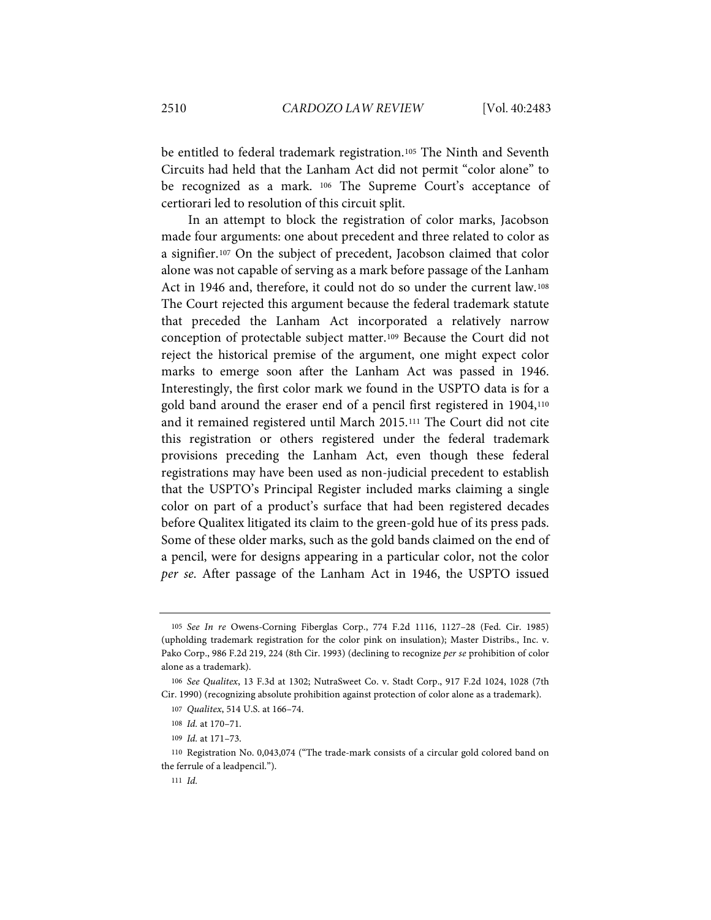be entitled to federal trademark registration.[105] The Ninth and Seventh Circuits had held that the Lanham Act did not permit "color alone" to be recognized as a mark.[106] The Supreme Court's acceptance of certiorari led to resolution of this circuit split.

In an attempt to block the registration of color marks, Jacobson made four arguments: one about precedent and three related to color as a signifier.[107] On the subject of precedent, Jacobson claimed that color alone was not capable of serving as a mark before passage of the Lanham Act in 1946 and, therefore, it could not do so under the current law.[108] The Court rejected this argument because the federal trademark statute that preceded the Lanham Act incorporated a relatively narrow conception of protectable subject matter.[109] Because the Court did not reject the historical premise of the argument, one might expect color marks to emerge soon after the Lanham Act was passed in 1946. Interestingly, the first color mark we found in the USPTO data is for a gold band around the eraser end of a pencil first registered in 1904,[110] and it remained registered until March 2015.[111] The Court did not cite this registration or others registered under the federal trademark provisions preceding the Lanham Act, even though these federal registrations may have been used as non-judicial precedent to establish that the USPTO's Principal Register included marks claiming a single color on part of a product's surface that had been registered decades before Qualitex litigated its claim to the green-gold hue of its press pads. Some of these older marks, such as the gold bands claimed on the end of a pencil, were for designs appearing in a particular color, not the color *per se*. After passage of the Lanham Act in 1946, the USPTO issued

---

[105] *See In re* Owens-Corning Fiberglas Corp., 774 F.2d 1116, 1127–28 (Fed. Cir. 1985) (upholding trademark registration for the color pink on insulation); Master Distribs., Inc. v. Pako Corp., 986 F.2d 219, 224 (8th Cir. 1993) (declining to recognize *per se* prohibition of color alone as a trademark).

[106] *See Qualitex*, 13 F.3d at 1302; NutraSweet Co. v. Stadt Corp., 917 F.2d 1024, 1028 (7th Cir. 1990) (recognizing absolute prohibition against protection of color alone as a trademark).

[107] *Qualitex*, 514 U.S. at 166–74.

[108] *Id.* at 170–71.

[109] *Id.* at 171–73.

[110] Registration No. 0,043,074 ("The trade-mark consists of a circular gold colored band on the ferrule of a leadpencil.").

[111] *Id.*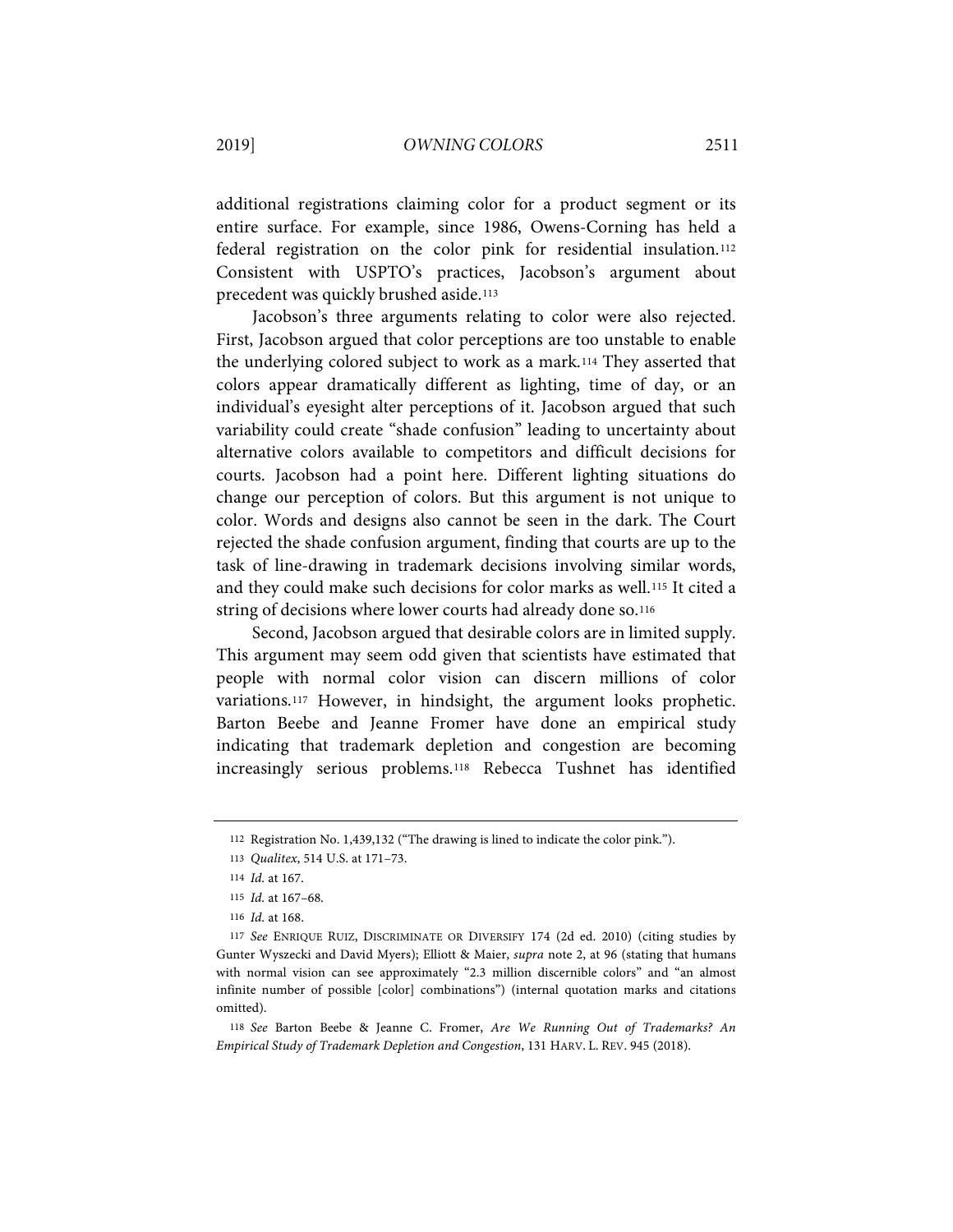additional registrations claiming color for a product segment or its entire surface. For example, since 1986, Owens-Corning has held a federal registration on the color pink for residential insulation.[112] Consistent with USPTO's practices, Jacobson's argument about precedent was quickly brushed aside.[113]

Jacobson's three arguments relating to color were also rejected. First, Jacobson argued that color perceptions are too unstable to enable the underlying colored subject to work as a mark.[114] They asserted that colors appear dramatically different as lighting, time of day, or an individual's eyesight alter perceptions of it. Jacobson argued that such variability could create "shade confusion" leading to uncertainty about alternative colors available to competitors and difficult decisions for courts. Jacobson had a point here. Different lighting situations do change our perception of colors. But this argument is not unique to color. Words and designs also cannot be seen in the dark. The Court rejected the shade confusion argument, finding that courts are up to the task of line-drawing in trademark decisions involving similar words, and they could make such decisions for color marks as well.[115] It cited a string of decisions where lower courts had already done so.[116]

Second, Jacobson argued that desirable colors are in limited supply. This argument may seem odd given that scientists have estimated that people with normal color vision can discern millions of color variations.[117] However, in hindsight, the argument looks prophetic. Barton Beebe and Jeanne Fromer have done an empirical study indicating that trademark depletion and congestion are becoming increasingly serious problems.[118] Rebecca Tushnet has identified

---

112 Registration No. 1,439,132 ("The drawing is lined to indicate the color pink.").

113 *Qualitex*, 514 U.S. at 171–73.

114 *Id.* at 167.

115 *Id.* at 167–68.

116 *Id.* at 168.

117 *See* ENRIQUE RUIZ, DISCRIMINATE OR DIVERSIFY 174 (2d ed. 2010) (citing studies by Gunter Wyszecki and David Myers); Elliott & Maier, *supra* note 2, at 96 (stating that humans with normal vision can see approximately "2.3 million discernible colors" and "an almost infinite number of possible [color] combinations") (internal quotation marks and citations omitted).

118 *See* Barton Beebe & Jeanne C. Fromer, *Are We Running Out of Trademarks? An Empirical Study of Trademark Depletion and Congestion*, 131 HARV. L. REV. 945 (2018).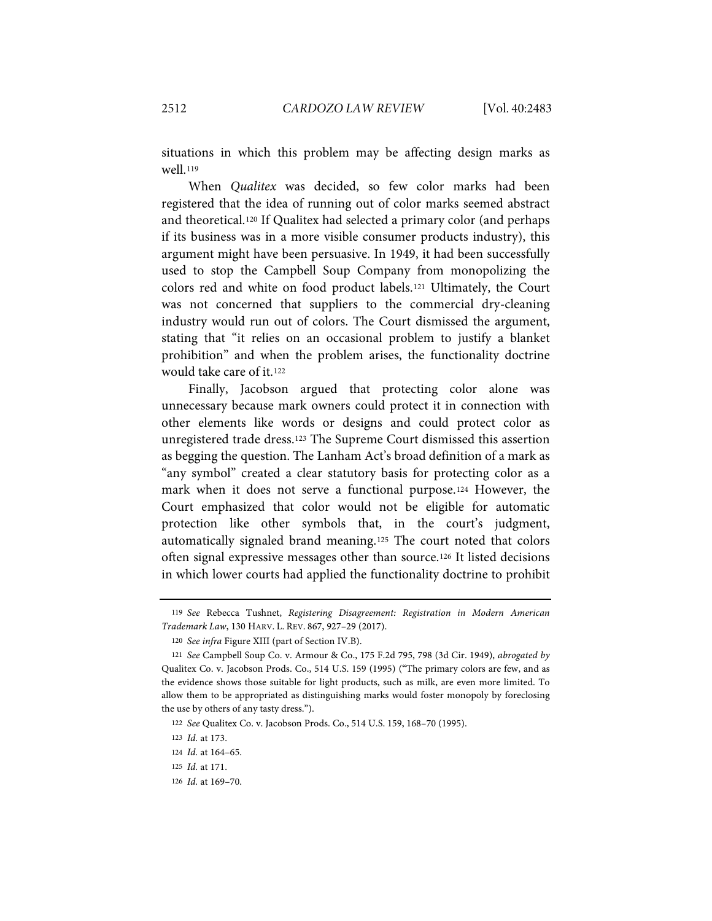situations in which this problem may be affecting design marks as well.[119]

When *Qualitex* was decided, so few color marks had been registered that the idea of running out of color marks seemed abstract and theoretical.[120] If Qualitex had selected a primary color (and perhaps if its business was in a more visible consumer products industry), this argument might have been persuasive. In 1949, it had been successfully used to stop the Campbell Soup Company from monopolizing the colors red and white on food product labels.[121] Ultimately, the Court was not concerned that suppliers to the commercial dry-cleaning industry would run out of colors. The Court dismissed the argument, stating that "it relies on an occasional problem to justify a blanket prohibition" and when the problem arises, the functionality doctrine would take care of it.[122]

Finally, Jacobson argued that protecting color alone was unnecessary because mark owners could protect it in connection with other elements like words or designs and could protect color as unregistered trade dress.[123] The Supreme Court dismissed this assertion as begging the question. The Lanham Act's broad definition of a mark as "any symbol" created a clear statutory basis for protecting color as a mark when it does not serve a functional purpose.[124] However, the Court emphasized that color would not be eligible for automatic protection like other symbols that, in the court's judgment, automatically signaled brand meaning.[125] The court noted that colors often signal expressive messages other than source.[126] It listed decisions in which lower courts had applied the functionality doctrine to prohibit

---

119 *See* Rebecca Tushnet, *Registering Disagreement: Registration in Modern American Trademark Law*, 130 HARV. L. REV. 867, 927–29 (2017).

120 *See infra* Figure XIII (part of Section IV.B).

121 *See* Campbell Soup Co. v. Armour & Co., 175 F.2d 795, 798 (3d Cir. 1949), *abrogated by* Qualitex Co. v. Jacobson Prods. Co., 514 U.S. 159 (1995) ("The primary colors are few, and as the evidence shows those suitable for light products, such as milk, are even more limited. To allow them to be appropriated as distinguishing marks would foster monopoly by foreclosing the use by others of any tasty dress.").

122 *See* Qualitex Co. v. Jacobson Prods. Co., 514 U.S. 159, 168–70 (1995).

123 *Id.* at 173.

124 *Id.* at 164–65.

125 *Id.* at 171.

126 *Id.* at 169–70.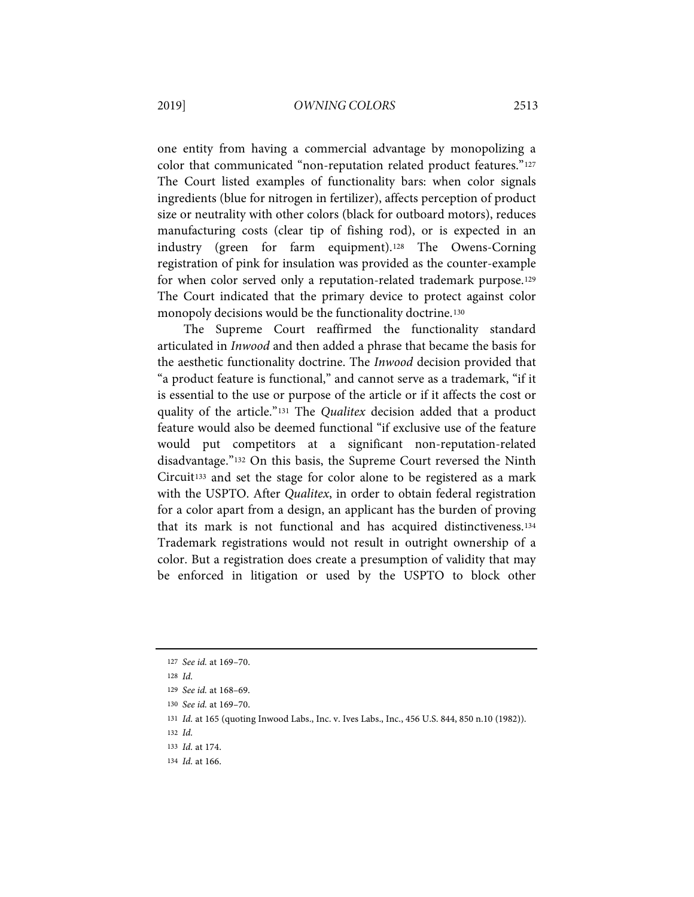one entity from having a commercial advantage by monopolizing a color that communicated "non-reputation related product features."[127] The Court listed examples of functionality bars: when color signals ingredients (blue for nitrogen in fertilizer), affects perception of product size or neutrality with other colors (black for outboard motors), reduces manufacturing costs (clear tip of fishing rod), or is expected in an industry (green for farm equipment).[128] The Owens-Corning registration of pink for insulation was provided as the counter-example for when color served only a reputation-related trademark purpose.[129] The Court indicated that the primary device to protect against color monopoly decisions would be the functionality doctrine.[130]

The Supreme Court reaffirmed the functionality standard articulated in *Inwood* and then added a phrase that became the basis for the aesthetic functionality doctrine. The *Inwood* decision provided that "a product feature is functional," and cannot serve as a trademark, "if it is essential to the use or purpose of the article or if it affects the cost or quality of the article."[131] The *Qualitex* decision added that a product feature would also be deemed functional "if exclusive use of the feature would put competitors at a significant non-reputation-related disadvantage."[132] On this basis, the Supreme Court reversed the Ninth Circuit[133] and set the stage for color alone to be registered as a mark with the USPTO. After *Qualitex*, in order to obtain federal registration for a color apart from a design, an applicant has the burden of proving that its mark is not functional and has acquired distinctiveness.[134] Trademark registrations would not result in outright ownership of a color. But a registration does create a presumption of validity that may be enforced in litigation or used by the USPTO to block other

---

127 *See id.* at 169–70.

128 *Id.*

129 *See id.* at 168–69.

130 *See id.* at 169–70.

131 *Id.* at 165 (quoting Inwood Labs., Inc. v. Ives Labs., Inc., 456 U.S. 844, 850 n.10 (1982)).

132 *Id.*

133 *Id.* at 174.

134 *Id.* at 166.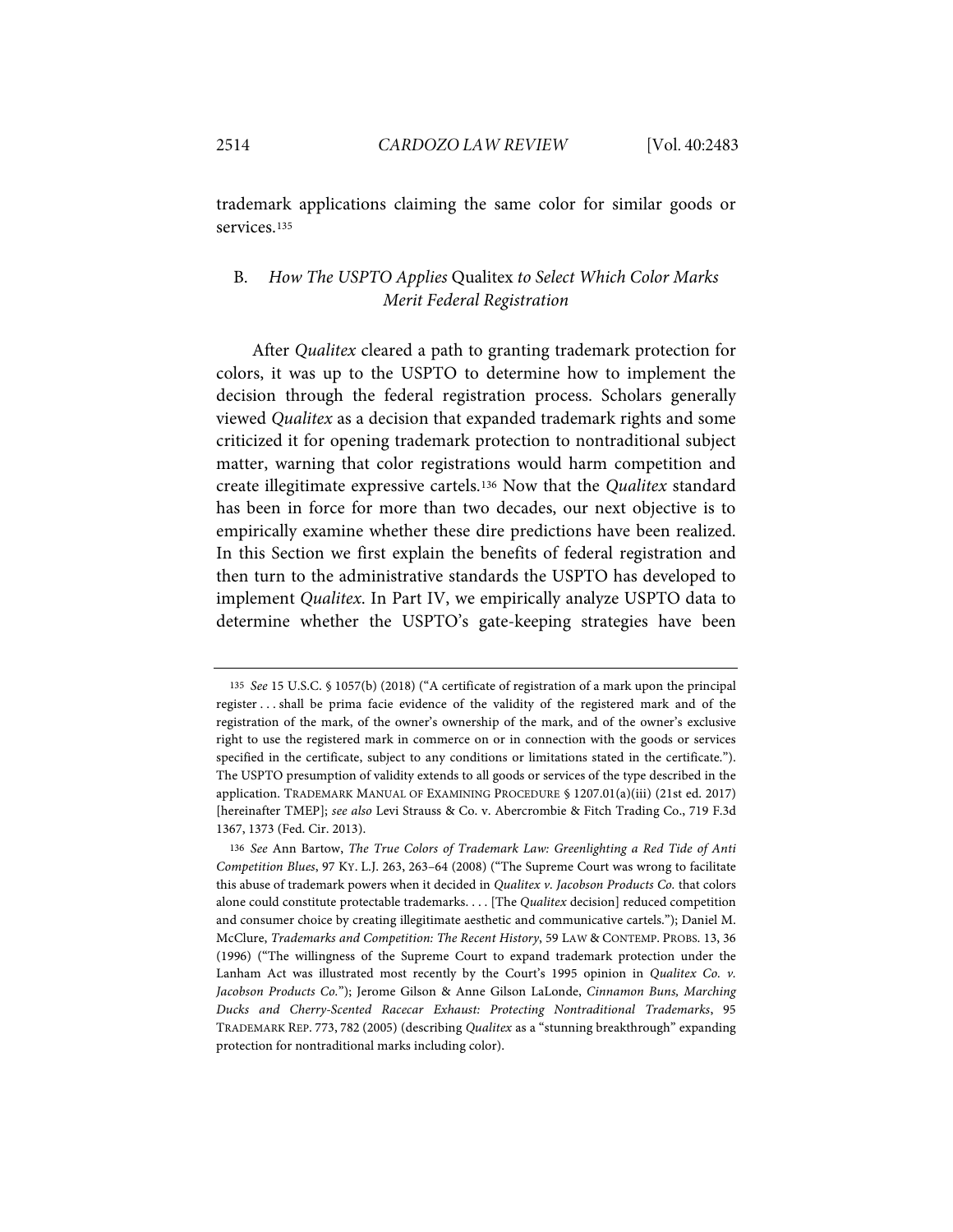trademark applications claiming the same color for similar goods or services.[135]

## B. *How The USPTO Applies* Qualitex *to Select Which Color Marks Merit Federal Registration*

After *Qualitex* cleared a path to granting trademark protection for colors, it was up to the USPTO to determine how to implement the decision through the federal registration process. Scholars generally viewed *Qualitex* as a decision that expanded trademark rights and some criticized it for opening trademark protection to nontraditional subject matter, warning that color registrations would harm competition and create illegitimate expressive cartels.[136] Now that the *Qualitex* standard has been in force for more than two decades, our next objective is to empirically examine whether these dire predictions have been realized. In this Section we first explain the benefits of federal registration and then turn to the administrative standards the USPTO has developed to implement *Qualitex*. In Part IV, we empirically analyze USPTO data to determine whether the USPTO's gate-keeping strategies have been

---

135 *See* 15 U.S.C. § 1057(b) (2018) ("A certificate of registration of a mark upon the principal register . . . shall be prima facie evidence of the validity of the registered mark and of the registration of the mark, of the owner's ownership of the mark, and of the owner's exclusive right to use the registered mark in commerce on or in connection with the goods or services specified in the certificate, subject to any conditions or limitations stated in the certificate."). The USPTO presumption of validity extends to all goods or services of the type described in the application. TRADEMARK MANUAL OF EXAMINING PROCEDURE § 1207.01(a)(iii) (21st ed. 2017) [hereinafter TMEP]; *see also* Levi Strauss & Co. v. Abercrombie & Fitch Trading Co., 719 F.3d 1367, 1373 (Fed. Cir. 2013).

136 *See* Ann Bartow, *The True Colors of Trademark Law: Greenlighting a Red Tide of Anti Competition Blues*, 97 KY. L.J. 263, 263–64 (2008) ("The Supreme Court was wrong to facilitate this abuse of trademark powers when it decided in *Qualitex v. Jacobson Products Co.* that colors alone could constitute protectable trademarks. . . . [The *Qualitex* decision] reduced competition and consumer choice by creating illegitimate aesthetic and communicative cartels."); Daniel M. McClure, *Trademarks and Competition: The Recent History*, 59 LAW & CONTEMP. PROBS. 13, 36 (1996) ("The willingness of the Supreme Court to expand trademark protection under the Lanham Act was illustrated most recently by the Court's 1995 opinion in *Qualitex Co. v. Jacobson Products Co.*"); Jerome Gilson & Anne Gilson LaLonde, *Cinnamon Buns, Marching Ducks and Cherry-Scented Racecar Exhaust: Protecting Nontraditional Trademarks*, 95 TRADEMARK REP. 773, 782 (2005) (describing *Qualitex* as a "stunning breakthrough" expanding protection for nontraditional marks including color).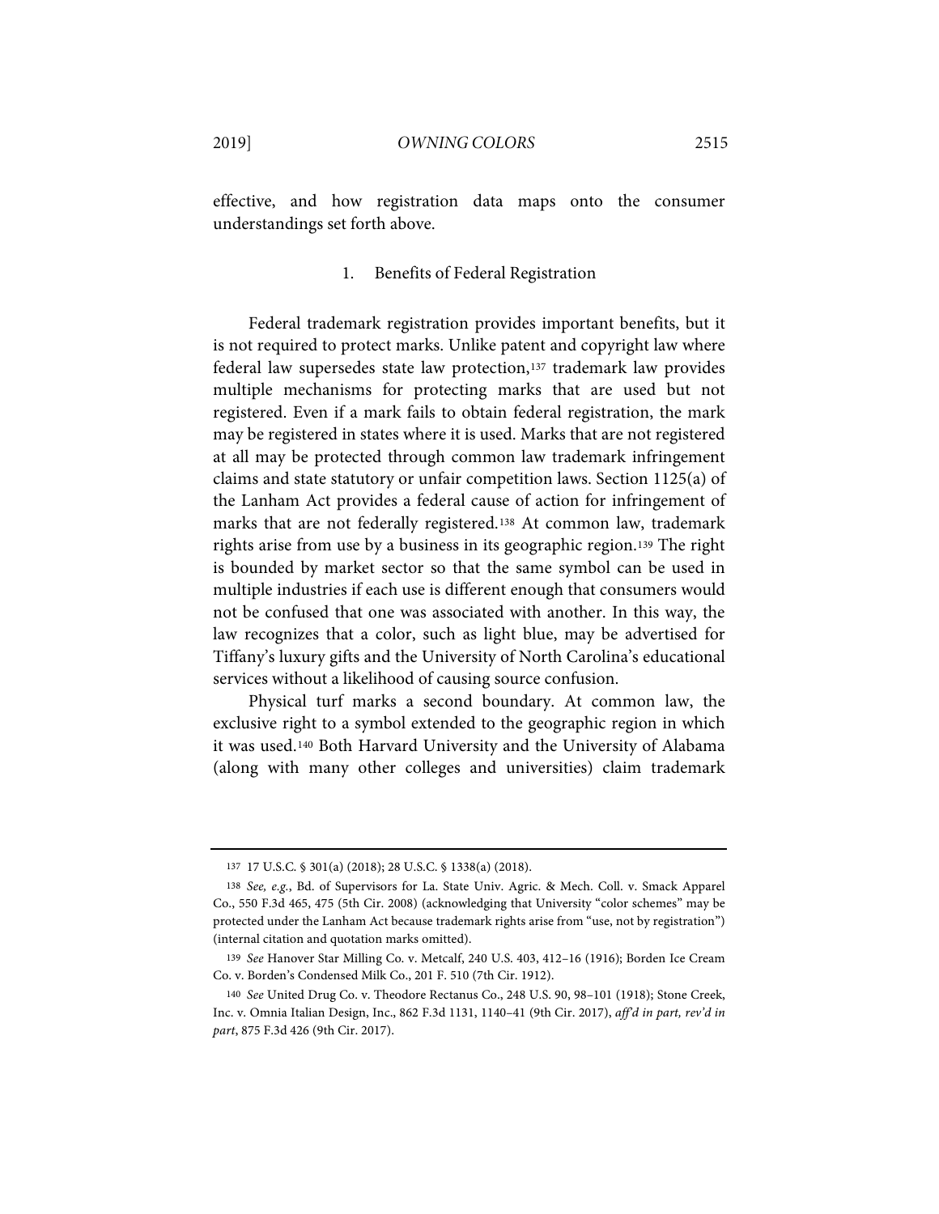effective, and how registration data maps onto the consumer understandings set forth above.

### 1. Benefits of Federal Registration

Federal trademark registration provides important benefits, but it is not required to protect marks. Unlike patent and copyright law where federal law supersedes state law protection,[137] trademark law provides multiple mechanisms for protecting marks that are used but not registered. Even if a mark fails to obtain federal registration, the mark may be registered in states where it is used. Marks that are not registered at all may be protected through common law trademark infringement claims and state statutory or unfair competition laws. Section 1125(a) of the Lanham Act provides a federal cause of action for infringement of marks that are not federally registered.[138] At common law, trademark rights arise from use by a business in its geographic region.[139] The right is bounded by market sector so that the same symbol can be used in multiple industries if each use is different enough that consumers would not be confused that one was associated with another. In this way, the law recognizes that a color, such as light blue, may be advertised for Tiffany's luxury gifts and the University of North Carolina's educational services without a likelihood of causing source confusion.

Physical turf marks a second boundary. At common law, the exclusive right to a symbol extended to the geographic region in which it was used.[140] Both Harvard University and the University of Alabama (along with many other colleges and universities) claim trademark

---

137 17 U.S.C. § 301(a) (2018); 28 U.S.C. § 1338(a) (2018).

138 *See, e.g.*, Bd. of Supervisors for La. State Univ. Agric. & Mech. Coll. v. Smack Apparel Co., 550 F.3d 465, 475 (5th Cir. 2008) (acknowledging that University "color schemes" may be protected under the Lanham Act because trademark rights arise from "use, not by registration") (internal citation and quotation marks omitted).

139 *See* Hanover Star Milling Co. v. Metcalf, 240 U.S. 403, 412–16 (1916); Borden Ice Cream Co. v. Borden's Condensed Milk Co., 201 F. 510 (7th Cir. 1912).

140 *See* United Drug Co. v. Theodore Rectanus Co., 248 U.S. 90, 98–101 (1918); Stone Creek, Inc. v. Omnia Italian Design, Inc., 862 F.3d 1131, 1140–41 (9th Cir. 2017), *aff'd in part, rev'd in part*, 875 F.3d 426 (9th Cir. 2017).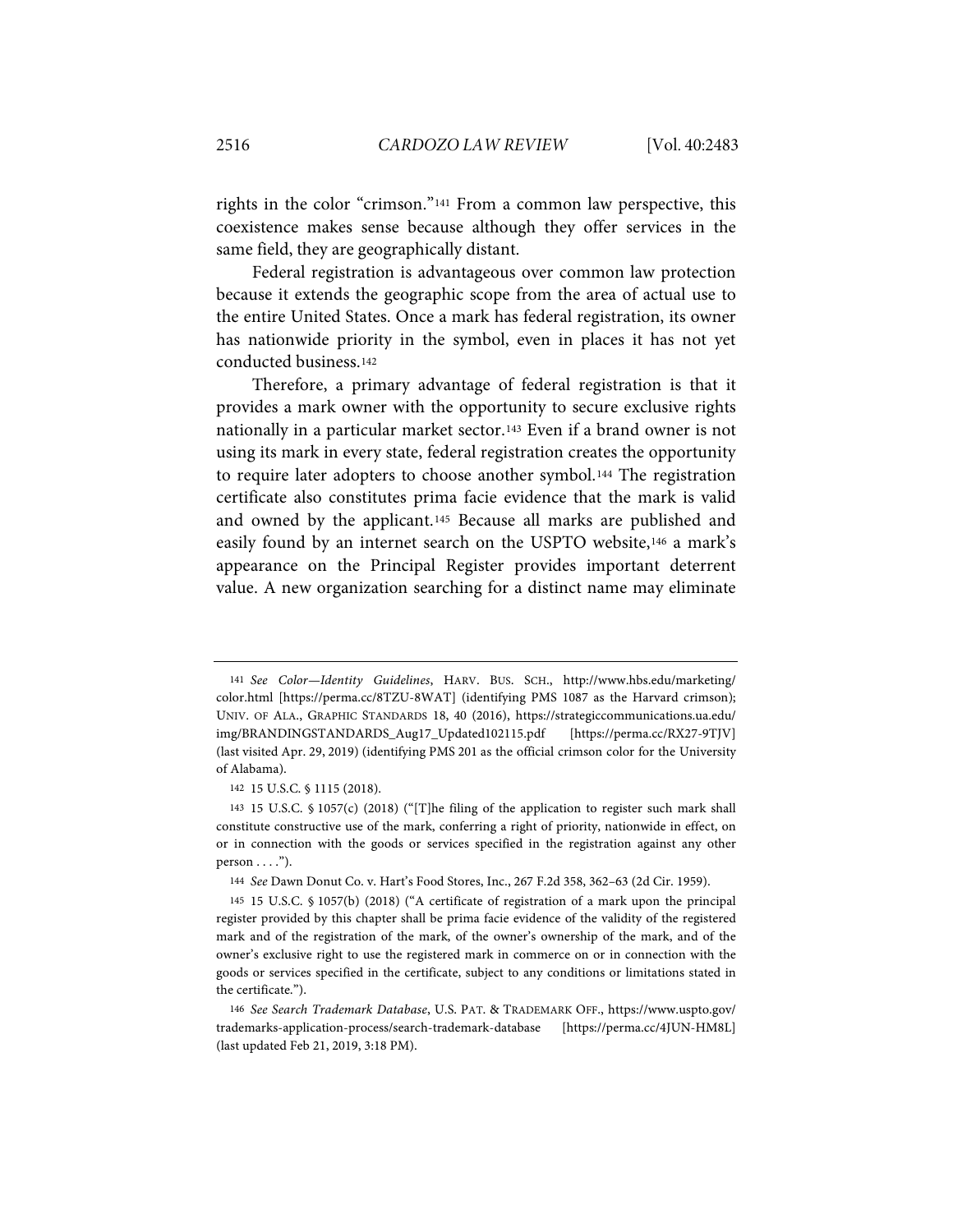rights in the color "crimson."[141] From a common law perspective, this coexistence makes sense because although they offer services in the same field, they are geographically distant.

Federal registration is advantageous over common law protection because it extends the geographic scope from the area of actual use to the entire United States. Once a mark has federal registration, its owner has nationwide priority in the symbol, even in places it has not yet conducted business.[142]

Therefore, a primary advantage of federal registration is that it provides a mark owner with the opportunity to secure exclusive rights nationally in a particular market sector.[143] Even if a brand owner is not using its mark in every state, federal registration creates the opportunity to require later adopters to choose another symbol.[144] The registration certificate also constitutes prima facie evidence that the mark is valid and owned by the applicant.[145] Because all marks are published and easily found by an internet search on the USPTO website,[146] a mark's appearance on the Principal Register provides important deterrent value. A new organization searching for a distinct name may eliminate

---

[141] *See Color—Identity Guidelines*, HARV. BUS. SCH., http://www.hbs.edu/marketing/color.html [https://perma.cc/8TZU-8WAT] (identifying PMS 1087 as the Harvard crimson); UNIV. OF ALA., GRAPHIC STANDARDS 18, 40 (2016), https://strategiccommunications.ua.edu/img/BRANDINGSTANDARDS_Aug17_Updated102115.pdf [https://perma.cc/RX27-9TJV] (last visited Apr. 29, 2019) (identifying PMS 201 as the official crimson color for the University of Alabama).

[142] 15 U.S.C. § 1115 (2018).

[143] 15 U.S.C. § 1057(c) (2018) ("[T]he filing of the application to register such mark shall constitute constructive use of the mark, conferring a right of priority, nationwide in effect, on or in connection with the goods or services specified in the registration against any other person . . . .").

[144] *See* Dawn Donut Co. v. Hart's Food Stores, Inc., 267 F.2d 358, 362–63 (2d Cir. 1959).

[145] 15 U.S.C. § 1057(b) (2018) ("A certificate of registration of a mark upon the principal register provided by this chapter shall be prima facie evidence of the validity of the registered mark and of the registration of the mark, of the owner's ownership of the mark, and of the owner's exclusive right to use the registered mark in commerce on or in connection with the goods or services specified in the certificate, subject to any conditions or limitations stated in the certificate.").

[146] *See Search Trademark Database*, U.S. PAT. & TRADEMARK OFF., https://www.uspto.gov/trademarks-application-process/search-trademark-database [https://perma.cc/4JUN-HM8L] (last updated Feb 21, 2019, 3:18 PM).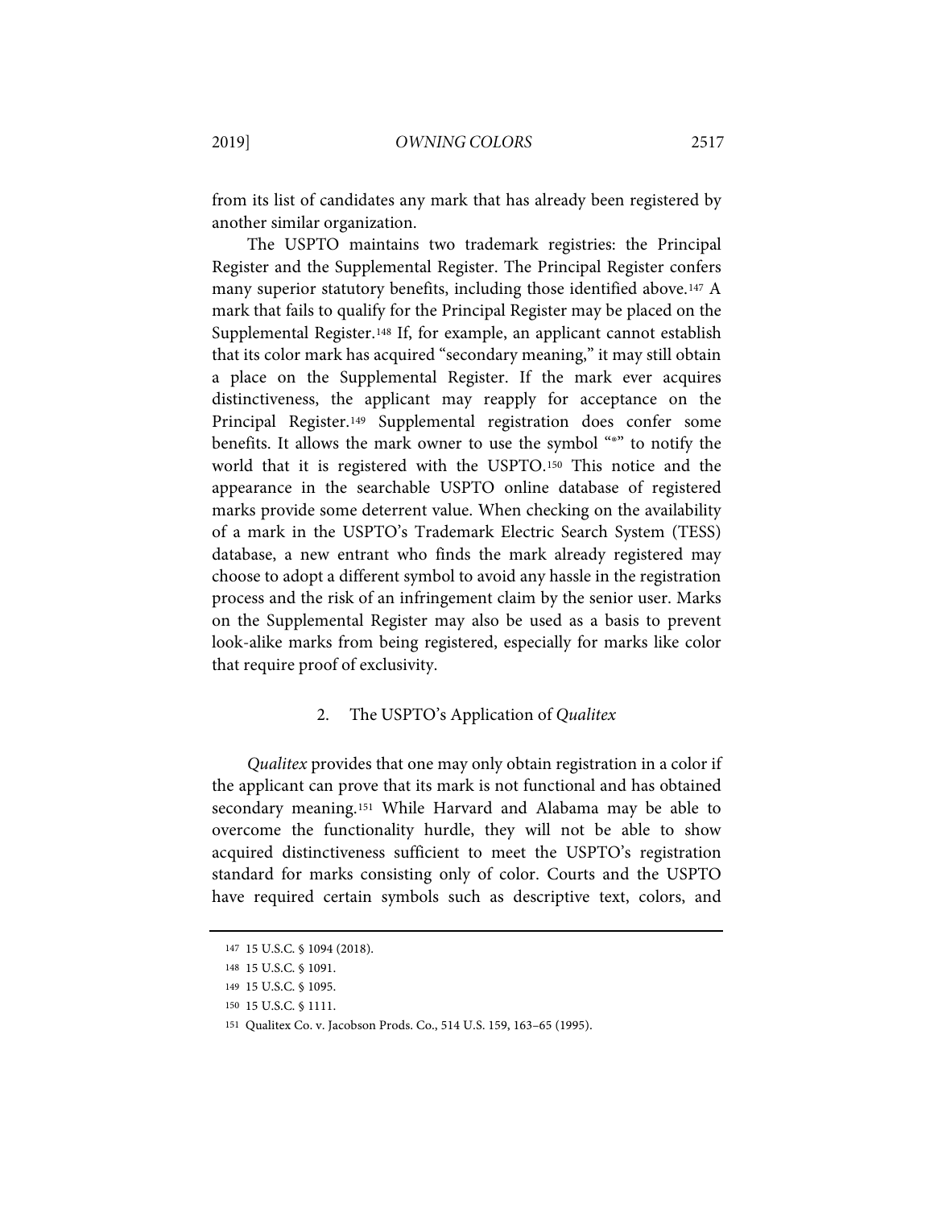from its list of candidates any mark that has already been registered by another similar organization.

The USPTO maintains two trademark registries: the Principal Register and the Supplemental Register. The Principal Register confers many superior statutory benefits, including those identified above.[147] A mark that fails to qualify for the Principal Register may be placed on the Supplemental Register.[148] If, for example, an applicant cannot establish that its color mark has acquired "secondary meaning," it may still obtain a place on the Supplemental Register. If the mark ever acquires distinctiveness, the applicant may reapply for acceptance on the Principal Register.[149] Supplemental registration does confer some benefits. It allows the mark owner to use the symbol "®" to notify the world that it is registered with the USPTO.[150] This notice and the appearance in the searchable USPTO online database of registered marks provide some deterrent value. When checking on the availability of a mark in the USPTO's Trademark Electric Search System (TESS) database, a new entrant who finds the mark already registered may choose to adopt a different symbol to avoid any hassle in the registration process and the risk of an infringement claim by the senior user. Marks on the Supplemental Register may also be used as a basis to prevent look-alike marks from being registered, especially for marks like color that require proof of exclusivity.

### 2. The USPTO's Application of *Qualitex*

*Qualitex* provides that one may only obtain registration in a color if the applicant can prove that its mark is not functional and has obtained secondary meaning.[151] While Harvard and Alabama may be able to overcome the functionality hurdle, they will not be able to show acquired distinctiveness sufficient to meet the USPTO's registration standard for marks consisting only of color. Courts and the USPTO have required certain symbols such as descriptive text, colors, and

---

147 15 U.S.C. § 1094 (2018).

148 15 U.S.C. § 1091.

149 15 U.S.C. § 1095.

150 15 U.S.C. § 1111.

151 Qualitex Co. v. Jacobson Prods. Co., 514 U.S. 159, 163–65 (1995).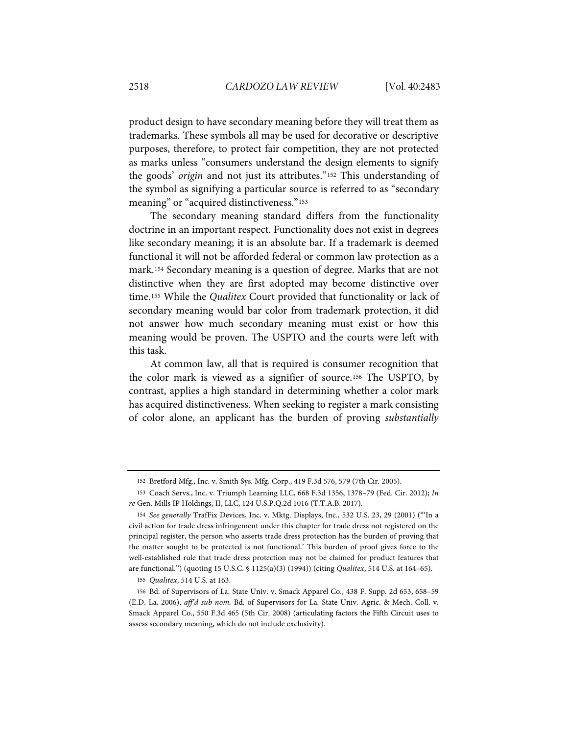product design to have secondary meaning before they will treat them as trademarks. These symbols all may be used for decorative or descriptive purposes, therefore, to protect fair competition, they are not protected as marks unless "consumers understand the design elements to signify the goods' *origin* and not just its attributes."[152] This understanding of the symbol as signifying a particular source is referred to as "secondary meaning" or "acquired distinctiveness."[153]

The secondary meaning standard differs from the functionality doctrine in an important respect. Functionality does not exist in degrees like secondary meaning; it is an absolute bar. If a trademark is deemed functional it will not be afforded federal or common law protection as a mark.[154] Secondary meaning is a question of degree. Marks that are not distinctive when they are first adopted may become distinctive over time.[155] While the *Qualitex* Court provided that functionality or lack of secondary meaning would bar color from trademark protection, it did not answer how much secondary meaning must exist or how this meaning would be proven. The USPTO and the courts were left with this task.

At common law, all that is required is consumer recognition that the color mark is viewed as a signifier of source.[156] The USPTO, by contrast, applies a high standard in determining whether a color mark has acquired distinctiveness. When seeking to register a mark consisting of color alone, an applicant has the burden of proving *substantially*

---

152 Bretford Mfg., Inc. v. Smith Sys. Mfg. Corp., 419 F.3d 576, 579 (7th Cir. 2005).

153 Coach Servs., Inc. v. Triumph Learning LLC, 668 F.3d 1356, 1378–79 (Fed. Cir. 2012); *In re* Gen. Mills IP Holdings, II, LLC, 124 U.S.P.Q.2d 1016 (T.T.A.B. 2017).

154 *See generally* TrafFix Devices, Inc. v. Mktg. Displays, Inc., 532 U.S. 23, 29 (2001) ("'In a civil action for trade dress infringement under this chapter for trade dress not registered on the principal register, the person who asserts trade dress protection has the burden of proving that the matter sought to be protected is not functional.' This burden of proof gives force to the well-established rule that trade dress protection may not be claimed for product features that are functional.") (quoting 15 U.S.C. § 1125(a)(3) (1994)) (citing *Qualitex*, 514 U.S. at 164–65).

155 *Qualitex*, 514 U.S. at 163.

156 Bd. of Supervisors of La. State Univ. v. Smack Apparel Co., 438 F. Supp. 2d 653, 658–59 (E.D. La. 2006), *aff'd sub nom.* Bd. of Supervisors for La. State Univ. Agric. & Mech. Coll. v. Smack Apparel Co., 550 F.3d 465 (5th Cir. 2008) (articulating factors the Fifth Circuit uses to assess secondary meaning, which do not include exclusivity).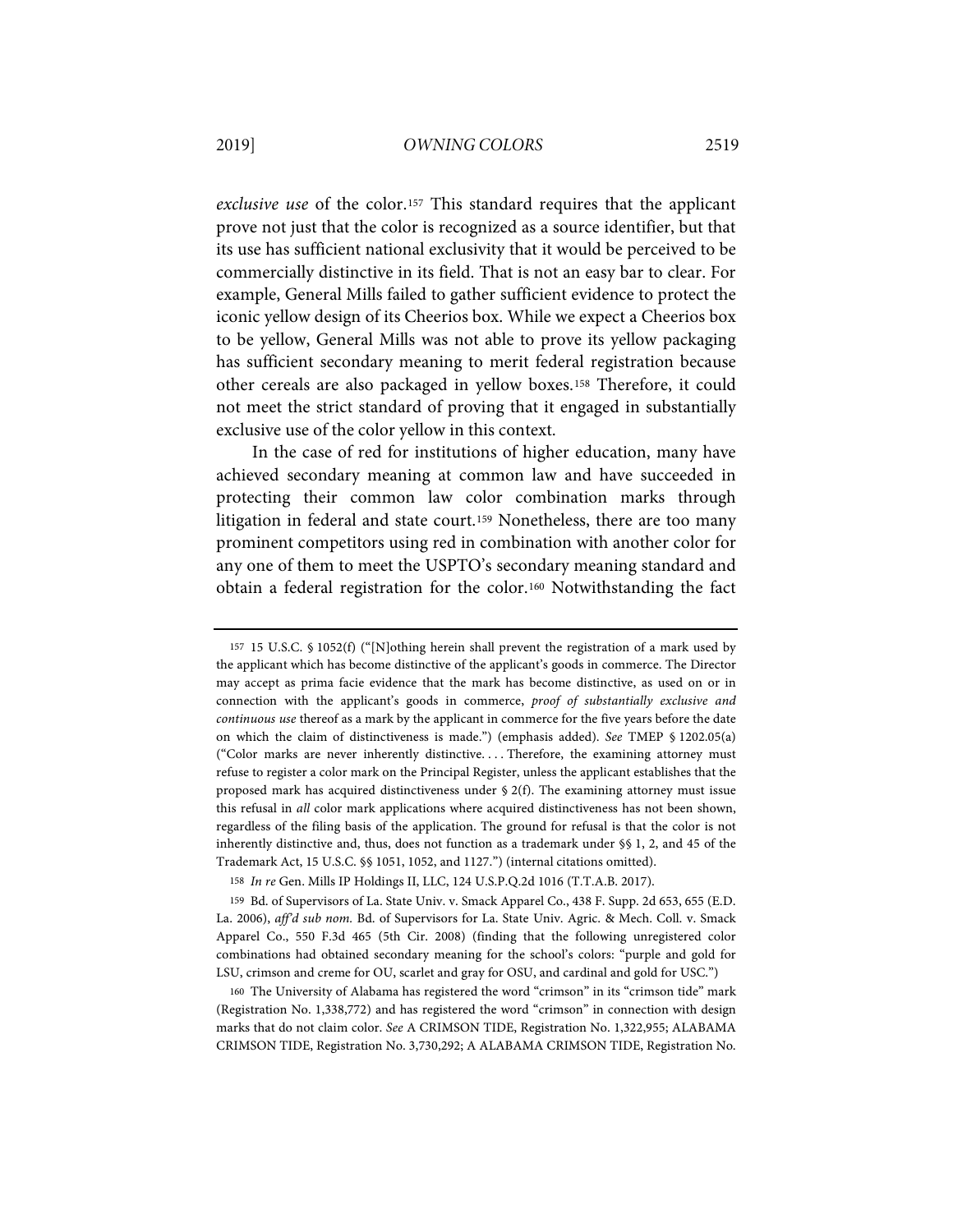*exclusive use* of the color.[157] This standard requires that the applicant prove not just that the color is recognized as a source identifier, but that its use has sufficient national exclusivity that it would be perceived to be commercially distinctive in its field. That is not an easy bar to clear. For example, General Mills failed to gather sufficient evidence to protect the iconic yellow design of its Cheerios box. While we expect a Cheerios box to be yellow, General Mills was not able to prove its yellow packaging has sufficient secondary meaning to merit federal registration because other cereals are also packaged in yellow boxes.[158] Therefore, it could not meet the strict standard of proving that it engaged in substantially exclusive use of the color yellow in this context.

In the case of red for institutions of higher education, many have achieved secondary meaning at common law and have succeeded in protecting their common law color combination marks through litigation in federal and state court.[159] Nonetheless, there are too many prominent competitors using red in combination with another color for any one of them to meet the USPTO's secondary meaning standard and obtain a federal registration for the color.[160] Notwithstanding the fact

---

[157] 15 U.S.C. § 1052(f) ("[N]othing herein shall prevent the registration of a mark used by the applicant which has become distinctive of the applicant's goods in commerce. The Director may accept as prima facie evidence that the mark has become distinctive, as used on or in connection with the applicant's goods in commerce, *proof of substantially exclusive and continuous use* thereof as a mark by the applicant in commerce for the five years before the date on which the claim of distinctiveness is made.") (emphasis added). *See* TMEP § 1202.05(a) ("Color marks are never inherently distinctive. . . . Therefore, the examining attorney must refuse to register a color mark on the Principal Register, unless the applicant establishes that the proposed mark has acquired distinctiveness under § 2(f). The examining attorney must issue this refusal in *all* color mark applications where acquired distinctiveness has not been shown, regardless of the filing basis of the application. The ground for refusal is that the color is not inherently distinctive and, thus, does not function as a trademark under §§ 1, 2, and 45 of the Trademark Act, 15 U.S.C. §§ 1051, 1052, and 1127.") (internal citations omitted).

[158] *In re* Gen. Mills IP Holdings II, LLC, 124 U.S.P.Q.2d 1016 (T.T.A.B. 2017).

[159] Bd. of Supervisors of La. State Univ. v. Smack Apparel Co., 438 F. Supp. 2d 653, 655 (E.D. La. 2006), *aff'd sub nom.* Bd. of Supervisors for La. State Univ. Agric. & Mech. Coll. v. Smack Apparel Co., 550 F.3d 465 (5th Cir. 2008) (finding that the following unregistered color combinations had obtained secondary meaning for the school's colors: "purple and gold for LSU, crimson and creme for OU, scarlet and gray for OSU, and cardinal and gold for USC.")

[160] The University of Alabama has registered the word "crimson" in its "crimson tide" mark (Registration No. 1,338,772) and has registered the word "crimson" in connection with design marks that do not claim color. *See* A CRIMSON TIDE, Registration No. 1,322,955; ALABAMA CRIMSON TIDE, Registration No. 3,730,292; A ALABAMA CRIMSON TIDE, Registration No.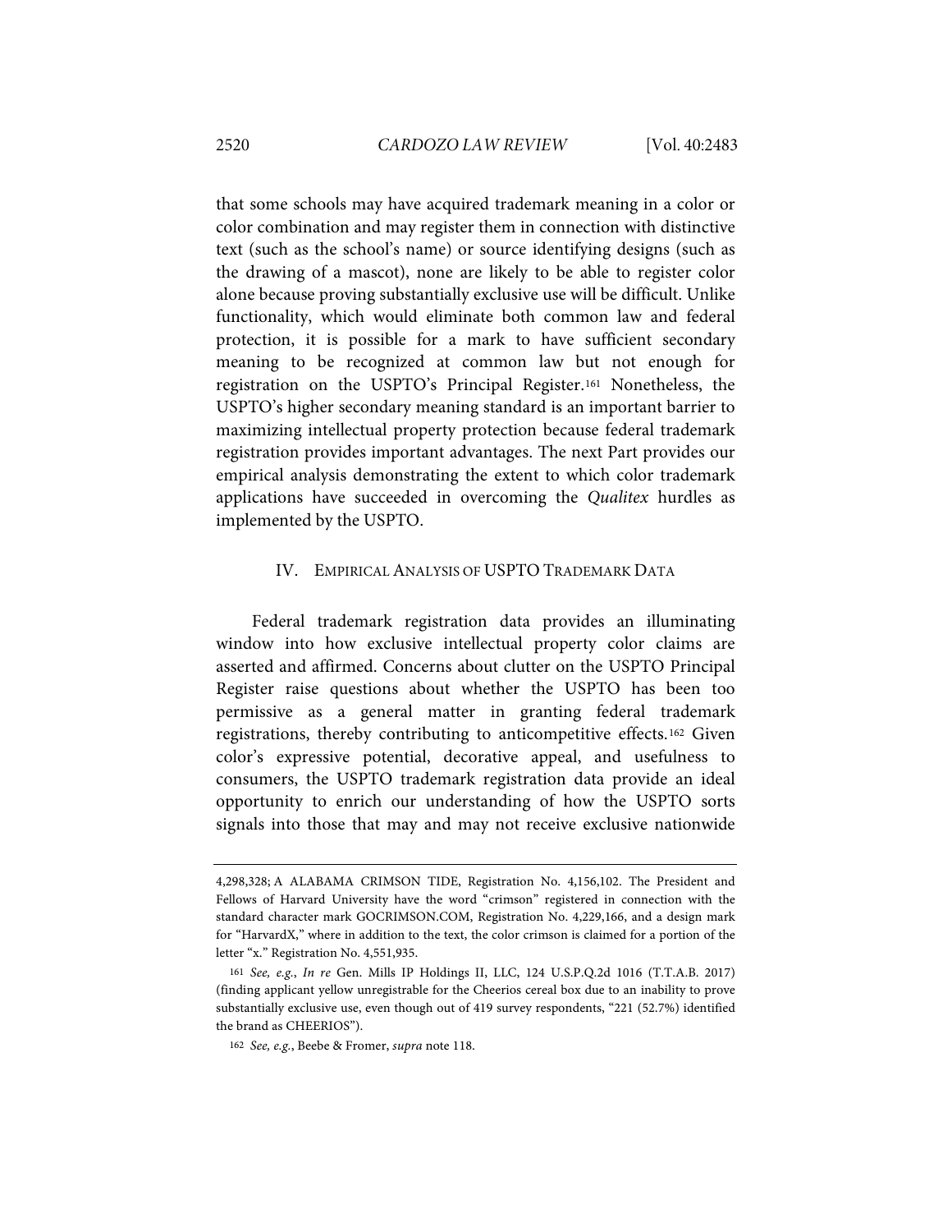that some schools may have acquired trademark meaning in a color or color combination and may register them in connection with distinctive text (such as the school's name) or source identifying designs (such as the drawing of a mascot), none are likely to be able to register color alone because proving substantially exclusive use will be difficult. Unlike functionality, which would eliminate both common law and federal protection, it is possible for a mark to have sufficient secondary meaning to be recognized at common law but not enough for registration on the USPTO's Principal Register.[161] Nonetheless, the USPTO's higher secondary meaning standard is an important barrier to maximizing intellectual property protection because federal trademark registration provides important advantages. The next Part provides our empirical analysis demonstrating the extent to which color trademark applications have succeeded in overcoming the *Qualitex* hurdles as implemented by the USPTO.

## IV. Empirical Analysis of USPTO Trademark Data

Federal trademark registration data provides an illuminating window into how exclusive intellectual property color claims are asserted and affirmed. Concerns about clutter on the USPTO Principal Register raise questions about whether the USPTO has been too permissive as a general matter in granting federal trademark registrations, thereby contributing to anticompetitive effects.[162] Given color's expressive potential, decorative appeal, and usefulness to consumers, the USPTO trademark registration data provide an ideal opportunity to enrich our understanding of how the USPTO sorts signals into those that may and may not receive exclusive nationwide

---

4,298,328; A ALABAMA CRIMSON TIDE, Registration No. 4,156,102. The President and Fellows of Harvard University have the word "crimson" registered in connection with the standard character mark GOCRIMSON.COM, Registration No. 4,229,166, and a design mark for "HarvardX," where in addition to the text, the color crimson is claimed for a portion of the letter "x." Registration No. 4,551,935.

[161] *See, e.g.*, *In re* Gen. Mills IP Holdings II, LLC, 124 U.S.P.Q.2d 1016 (T.T.A.B. 2017) (finding applicant yellow unregistrable for the Cheerios cereal box due to an inability to prove substantially exclusive use, even though out of 419 survey respondents, "221 (52.7%) identified the brand as CHEERIOS").

[162] *See, e.g.*, Beebe & Fromer, *supra* note 118.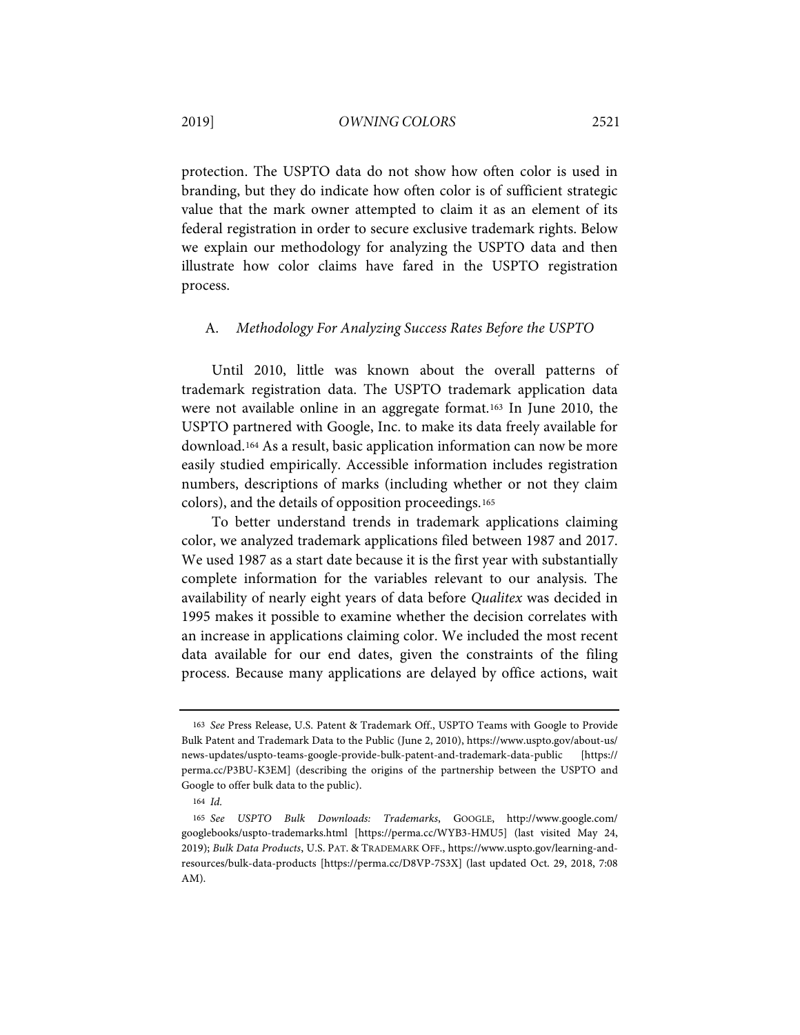protection. The USPTO data do not show how often color is used in branding, but they do indicate how often color is of sufficient strategic value that the mark owner attempted to claim it as an element of its federal registration in order to secure exclusive trademark rights. Below we explain our methodology for analyzing the USPTO data and then illustrate how color claims have fared in the USPTO registration process.

### A. *Methodology For Analyzing Success Rates Before the USPTO*

Until 2010, little was known about the overall patterns of trademark registration data. The USPTO trademark application data were not available online in an aggregate format.[163] In June 2010, the USPTO partnered with Google, Inc. to make its data freely available for download.[164] As a result, basic application information can now be more easily studied empirically. Accessible information includes registration numbers, descriptions of marks (including whether or not they claim colors), and the details of opposition proceedings.[165]

To better understand trends in trademark applications claiming color, we analyzed trademark applications filed between 1987 and 2017. We used 1987 as a start date because it is the first year with substantially complete information for the variables relevant to our analysis. The availability of nearly eight years of data before *Qualitex* was decided in 1995 makes it possible to examine whether the decision correlates with an increase in applications claiming color. We included the most recent data available for our end dates, given the constraints of the filing process. Because many applications are delayed by office actions, wait

---

[163] *See* Press Release, U.S. Patent & Trademark Off., USPTO Teams with Google to Provide Bulk Patent and Trademark Data to the Public (June 2, 2010), https://www.uspto.gov/about-us/news-updates/uspto-teams-google-provide-bulk-patent-and-trademark-data-public [https://perma.cc/P3BU-K3EM] (describing the origins of the partnership between the USPTO and Google to offer bulk data to the public).

[164] *Id.*

[165] *See USPTO Bulk Downloads: Trademarks*, GOOGLE, http://www.google.com/googlebooks/uspto-trademarks.html [https://perma.cc/WYB3-HMU5] (last visited May 24, 2019); *Bulk Data Products*, U.S. PAT. & TRADEMARK OFF., https://www.uspto.gov/learning-and-resources/bulk-data-products [https://perma.cc/D8VP-7S3X] (last updated Oct. 29, 2018, 7:08 AM).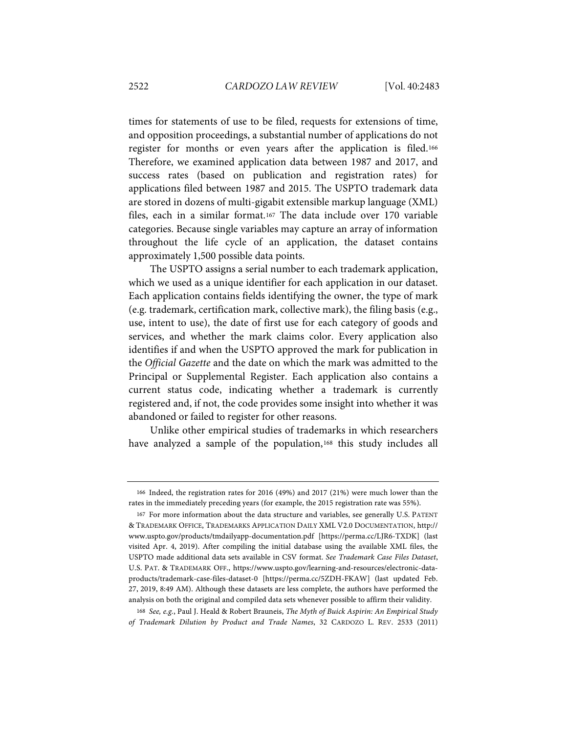times for statements of use to be filed, requests for extensions of time, and opposition proceedings, a substantial number of applications do not register for months or even years after the application is filed.[166] Therefore, we examined application data between 1987 and 2017, and success rates (based on publication and registration rates) for applications filed between 1987 and 2015. The USPTO trademark data are stored in dozens of multi-gigabit extensible markup language (XML) files, each in a similar format.[167] The data include over 170 variable categories. Because single variables may capture an array of information throughout the life cycle of an application, the dataset contains approximately 1,500 possible data points.

The USPTO assigns a serial number to each trademark application, which we used as a unique identifier for each application in our dataset. Each application contains fields identifying the owner, the type of mark (e.g. trademark, certification mark, collective mark), the filing basis (e.g., use, intent to use), the date of first use for each category of goods and services, and whether the mark claims color. Every application also identifies if and when the USPTO approved the mark for publication in the *Official Gazette* and the date on which the mark was admitted to the Principal or Supplemental Register. Each application also contains a current status code, indicating whether a trademark is currently registered and, if not, the code provides some insight into whether it was abandoned or failed to register for other reasons.

Unlike other empirical studies of trademarks in which researchers have analyzed a sample of the population,[168] this study includes all

---

166 Indeed, the registration rates for 2016 (49%) and 2017 (21%) were much lower than the rates in the immediately preceding years (for example, the 2015 registration rate was 55%).

167 For more information about the data structure and variables, see generally U.S. PATENT & TRADEMARK OFFICE, TRADEMARKS APPLICATION DAILY XML V2.0 DOCUMENTATION, http://www.uspto.gov/products/tmdailyapp-documentation.pdf [https://perma.cc/LJR6-TXDK] (last visited Apr. 4, 2019). After compiling the initial database using the available XML files, the USPTO made additional data sets available in CSV format. *See Trademark Case Files Dataset*, U.S. PAT. & TRADEMARK OFF., https://www.uspto.gov/learning-and-resources/electronic-data-products/trademark-case-files-dataset-0 [https://perma.cc/5ZDH-FKAW] (last updated Feb. 27, 2019, 8:49 AM). Although these datasets are less complete, the authors have performed the analysis on both the original and compiled data sets whenever possible to affirm their validity.

168 *See, e.g.*, Paul J. Heald & Robert Brauneis, *The Myth of Buick Aspirin: An Empirical Study of Trademark Dilution by Product and Trade Names*, 32 CARDOZO L. REV. 2533 (2011)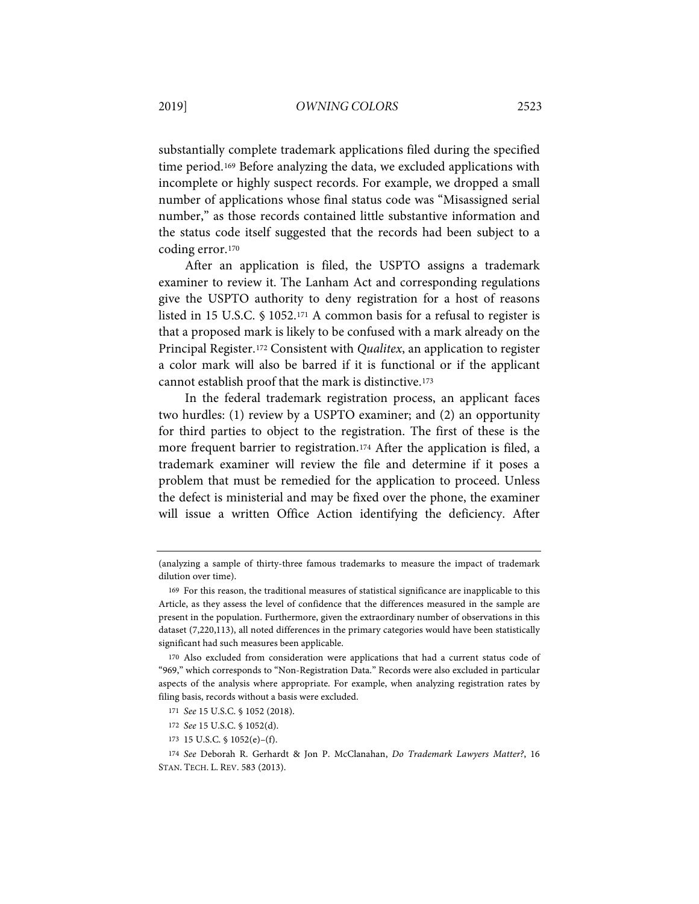substantially complete trademark applications filed during the specified time period.[169] Before analyzing the data, we excluded applications with incomplete or highly suspect records. For example, we dropped a small number of applications whose final status code was "Misassigned serial number," as those records contained little substantive information and the status code itself suggested that the records had been subject to a coding error.[170]

After an application is filed, the USPTO assigns a trademark examiner to review it. The Lanham Act and corresponding regulations give the USPTO authority to deny registration for a host of reasons listed in 15 U.S.C. § 1052.[171] A common basis for a refusal to register is that a proposed mark is likely to be confused with a mark already on the Principal Register.[172] Consistent with *Qualitex*, an application to register a color mark will also be barred if it is functional or if the applicant cannot establish proof that the mark is distinctive.[173]

In the federal trademark registration process, an applicant faces two hurdles: (1) review by a USPTO examiner; and (2) an opportunity for third parties to object to the registration. The first of these is the more frequent barrier to registration.[174] After the application is filed, a trademark examiner will review the file and determine if it poses a problem that must be remedied for the application to proceed. Unless the defect is ministerial and may be fixed over the phone, the examiner will issue a written Office Action identifying the deficiency. After

---

(analyzing a sample of thirty-three famous trademarks to measure the impact of trademark dilution over time).

169 For this reason, the traditional measures of statistical significance are inapplicable to this Article, as they assess the level of confidence that the differences measured in the sample are present in the population. Furthermore, given the extraordinary number of observations in this dataset (7,220,113), all noted differences in the primary categories would have been statistically significant had such measures been applicable.

170 Also excluded from consideration were applications that had a current status code of "969," which corresponds to "Non-Registration Data." Records were also excluded in particular aspects of the analysis where appropriate. For example, when analyzing registration rates by filing basis, records without a basis were excluded.

171 *See* 15 U.S.C. § 1052 (2018).

172 *See* 15 U.S.C. § 1052(d).

173 15 U.S.C. § 1052(e)–(f).

174 *See* Deborah R. Gerhardt & Jon P. McClanahan, *Do Trademark Lawyers Matter?*, 16 STAN. TECH. L. REV. 583 (2013).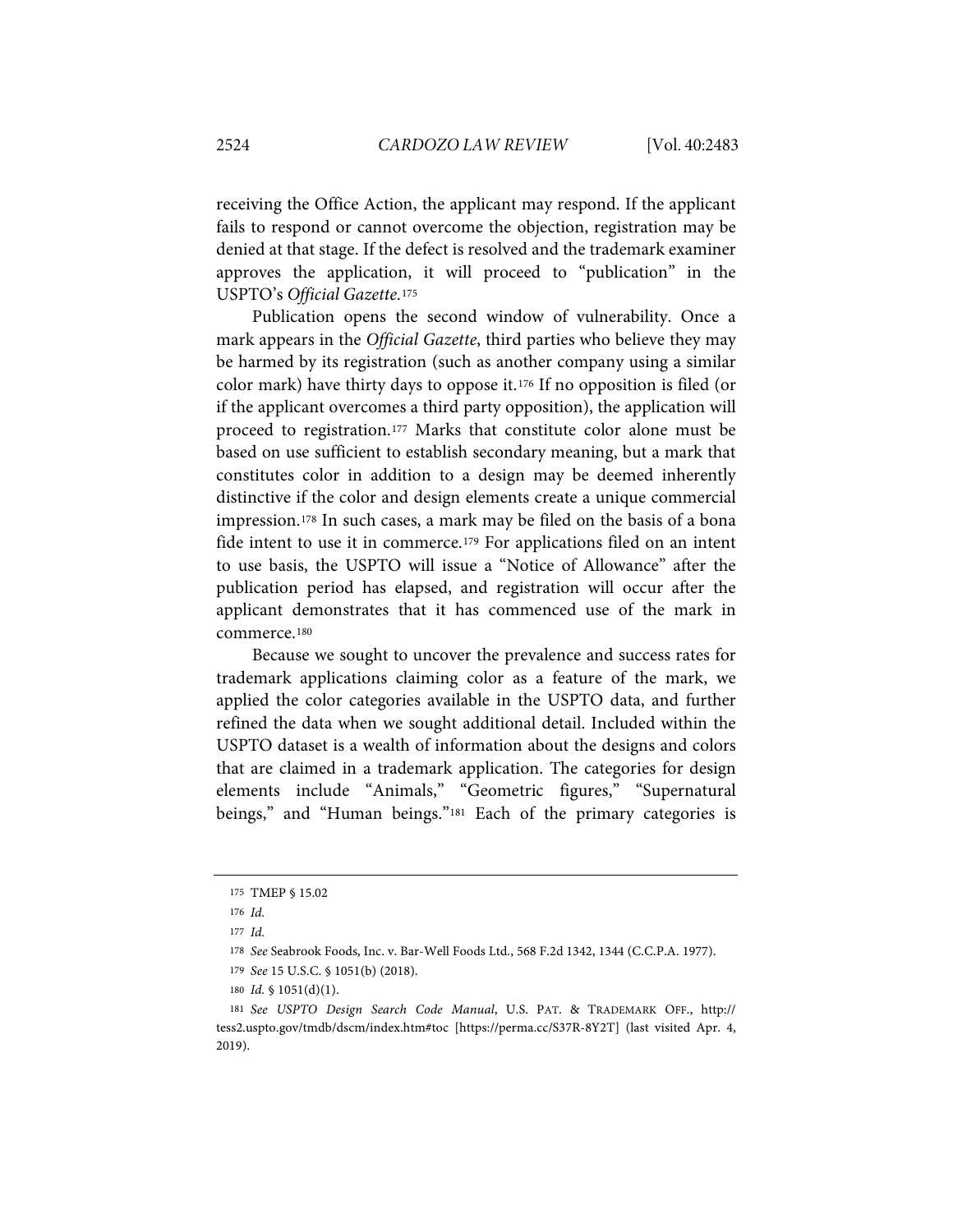receiving the Office Action, the applicant may respond. If the applicant fails to respond or cannot overcome the objection, registration may be denied at that stage. If the defect is resolved and the trademark examiner approves the application, it will proceed to "publication" in the USPTO's *Official Gazette*.[175]

Publication opens the second window of vulnerability. Once a mark appears in the *Official Gazette*, third parties who believe they may be harmed by its registration (such as another company using a similar color mark) have thirty days to oppose it.[176] If no opposition is filed (or if the applicant overcomes a third party opposition), the application will proceed to registration.[177] Marks that constitute color alone must be based on use sufficient to establish secondary meaning, but a mark that constitutes color in addition to a design may be deemed inherently distinctive if the color and design elements create a unique commercial impression.[178] In such cases, a mark may be filed on the basis of a bona fide intent to use it in commerce.[179] For applications filed on an intent to use basis, the USPTO will issue a "Notice of Allowance" after the publication period has elapsed, and registration will occur after the applicant demonstrates that it has commenced use of the mark in commerce.[180]

Because we sought to uncover the prevalence and success rates for trademark applications claiming color as a feature of the mark, we applied the color categories available in the USPTO data, and further refined the data when we sought additional detail. Included within the USPTO dataset is a wealth of information about the designs and colors that are claimed in a trademark application. The categories for design elements include "Animals," "Geometric figures," "Supernatural beings," and "Human beings."[181] Each of the primary categories is

---

175 TMEP § 15.02

176 *Id.*

177 *Id.*

178 *See* Seabrook Foods, Inc. v. Bar-Well Foods Ltd., 568 F.2d 1342, 1344 (C.C.P.A. 1977).

179 *See* 15 U.S.C. § 1051(b) (2018).

180 *Id.* § 1051(d)(1).

181 *See USPTO Design Search Code Manual*, U.S. PAT. & TRADEMARK OFF., http://tess2.uspto.gov/tmdb/dscm/index.htm#toc [https://perma.cc/S37R-8Y2T] (last visited Apr. 4, 2019).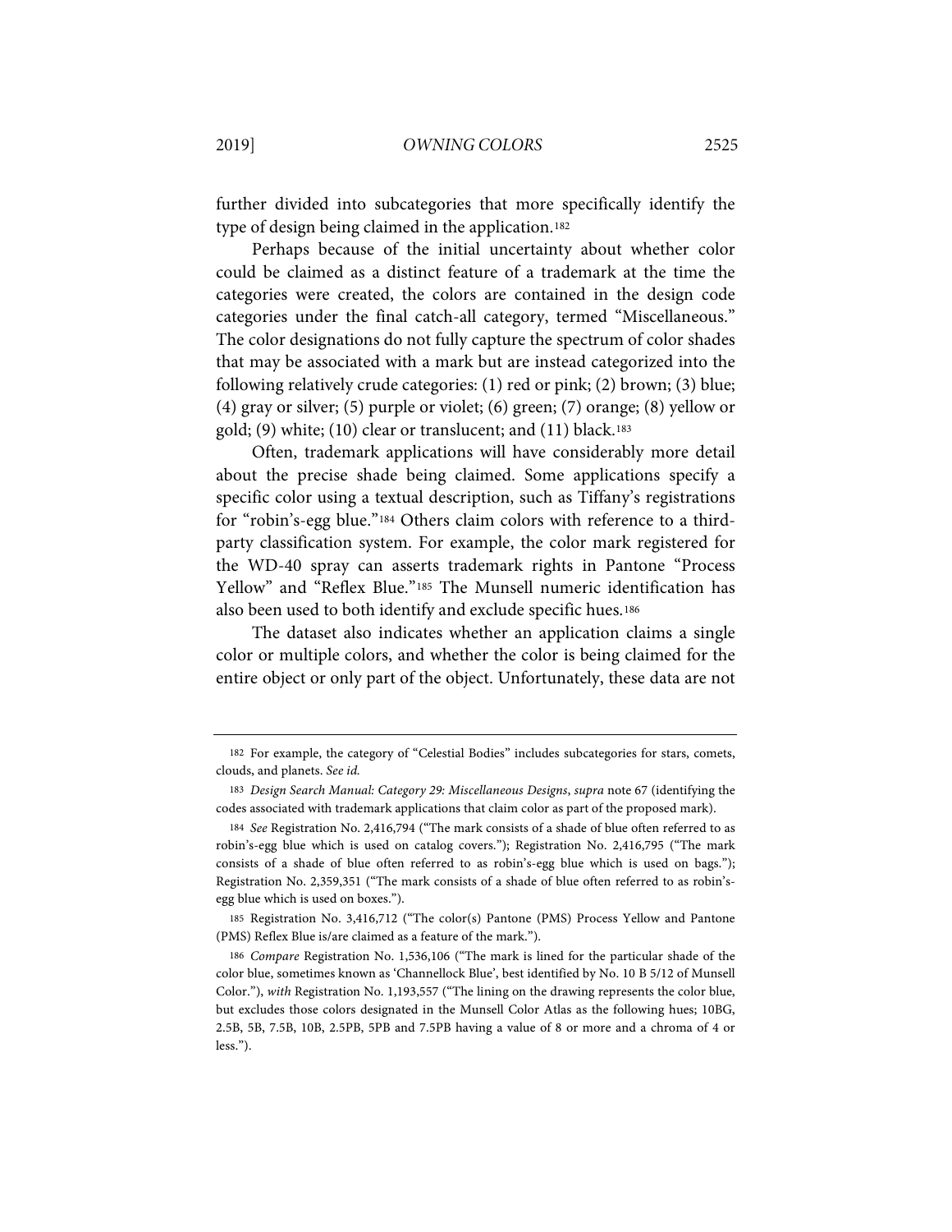further divided into subcategories that more specifically identify the type of design being claimed in the application.[182]

Perhaps because of the initial uncertainty about whether color could be claimed as a distinct feature of a trademark at the time the categories were created, the colors are contained in the design code categories under the final catch-all category, termed "Miscellaneous." The color designations do not fully capture the spectrum of color shades that may be associated with a mark but are instead categorized into the following relatively crude categories: (1) red or pink; (2) brown; (3) blue; (4) gray or silver; (5) purple or violet; (6) green; (7) orange; (8) yellow or gold; (9) white; (10) clear or translucent; and (11) black.[183]

Often, trademark applications will have considerably more detail about the precise shade being claimed. Some applications specify a specific color using a textual description, such as Tiffany's registrations for "robin's-egg blue."[184] Others claim colors with reference to a third-party classification system. For example, the color mark registered for the WD-40 spray can asserts trademark rights in Pantone "Process Yellow" and "Reflex Blue."[185] The Munsell numeric identification has also been used to both identify and exclude specific hues.[186]

The dataset also indicates whether an application claims a single color or multiple colors, and whether the color is being claimed for the entire object or only part of the object. Unfortunately, these data are not

---

182 For example, the category of "Celestial Bodies" includes subcategories for stars, comets, clouds, and planets. *See id.*

183 *Design Search Manual: Category 29: Miscellaneous Designs*, *supra* note 67 (identifying the codes associated with trademark applications that claim color as part of the proposed mark).

184 *See* Registration No. 2,416,794 ("The mark consists of a shade of blue often referred to as robin's-egg blue which is used on catalog covers."); Registration No. 2,416,795 ("The mark consists of a shade of blue often referred to as robin's-egg blue which is used on bags."); Registration No. 2,359,351 ("The mark consists of a shade of blue often referred to as robin's-egg blue which is used on boxes.").

185 Registration No. 3,416,712 ("The color(s) Pantone (PMS) Process Yellow and Pantone (PMS) Reflex Blue is/are claimed as a feature of the mark.").

186 *Compare* Registration No. 1,536,106 ("The mark is lined for the particular shade of the color blue, sometimes known as 'Channellock Blue', best identified by No. 10 B 5/12 of Munsell Color."), *with* Registration No. 1,193,557 ("The lining on the drawing represents the color blue, but excludes those colors designated in the Munsell Color Atlas as the following hues; 10BG, 2.5B, 5B, 7.5B, 10B, 2.5PB, 5PB and 7.5PB having a value of 8 or more and a chroma of 4 or less.").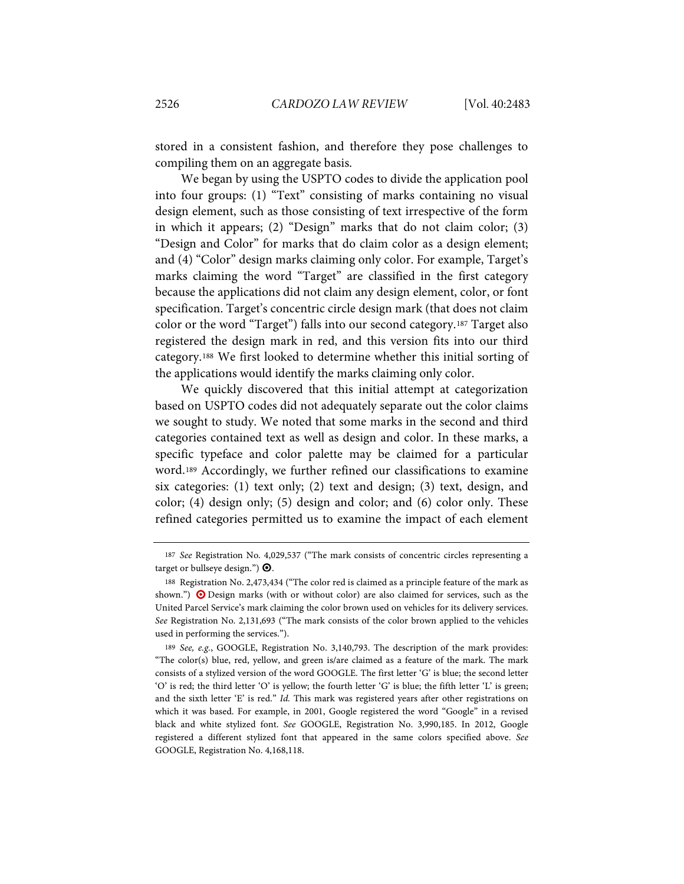stored in a consistent fashion, and therefore they pose challenges to compiling them on an aggregate basis.

We began by using the USPTO codes to divide the application pool into four groups: (1) "Text" consisting of marks containing no visual design element, such as those consisting of text irrespective of the form in which it appears; (2) "Design" marks that do not claim color; (3) "Design and Color" for marks that do claim color as a design element; and (4) "Color" design marks claiming only color. For example, Target's marks claiming the word "Target" are classified in the first category because the applications did not claim any design element, color, or font specification. Target's concentric circle design mark (that does not claim color or the word "Target") falls into our second category.[187] Target also registered the design mark in red, and this version fits into our third category.[188] We first looked to determine whether this initial sorting of the applications would identify the marks claiming only color.

We quickly discovered that this initial attempt at categorization based on USPTO codes did not adequately separate out the color claims we sought to study. We noted that some marks in the second and third categories contained text as well as design and color. In these marks, a specific typeface and color palette may be claimed for a particular word.[189] Accordingly, we further refined our classifications to examine six categories: (1) text only; (2) text and design; (3) text, design, and color; (4) design only; (5) design and color; and (6) color only. These refined categories permitted us to examine the impact of each element

---

187 *See* Registration No. 4,029,537 ("The mark consists of concentric circles representing a target or bullseye design.") ⊙.

188 Registration No. 2,473,434 ("The color red is claimed as a principle feature of the mark as shown.") ⊙ Design marks (with or without color) are also claimed for services, such as the United Parcel Service's mark claiming the color brown used on vehicles for its delivery services. *See* Registration No. 2,131,693 ("The mark consists of the color brown applied to the vehicles used in performing the services.").

189 *See, e.g.*, GOOGLE, Registration No. 3,140,793. The description of the mark provides: "The color(s) blue, red, yellow, and green is/are claimed as a feature of the mark. The mark consists of a stylized version of the word GOOGLE. The first letter 'G' is blue; the second letter 'O' is red; the third letter 'O' is yellow; the fourth letter 'G' is blue; the fifth letter 'L' is green; and the sixth letter 'E' is red." *Id.* This mark was registered years after other registrations on which it was based. For example, in 2001, Google registered the word "Google" in a revised black and white stylized font. *See* GOOGLE, Registration No. 3,990,185. In 2012, Google registered a different stylized font that appeared in the same colors specified above. *See* GOOGLE, Registration No. 4,168,118.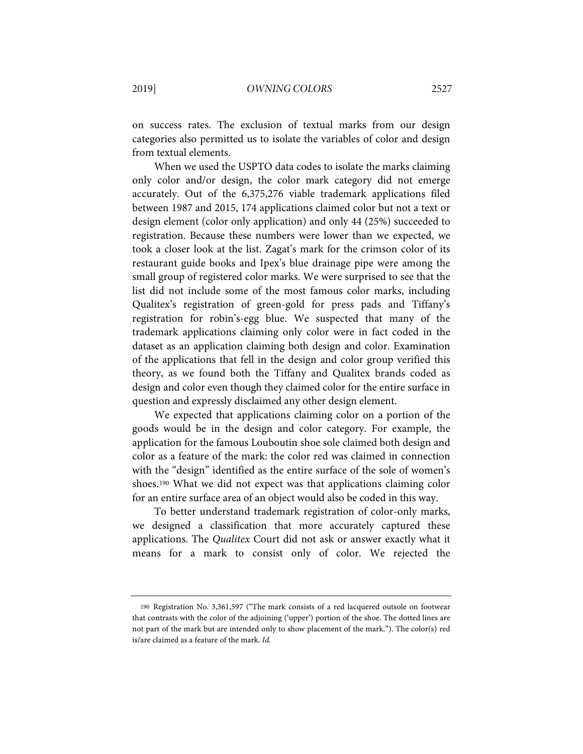on success rates. The exclusion of textual marks from our design categories also permitted us to isolate the variables of color and design from textual elements.

When we used the USPTO data codes to isolate the marks claiming only color and/or design, the color mark category did not emerge accurately. Out of the 6,375,276 viable trademark applications filed between 1987 and 2015, 174 applications claimed color but not a text or design element (color only application) and only 44 (25%) succeeded to registration. Because these numbers were lower than we expected, we took a closer look at the list. Zagat's mark for the crimson color of its restaurant guide books and Ipex's blue drainage pipe were among the small group of registered color marks. We were surprised to see that the list did not include some of the most famous color marks, including Qualitex's registration of green-gold for press pads and Tiffany's registration for robin's-egg blue. We suspected that many of the trademark applications claiming only color were in fact coded in the dataset as an application claiming both design and color. Examination of the applications that fell in the design and color group verified this theory, as we found both the Tiffany and Qualitex brands coded as design and color even though they claimed color for the entire surface in question and expressly disclaimed any other design element.

We expected that applications claiming color on a portion of the goods would be in the design and color category. For example, the application for the famous Louboutin shoe sole claimed both design and color as a feature of the mark: the color red was claimed in connection with the "design" identified as the entire surface of the sole of women's shoes.[190] What we did not expect was that applications claiming color for an entire surface area of an object would also be coded in this way.

To better understand trademark registration of color-only marks, we designed a classification that more accurately captured these applications. The *Qualitex* Court did not ask or answer exactly what it means for a mark to consist only of color. We rejected the

---

[190] Registration No. 3,361,597 ("The mark consists of a red lacquered outsole on footwear that contrasts with the color of the adjoining ('upper') portion of the shoe. The dotted lines are not part of the mark but are intended only to show placement of the mark."). The color(s) red is/are claimed as a feature of the mark. *Id.*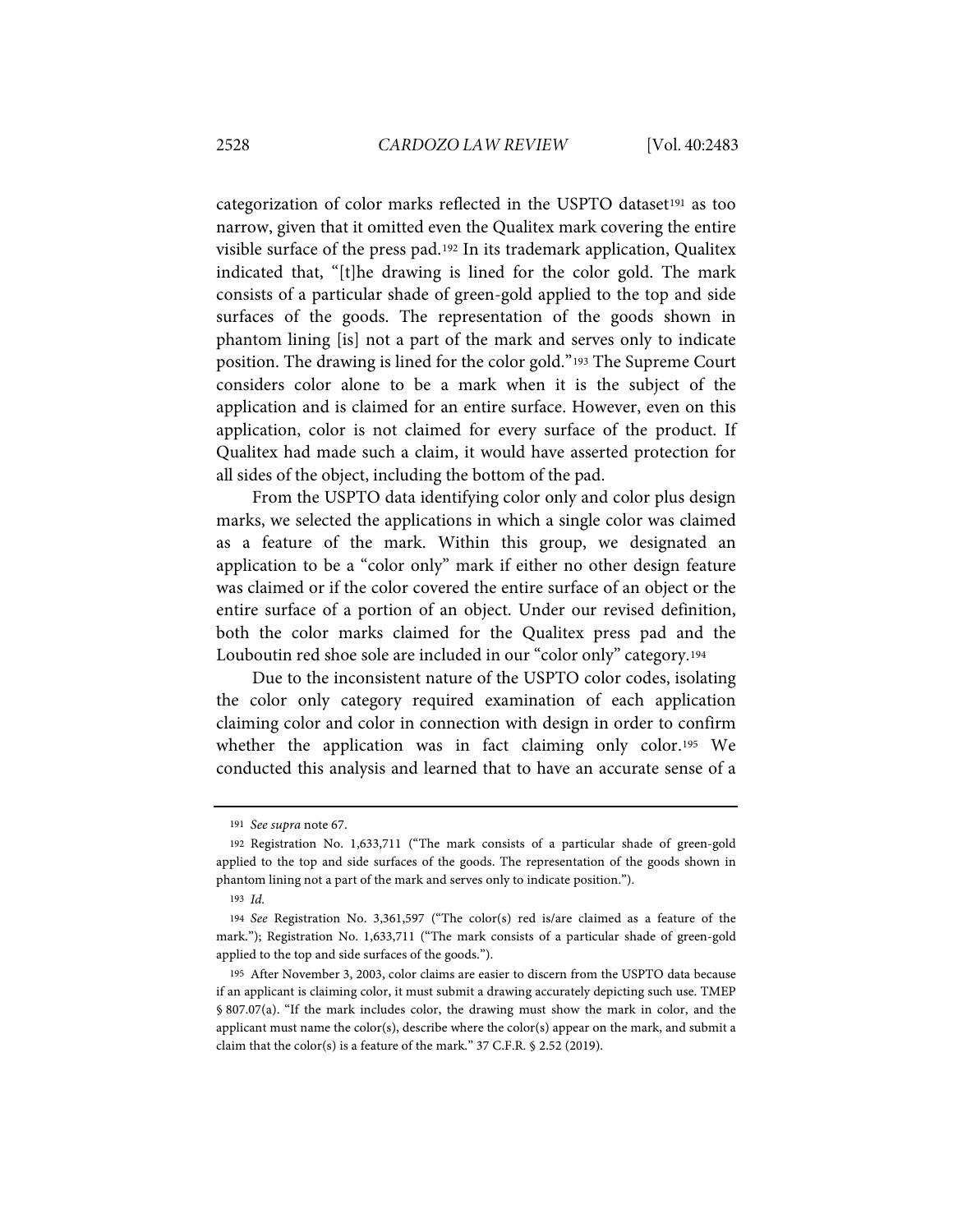categorization of color marks reflected in the USPTO dataset[191] as too narrow, given that it omitted even the Qualitex mark covering the entire visible surface of the press pad.[192] In its trademark application, Qualitex indicated that, "[t]he drawing is lined for the color gold. The mark consists of a particular shade of green-gold applied to the top and side surfaces of the goods. The representation of the goods shown in phantom lining [is] not a part of the mark and serves only to indicate position. The drawing is lined for the color gold."[193] The Supreme Court considers color alone to be a mark when it is the subject of the application and is claimed for an entire surface. However, even on this application, color is not claimed for every surface of the product. If Qualitex had made such a claim, it would have asserted protection for all sides of the object, including the bottom of the pad.

From the USPTO data identifying color only and color plus design marks, we selected the applications in which a single color was claimed as a feature of the mark. Within this group, we designated an application to be a "color only" mark if either no other design feature was claimed or if the color covered the entire surface of an object or the entire surface of a portion of an object. Under our revised definition, both the color marks claimed for the Qualitex press pad and the Louboutin red shoe sole are included in our "color only" category.[194]

Due to the inconsistent nature of the USPTO color codes, isolating the color only category required examination of each application claiming color and color in connection with design in order to confirm whether the application was in fact claiming only color.[195] We conducted this analysis and learned that to have an accurate sense of a

---

191 *See supra* note 67.

192 Registration No. 1,633,711 ("The mark consists of a particular shade of green-gold applied to the top and side surfaces of the goods. The representation of the goods shown in phantom lining not a part of the mark and serves only to indicate position.").

193 *Id.*

194 *See* Registration No. 3,361,597 ("The color(s) red is/are claimed as a feature of the mark."); Registration No. 1,633,711 ("The mark consists of a particular shade of green-gold applied to the top and side surfaces of the goods.").

195 After November 3, 2003, color claims are easier to discern from the USPTO data because if an applicant is claiming color, it must submit a drawing accurately depicting such use. TMEP § 807.07(a). "If the mark includes color, the drawing must show the mark in color, and the applicant must name the color(s), describe where the color(s) appear on the mark, and submit a claim that the color(s) is a feature of the mark." 37 C.F.R. § 2.52 (2019).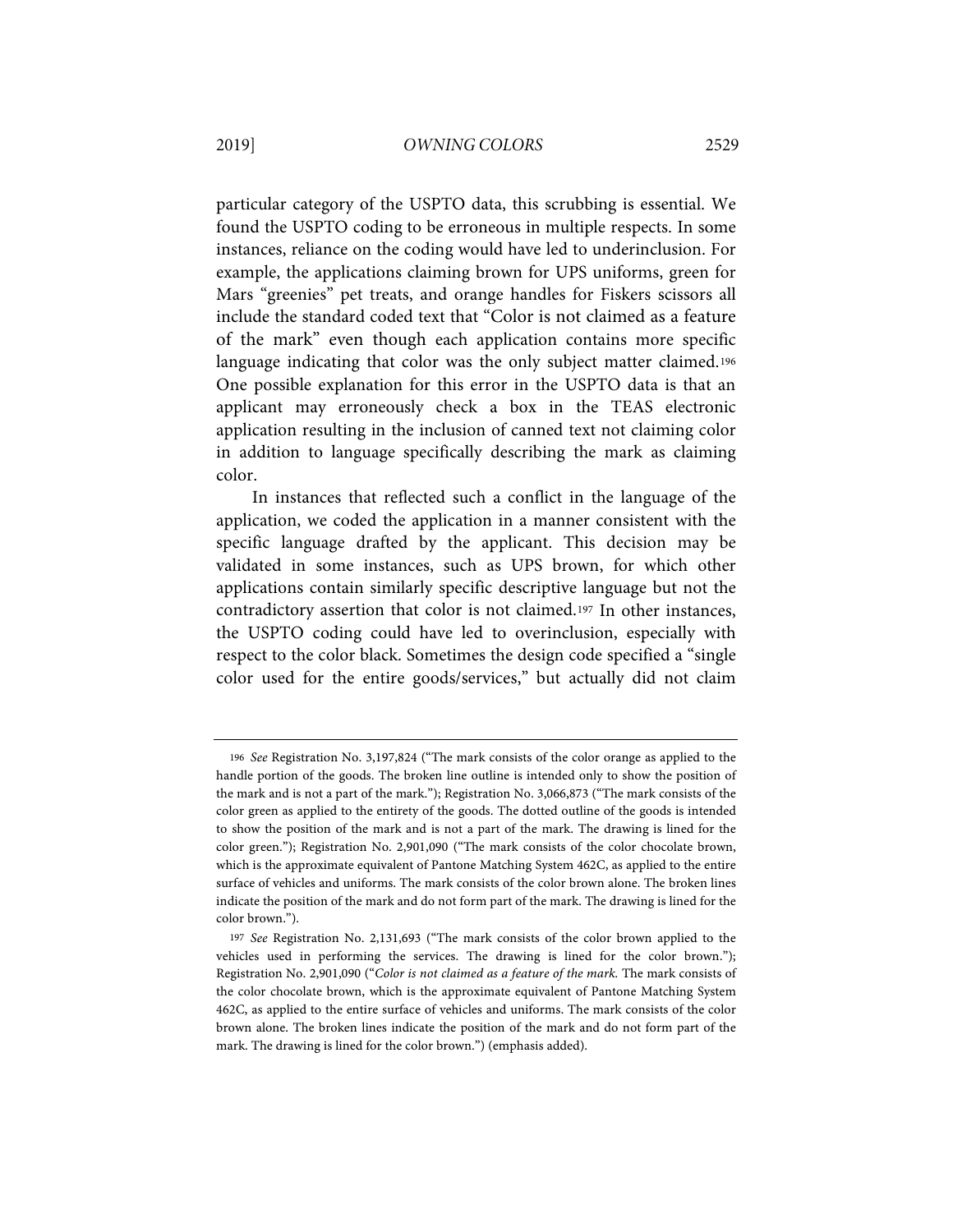particular category of the USPTO data, this scrubbing is essential. We found the USPTO coding to be erroneous in multiple respects. In some instances, reliance on the coding would have led to underinclusion. For example, the applications claiming brown for UPS uniforms, green for Mars "greenies" pet treats, and orange handles for Fiskers scissors all include the standard coded text that "Color is not claimed as a feature of the mark" even though each application contains more specific language indicating that color was the only subject matter claimed.[196] One possible explanation for this error in the USPTO data is that an applicant may erroneously check a box in the TEAS electronic application resulting in the inclusion of canned text not claiming color in addition to language specifically describing the mark as claiming color.

In instances that reflected such a conflict in the language of the application, we coded the application in a manner consistent with the specific language drafted by the applicant. This decision may be validated in some instances, such as UPS brown, for which other applications contain similarly specific descriptive language but not the contradictory assertion that color is not claimed.[197] In other instances, the USPTO coding could have led to overinclusion, especially with respect to the color black. Sometimes the design code specified a "single color used for the entire goods/services," but actually did not claim

---

[196] *See* Registration No. 3,197,824 ("The mark consists of the color orange as applied to the handle portion of the goods. The broken line outline is intended only to show the position of the mark and is not a part of the mark."); Registration No. 3,066,873 ("The mark consists of the color green as applied to the entirety of the goods. The dotted outline of the goods is intended to show the position of the mark and is not a part of the mark. The drawing is lined for the color green."); Registration No. 2,901,090 ("The mark consists of the color chocolate brown, which is the approximate equivalent of Pantone Matching System 462C, as applied to the entire surface of vehicles and uniforms. The mark consists of the color brown alone. The broken lines indicate the position of the mark and do not form part of the mark. The drawing is lined for the color brown.").

[197] *See* Registration No. 2,131,693 ("The mark consists of the color brown applied to the vehicles used in performing the services. The drawing is lined for the color brown."); Registration No. 2,901,090 ("*Color is not claimed as a feature of the mark.* The mark consists of the color chocolate brown, which is the approximate equivalent of Pantone Matching System 462C, as applied to the entire surface of vehicles and uniforms. The mark consists of the color brown alone. The broken lines indicate the position of the mark and do not form part of the mark. The drawing is lined for the color brown.") (emphasis added).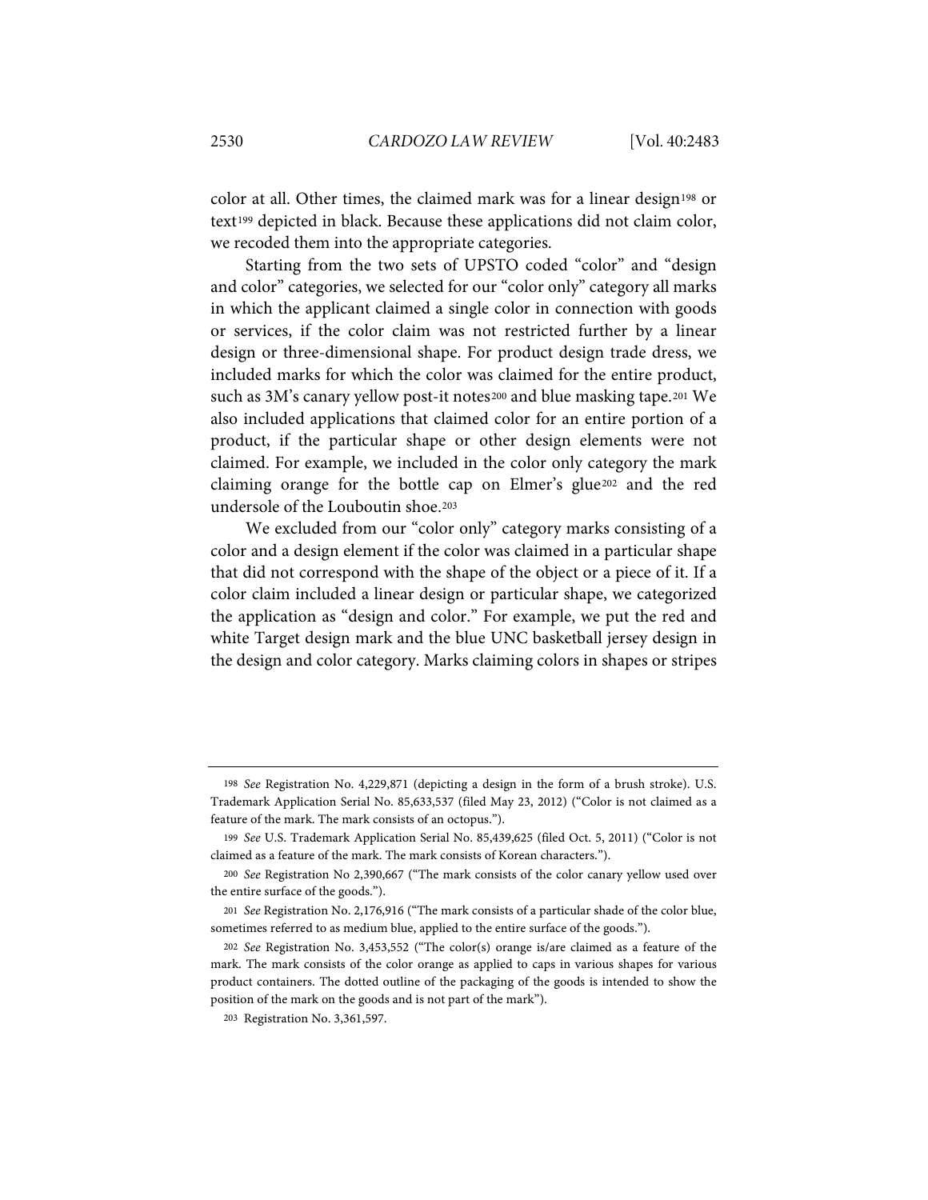color at all. Other times, the claimed mark was for a linear design[198] or text[199] depicted in black. Because these applications did not claim color, we recoded them into the appropriate categories.

Starting from the two sets of UPSTO coded "color" and "design and color" categories, we selected for our "color only" category all marks in which the applicant claimed a single color in connection with goods or services, if the color claim was not restricted further by a linear design or three-dimensional shape. For product design trade dress, we included marks for which the color was claimed for the entire product, such as 3M's canary yellow post-it notes[200] and blue masking tape.[201] We also included applications that claimed color for an entire portion of a product, if the particular shape or other design elements were not claimed. For example, we included in the color only category the mark claiming orange for the bottle cap on Elmer's glue[202] and the red undersole of the Louboutin shoe.[203]

We excluded from our "color only" category marks consisting of a color and a design element if the color was claimed in a particular shape that did not correspond with the shape of the object or a piece of it. If a color claim included a linear design or particular shape, we categorized the application as "design and color." For example, we put the red and white Target design mark and the blue UNC basketball jersey design in the design and color category. Marks claiming colors in shapes or stripes

---

198 *See* Registration No. 4,229,871 (depicting a design in the form of a brush stroke). U.S. Trademark Application Serial No. 85,633,537 (filed May 23, 2012) ("Color is not claimed as a feature of the mark. The mark consists of an octopus.").

199 *See* U.S. Trademark Application Serial No. 85,439,625 (filed Oct. 5, 2011) ("Color is not claimed as a feature of the mark. The mark consists of Korean characters.").

200 *See* Registration No 2,390,667 ("The mark consists of the color canary yellow used over the entire surface of the goods.").

201 *See* Registration No. 2,176,916 ("The mark consists of a particular shade of the color blue, sometimes referred to as medium blue, applied to the entire surface of the goods.").

202 *See* Registration No. 3,453,552 ("The color(s) orange is/are claimed as a feature of the mark. The mark consists of the color orange as applied to caps in various shapes for various product containers. The dotted outline of the packaging of the goods is intended to show the position of the mark on the goods and is not part of the mark").

203 Registration No. 3,361,597.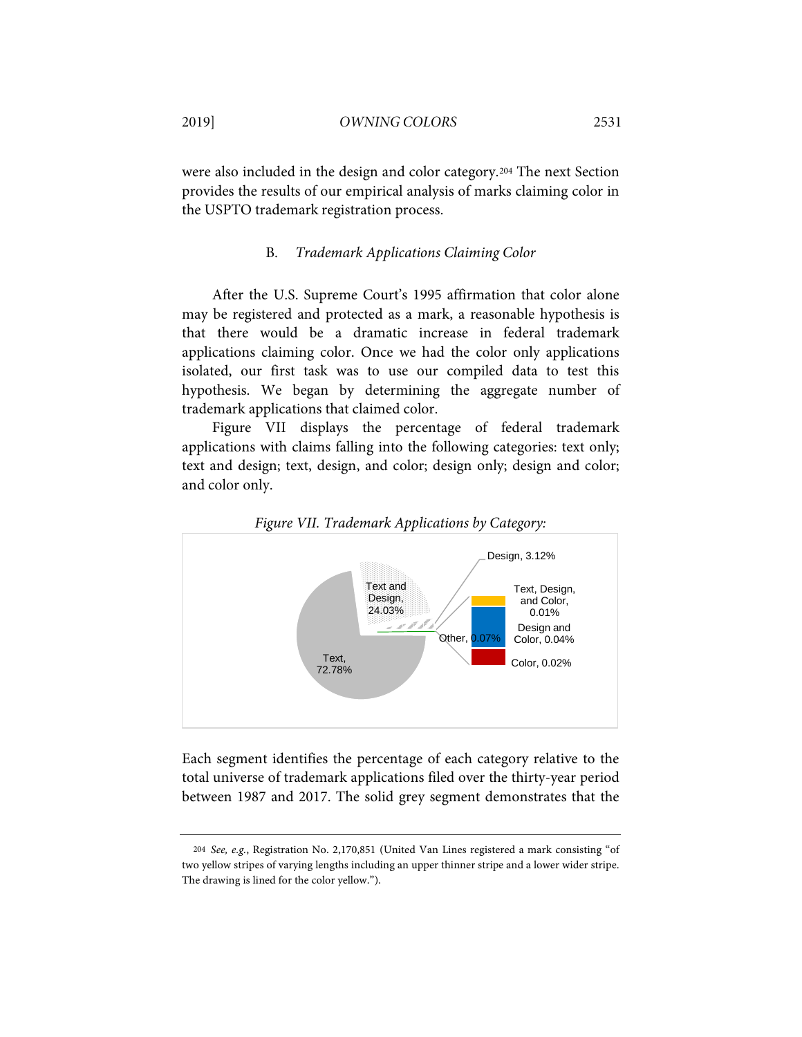were also included in the design and color category.[204] The next Section provides the results of our empirical analysis of marks claiming color in the USPTO trademark registration process.

### B. *Trademark Applications Claiming Color*

After the U.S. Supreme Court's 1995 affirmation that color alone may be registered and protected as a mark, a reasonable hypothesis is that there would be a dramatic increase in federal trademark applications claiming color. Once we had the color only applications isolated, our first task was to use our compiled data to test this hypothesis. We began by determining the aggregate number of trademark applications that claimed color.

Figure VII displays the percentage of federal trademark applications with claims falling into the following categories: text only; text and design; text, design, and color; design only; design and color; and color only.

*Figure VII. Trademark Applications by Category:*

Text, 72.78%
Text and Design, 24.03%
Design, 3.12%
Other, 0.07%
Text, Design, and Color, 0.01%
Design and Color, 0.04%
Color, 0.02%

Each segment identifies the percentage of each category relative to the total universe of trademark applications filed over the thirty-year period between 1987 and 2017. The solid grey segment demonstrates that the

---

[204] *See, e.g.*, Registration No. 2,170,851 (United Van Lines registered a mark consisting "of two yellow stripes of varying lengths including an upper thinner stripe and a lower wider stripe. The drawing is lined for the color yellow.").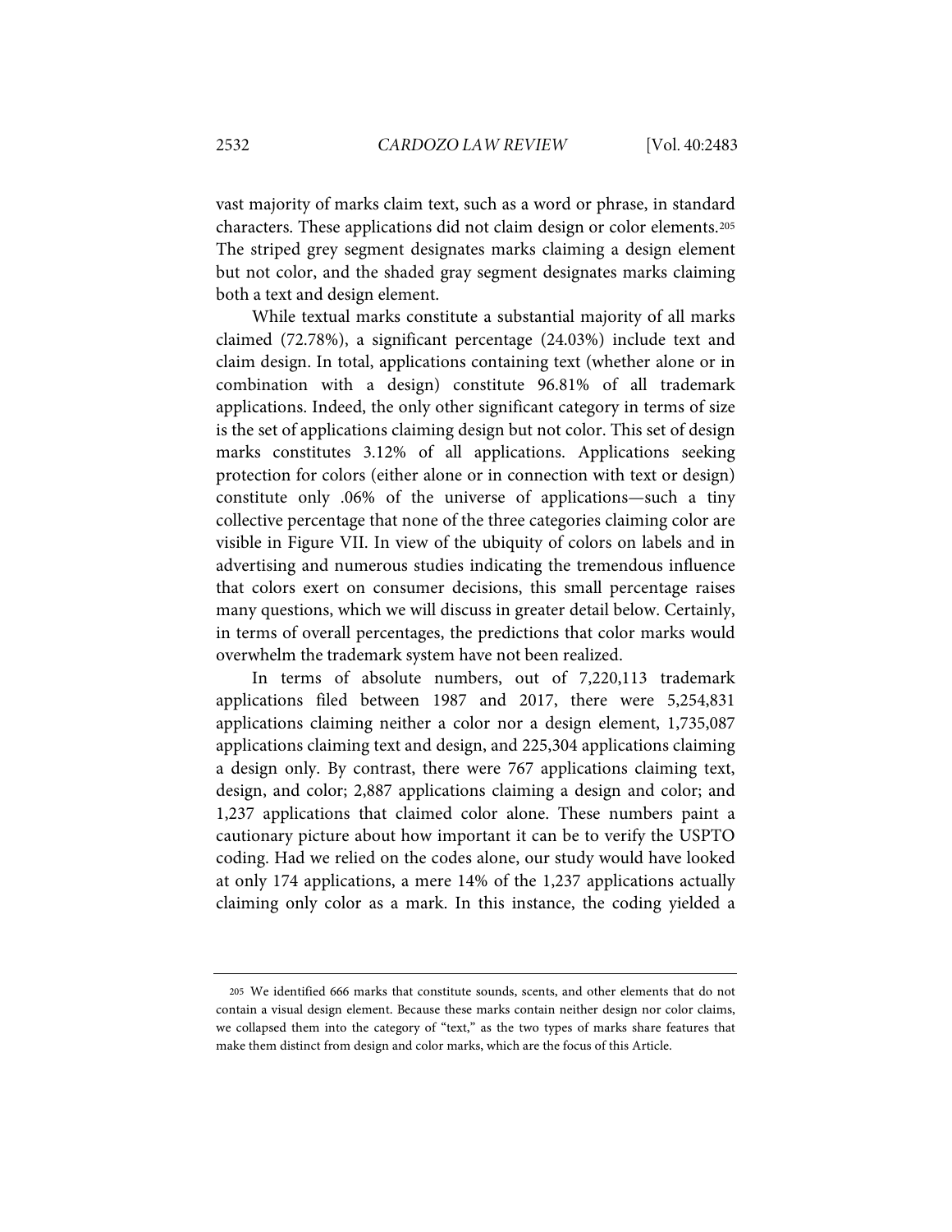vast majority of marks claim text, such as a word or phrase, in standard characters. These applications did not claim design or color elements.[205] The striped grey segment designates marks claiming a design element but not color, and the shaded gray segment designates marks claiming both a text and design element.

While textual marks constitute a substantial majority of all marks claimed (72.78%), a significant percentage (24.03%) include text and claim design. In total, applications containing text (whether alone or in combination with a design) constitute 96.81% of all trademark applications. Indeed, the only other significant category in terms of size is the set of applications claiming design but not color. This set of design marks constitutes 3.12% of all applications. Applications seeking protection for colors (either alone or in connection with text or design) constitute only .06% of the universe of applications—such a tiny collective percentage that none of the three categories claiming color are visible in Figure VII. In view of the ubiquity of colors on labels and in advertising and numerous studies indicating the tremendous influence that colors exert on consumer decisions, this small percentage raises many questions, which we will discuss in greater detail below. Certainly, in terms of overall percentages, the predictions that color marks would overwhelm the trademark system have not been realized.

In terms of absolute numbers, out of 7,220,113 trademark applications filed between 1987 and 2017, there were 5,254,831 applications claiming neither a color nor a design element, 1,735,087 applications claiming text and design, and 225,304 applications claiming a design only. By contrast, there were 767 applications claiming text, design, and color; 2,887 applications claiming a design and color; and 1,237 applications that claimed color alone. These numbers paint a cautionary picture about how important it can be to verify the USPTO coding. Had we relied on the codes alone, our study would have looked at only 174 applications, a mere 14% of the 1,237 applications actually claiming only color as a mark. In this instance, the coding yielded a

---

[205] We identified 666 marks that constitute sounds, scents, and other elements that do not contain a visual design element. Because these marks contain neither design nor color claims, we collapsed them into the category of "text," as the two types of marks share features that make them distinct from design and color marks, which are the focus of this Article.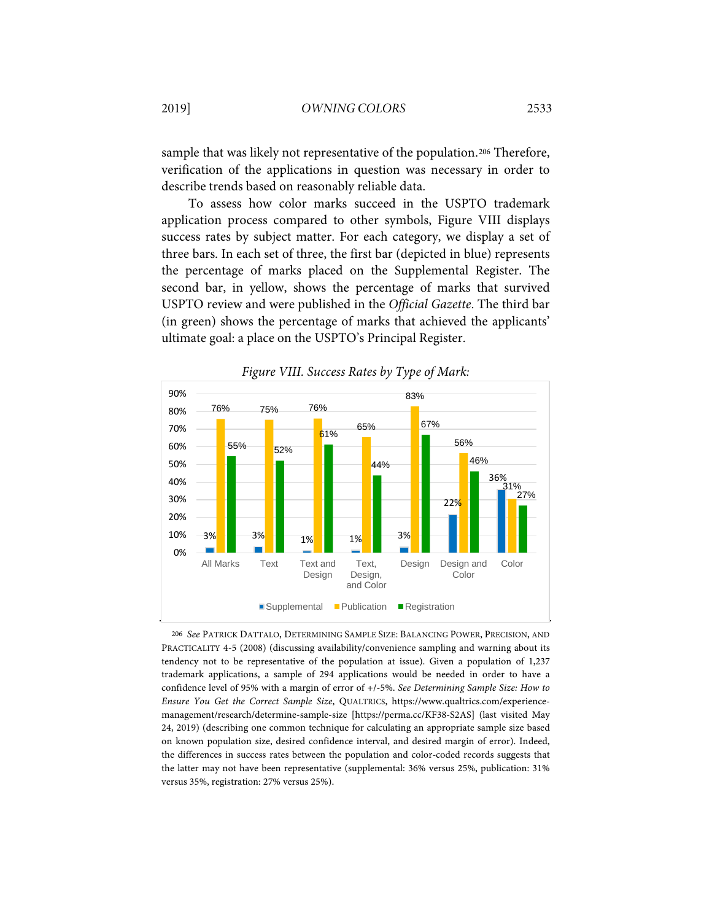sample that was likely not representative of the population.[206] Therefore, verification of the applications in question was necessary in order to describe trends based on reasonably reliable data.

To assess how color marks succeed in the USPTO trademark application process compared to other symbols, Figure VIII displays success rates by subject matter. For each category, we display a set of three bars. In each set of three, the first bar (depicted in blue) represents the percentage of marks placed on the Supplemental Register. The second bar, in yellow, shows the percentage of marks that survived USPTO review and were published in the *Official Gazette*. The third bar (in green) shows the percentage of marks that achieved the applicants' ultimate goal: a place on the USPTO's Principal Register.

*Figure VIII. Success Rates by Type of Mark:*

| | Supplemental | Publication | Registration |
|---|---|---|---|
| All Marks | 3% | 76% | 55% |
| Text | 3% | 75% | 52% |
| Text and Design | 1% | 76% | 61% |
| Text, Design, and Color | 1% | 65% | 44% |
| Design | 3% | 83% | 67% |
| Design and Color | 22% | 56% | 46% |
| Color | 36% | 31% | 27% |

[206] *See* PATRICK DATTALO, DETERMINING SAMPLE SIZE: BALANCING POWER, PRECISION, AND PRACTICALITY 4-5 (2008) (discussing availability/convenience sampling and warning about its tendency not to be representative of the population at issue). Given a population of 1,237 trademark applications, a sample of 294 applications would be needed in order to have a confidence level of 95% with a margin of error of +/-5%. *See Determining Sample Size: How to Ensure You Get the Correct Sample Size*, QUALTRICS, https://www.qualtrics.com/experience-management/research/determine-sample-size [https://perma.cc/KF38-S2AS] (last visited May 24, 2019) (describing one common technique for calculating an appropriate sample size based on known population size, desired confidence interval, and desired margin of error). Indeed, the differences in success rates between the population and color-coded records suggests that the latter may not have been representative (supplemental: 36% versus 25%, publication: 31% versus 35%, registration: 27% versus 25%).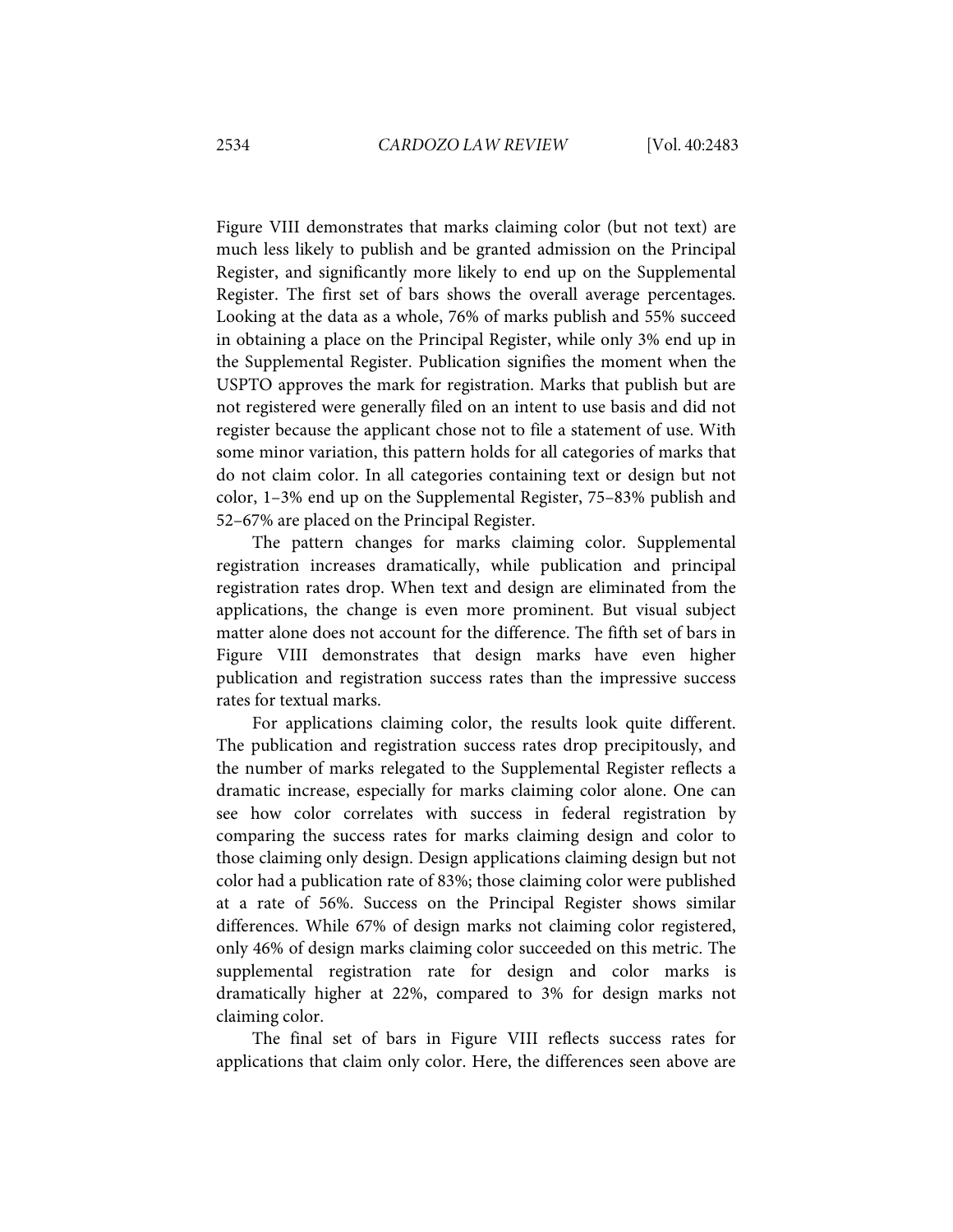Figure VIII demonstrates that marks claiming color (but not text) are much less likely to publish and be granted admission on the Principal Register, and significantly more likely to end up on the Supplemental Register. The first set of bars shows the overall average percentages. Looking at the data as a whole, 76% of marks publish and 55% succeed in obtaining a place on the Principal Register, while only 3% end up in the Supplemental Register. Publication signifies the moment when the USPTO approves the mark for registration. Marks that publish but are not registered were generally filed on an intent to use basis and did not register because the applicant chose not to file a statement of use. With some minor variation, this pattern holds for all categories of marks that do not claim color. In all categories containing text or design but not color, 1–3% end up on the Supplemental Register, 75–83% publish and 52–67% are placed on the Principal Register.

The pattern changes for marks claiming color. Supplemental registration increases dramatically, while publication and principal registration rates drop. When text and design are eliminated from the applications, the change is even more prominent. But visual subject matter alone does not account for the difference. The fifth set of bars in Figure VIII demonstrates that design marks have even higher publication and registration success rates than the impressive success rates for textual marks.

For applications claiming color, the results look quite different. The publication and registration success rates drop precipitously, and the number of marks relegated to the Supplemental Register reflects a dramatic increase, especially for marks claiming color alone. One can see how color correlates with success in federal registration by comparing the success rates for marks claiming design and color to those claiming only design. Design applications claiming design but not color had a publication rate of 83%; those claiming color were published at a rate of 56%. Success on the Principal Register shows similar differences. While 67% of design marks not claiming color registered, only 46% of design marks claiming color succeeded on this metric. The supplemental registration rate for design and color marks is dramatically higher at 22%, compared to 3% for design marks not claiming color.

The final set of bars in Figure VIII reflects success rates for applications that claim only color. Here, the differences seen above are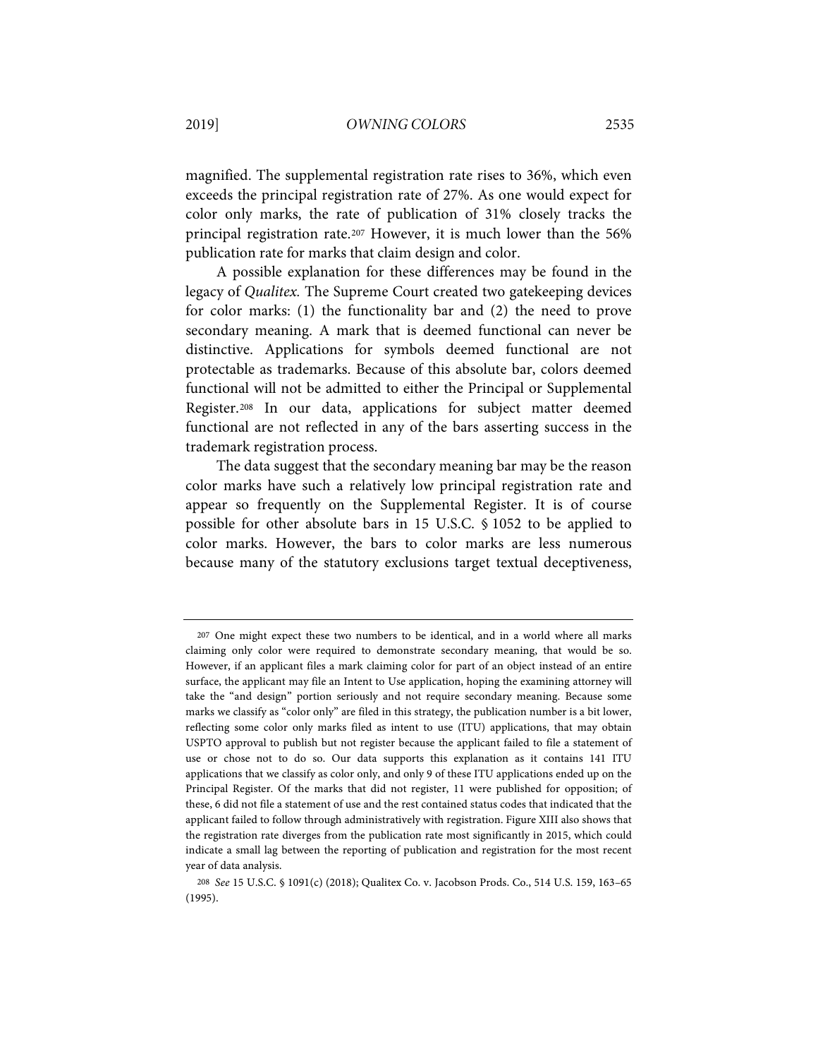magnified. The supplemental registration rate rises to 36%, which even exceeds the principal registration rate of 27%. As one would expect for color only marks, the rate of publication of 31% closely tracks the principal registration rate.[207] However, it is much lower than the 56% publication rate for marks that claim design and color.

A possible explanation for these differences may be found in the legacy of *Qualitex.* The Supreme Court created two gatekeeping devices for color marks: (1) the functionality bar and (2) the need to prove secondary meaning. A mark that is deemed functional can never be distinctive. Applications for symbols deemed functional are not protectable as trademarks. Because of this absolute bar, colors deemed functional will not be admitted to either the Principal or Supplemental Register.[208] In our data, applications for subject matter deemed functional are not reflected in any of the bars asserting success in the trademark registration process.

The data suggest that the secondary meaning bar may be the reason color marks have such a relatively low principal registration rate and appear so frequently on the Supplemental Register. It is of course possible for other absolute bars in 15 U.S.C. § 1052 to be applied to color marks. However, the bars to color marks are less numerous because many of the statutory exclusions target textual deceptiveness,

---

[207] One might expect these two numbers to be identical, and in a world where all marks claiming only color were required to demonstrate secondary meaning, that would be so. However, if an applicant files a mark claiming color for part of an object instead of an entire surface, the applicant may file an Intent to Use application, hoping the examining attorney will take the "and design" portion seriously and not require secondary meaning. Because some marks we classify as "color only" are filed in this strategy, the publication number is a bit lower, reflecting some color only marks filed as intent to use (ITU) applications, that may obtain USPTO approval to publish but not register because the applicant failed to file a statement of use or chose not to do so. Our data supports this explanation as it contains 141 ITU applications that we classify as color only, and only 9 of these ITU applications ended up on the Principal Register. Of the marks that did not register, 11 were published for opposition; of these, 6 did not file a statement of use and the rest contained status codes that indicated that the applicant failed to follow through administratively with registration. Figure XIII also shows that the registration rate diverges from the publication rate most significantly in 2015, which could indicate a small lag between the reporting of publication and registration for the most recent year of data analysis.

[208] *See* 15 U.S.C. § 1091(c) (2018); Qualitex Co. v. Jacobson Prods. Co., 514 U.S. 159, 163–65 (1995).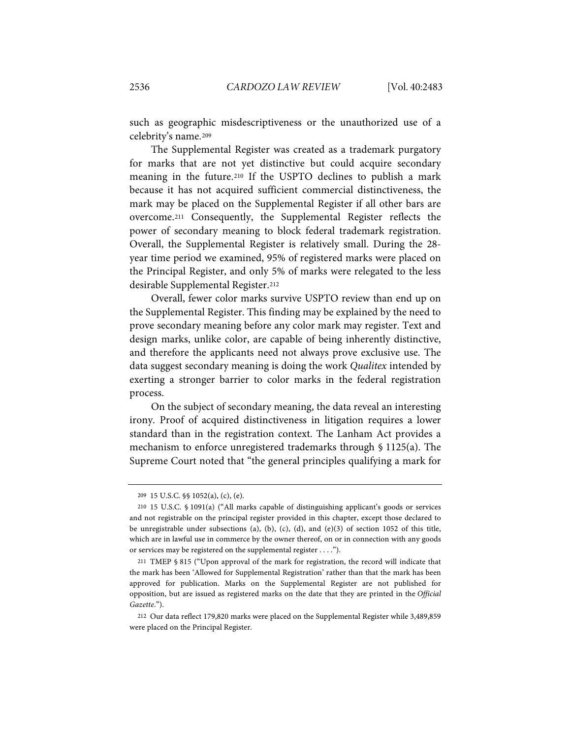such as geographic misdescriptiveness or the unauthorized use of a celebrity's name.[209]

The Supplemental Register was created as a trademark purgatory for marks that are not yet distinctive but could acquire secondary meaning in the future.[210] If the USPTO declines to publish a mark because it has not acquired sufficient commercial distinctiveness, the mark may be placed on the Supplemental Register if all other bars are overcome.[211] Consequently, the Supplemental Register reflects the power of secondary meaning to block federal trademark registration. Overall, the Supplemental Register is relatively small. During the 28-year time period we examined, 95% of registered marks were placed on the Principal Register, and only 5% of marks were relegated to the less desirable Supplemental Register.[212]

Overall, fewer color marks survive USPTO review than end up on the Supplemental Register. This finding may be explained by the need to prove secondary meaning before any color mark may register. Text and design marks, unlike color, are capable of being inherently distinctive, and therefore the applicants need not always prove exclusive use. The data suggest secondary meaning is doing the work *Qualitex* intended by exerting a stronger barrier to color marks in the federal registration process.

On the subject of secondary meaning, the data reveal an interesting irony. Proof of acquired distinctiveness in litigation requires a lower standard than in the registration context. The Lanham Act provides a mechanism to enforce unregistered trademarks through § 1125(a). The Supreme Court noted that "the general principles qualifying a mark for

---

209 15 U.S.C. §§ 1052(a), (c), (e).

210 15 U.S.C. § 1091(a) ("All marks capable of distinguishing applicant's goods or services and not registrable on the principal register provided in this chapter, except those declared to be unregistrable under subsections (a), (b), (c), (d), and (e)(3) of section 1052 of this title, which are in lawful use in commerce by the owner thereof, on or in connection with any goods or services may be registered on the supplemental register . . . .").

211 TMEP § 815 ("Upon approval of the mark for registration, the record will indicate that the mark has been 'Allowed for Supplemental Registration' rather than that the mark has been approved for publication. Marks on the Supplemental Register are not published for opposition, but are issued as registered marks on the date that they are printed in the *Official Gazette*.").

212 Our data reflect 179,820 marks were placed on the Supplemental Register while 3,489,859 were placed on the Principal Register.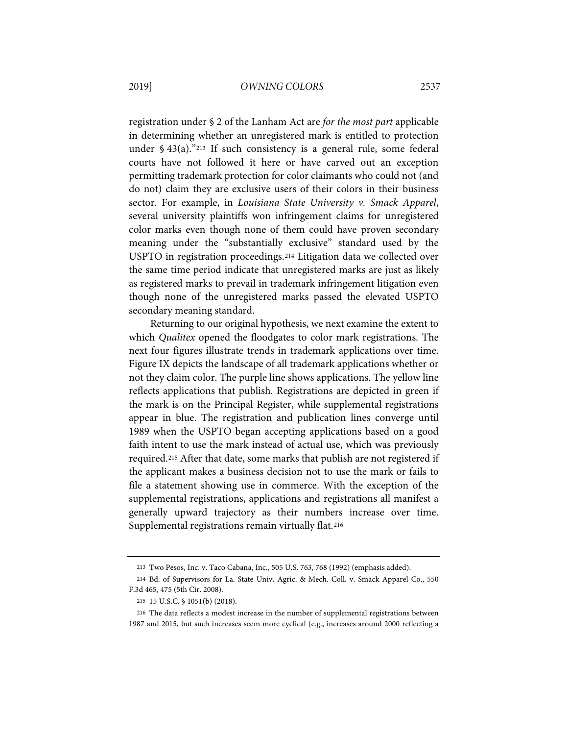registration under § 2 of the Lanham Act are *for the most part* applicable in determining whether an unregistered mark is entitled to protection under § 43(a)."[213] If such consistency is a general rule, some federal courts have not followed it here or have carved out an exception permitting trademark protection for color claimants who could not (and do not) claim they are exclusive users of their colors in their business sector. For example, in *Louisiana State University v. Smack Apparel*, several university plaintiffs won infringement claims for unregistered color marks even though none of them could have proven secondary meaning under the "substantially exclusive" standard used by the USPTO in registration proceedings.[214] Litigation data we collected over the same time period indicate that unregistered marks are just as likely as registered marks to prevail in trademark infringement litigation even though none of the unregistered marks passed the elevated USPTO secondary meaning standard.

Returning to our original hypothesis, we next examine the extent to which *Qualitex* opened the floodgates to color mark registrations. The next four figures illustrate trends in trademark applications over time. Figure IX depicts the landscape of all trademark applications whether or not they claim color. The purple line shows applications. The yellow line reflects applications that publish. Registrations are depicted in green if the mark is on the Principal Register, while supplemental registrations appear in blue. The registration and publication lines converge until 1989 when the USPTO began accepting applications based on a good faith intent to use the mark instead of actual use, which was previously required.[215] After that date, some marks that publish are not registered if the applicant makes a business decision not to use the mark or fails to file a statement showing use in commerce. With the exception of the supplemental registrations, applications and registrations all manifest a generally upward trajectory as their numbers increase over time. Supplemental registrations remain virtually flat.[216]

---

213 Two Pesos, Inc. v. Taco Cabana, Inc., 505 U.S. 763, 768 (1992) (emphasis added).

214 Bd. of Supervisors for La. State Univ. Agric. & Mech. Coll. v. Smack Apparel Co., 550 F.3d 465, 475 (5th Cir. 2008).

215 15 U.S.C. § 1051(b) (2018).

216 The data reflects a modest increase in the number of supplemental registrations between 1987 and 2015, but such increases seem more cyclical (e.g., increases around 2000 reflecting a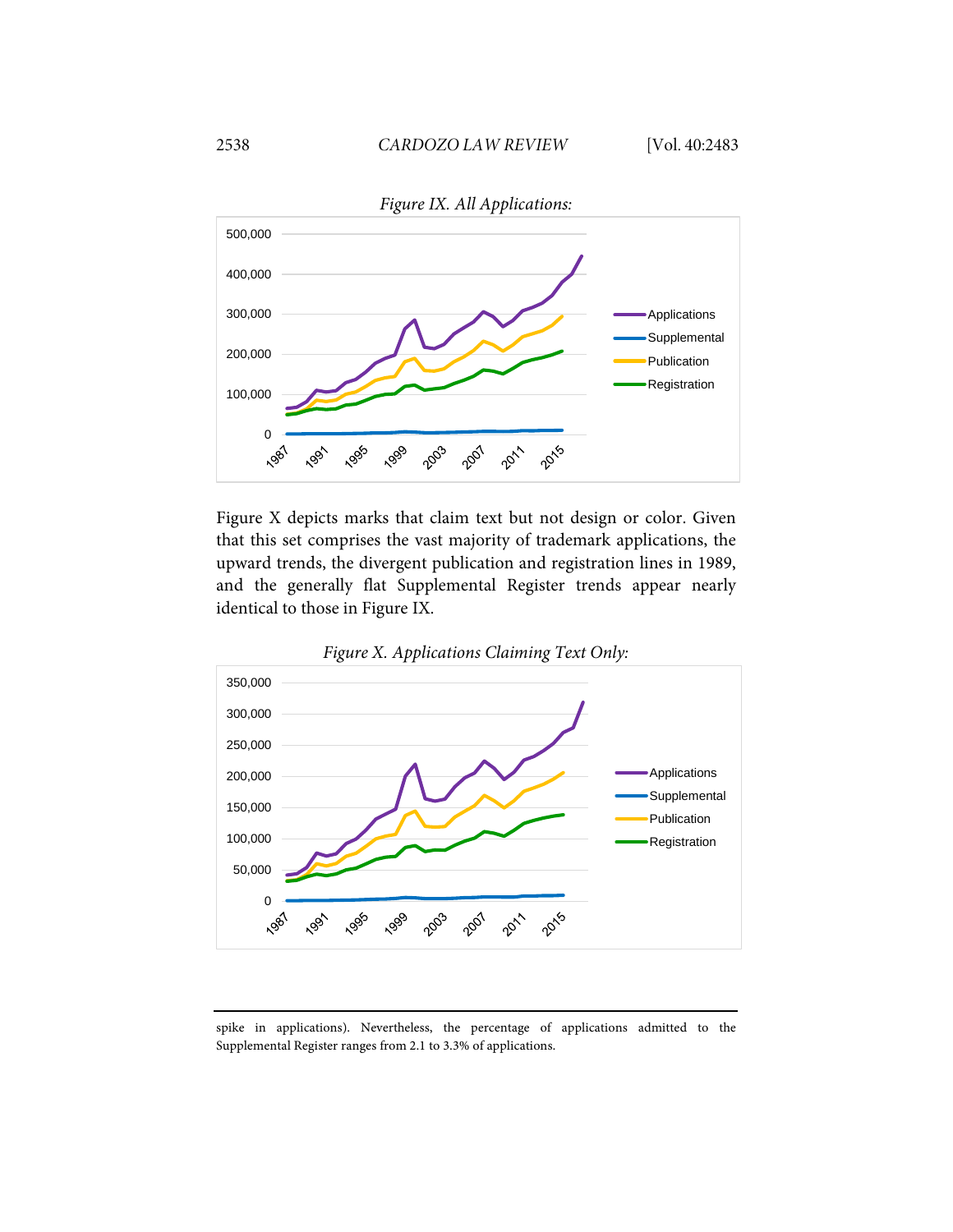*Figure IX. All Applications:*

Figure X depicts marks that claim text but not design or color. Given that this set comprises the vast majority of trademark applications, the upward trends, the divergent publication and registration lines in 1989, and the generally flat Supplemental Register trends appear nearly identical to those in Figure IX.

*Figure X. Applications Claiming Text Only:*

spike in applications). Nevertheless, the percentage of applications admitted to the Supplemental Register ranges from 2.1 to 3.3% of applications.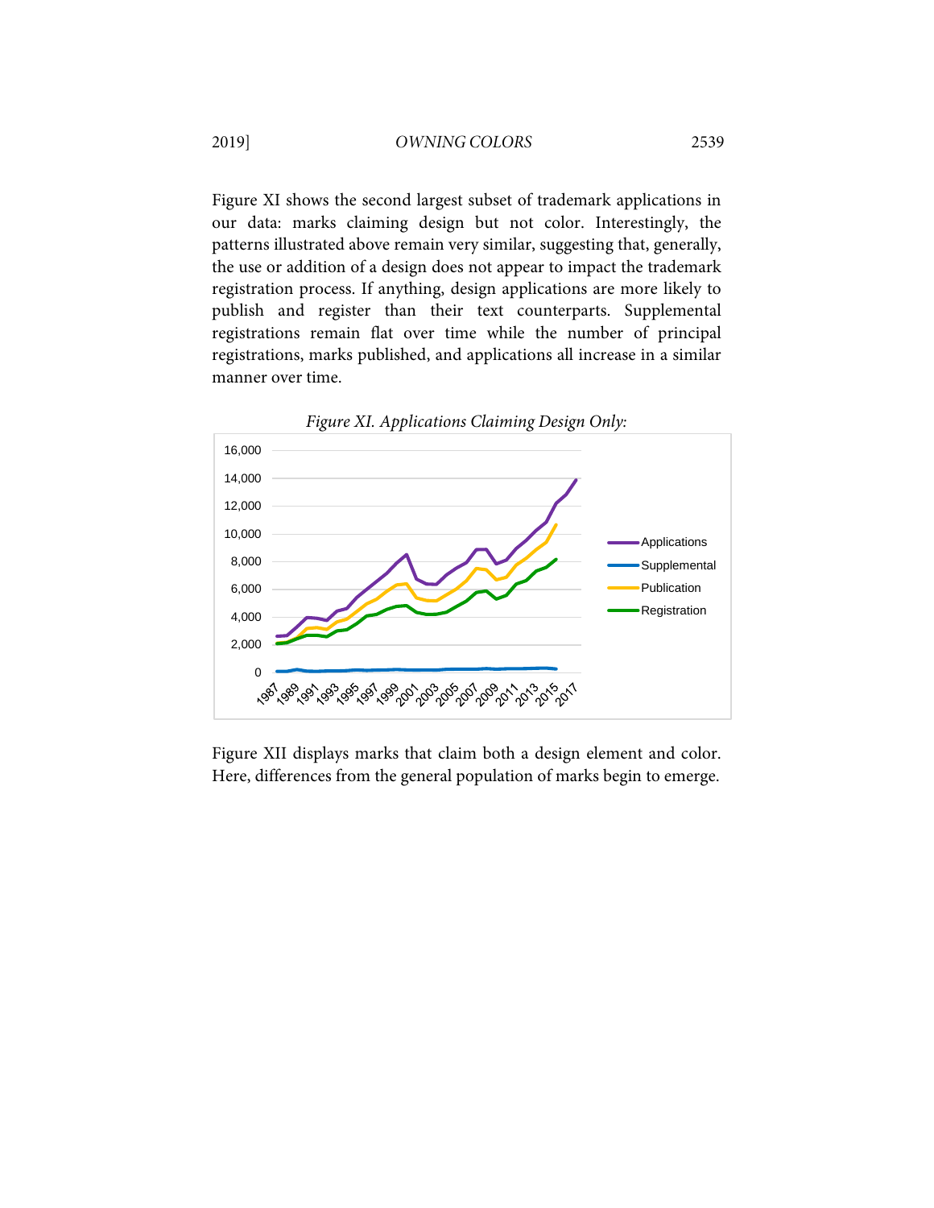Figure XI shows the second largest subset of trademark applications in our data: marks claiming design but not color. Interestingly, the patterns illustrated above remain very similar, suggesting that, generally, the use or addition of a design does not appear to impact the trademark registration process. If anything, design applications are more likely to publish and register than their text counterparts. Supplemental registrations remain flat over time while the number of principal registrations, marks published, and applications all increase in a similar manner over time.

*Figure XI. Applications Claiming Design Only:*

Figure XII displays marks that claim both a design element and color. Here, differences from the general population of marks begin to emerge.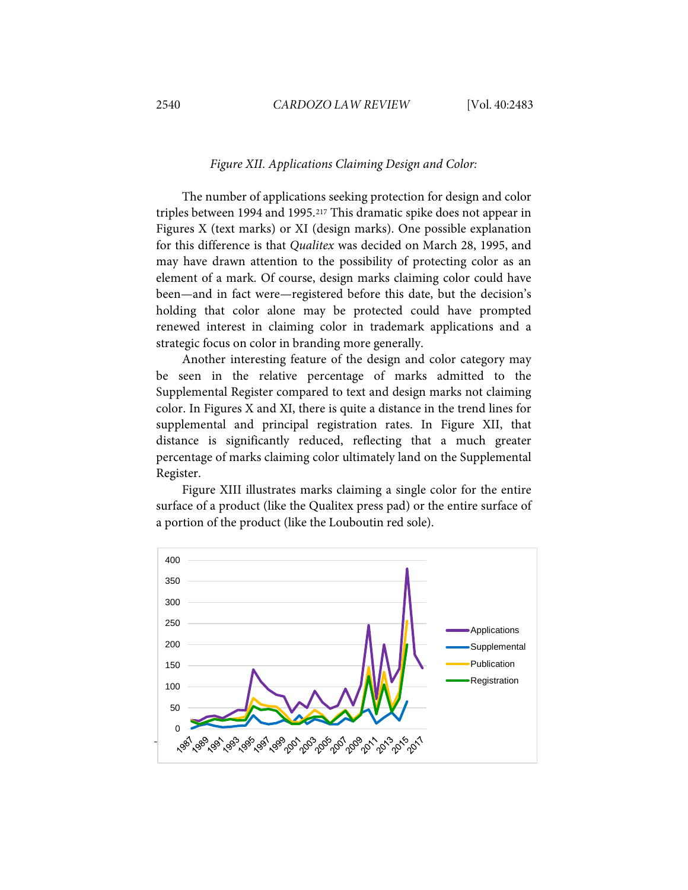*Figure XII. Applications Claiming Design and Color:*

The number of applications seeking protection for design and color triples between 1994 and 1995.[217] This dramatic spike does not appear in Figures X (text marks) or XI (design marks). One possible explanation for this difference is that *Qualitex* was decided on March 28, 1995, and may have drawn attention to the possibility of protecting color as an element of a mark. Of course, design marks claiming color could have been—and in fact were—registered before this date, but the decision's holding that color alone may be protected could have prompted renewed interest in claiming color in trademark applications and a strategic focus on color in branding more generally.

Another interesting feature of the design and color category may be seen in the relative percentage of marks admitted to the Supplemental Register compared to text and design marks not claiming color. In Figures X and XI, there is quite a distance in the trend lines for supplemental and principal registration rates. In Figure XII, that distance is significantly reduced, reflecting that a much greater percentage of marks claiming color ultimately land on the Supplemental Register.

Figure XIII illustrates marks claiming a single color for the entire surface of a product (like the Qualitex press pad) or the entire surface of a portion of the product (like the Louboutin red sole).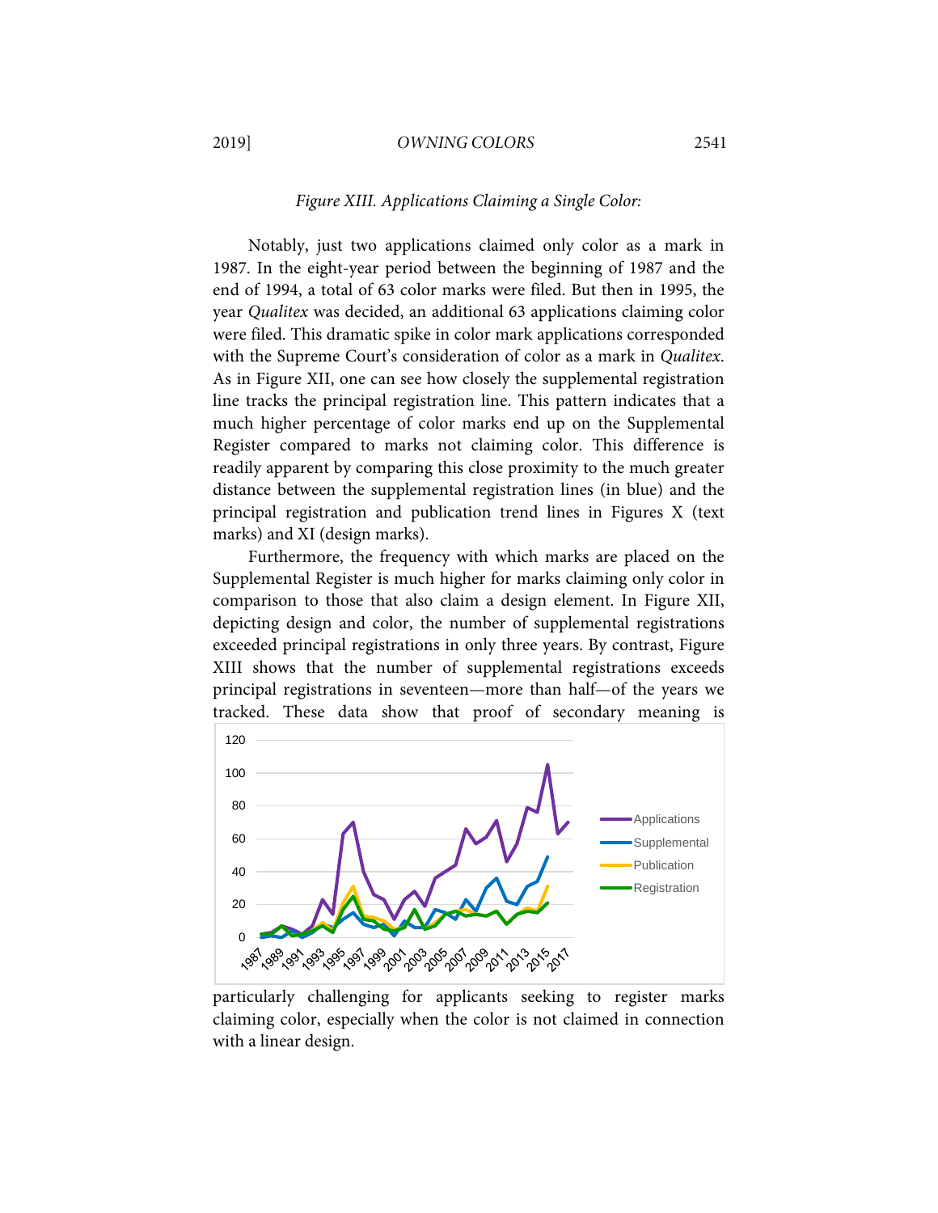*Figure XIII. Applications Claiming a Single Color:*

Notably, just two applications claimed only color as a mark in 1987. In the eight-year period between the beginning of 1987 and the end of 1994, a total of 63 color marks were filed. But then in 1995, the year *Qualitex* was decided, an additional 63 applications claiming color were filed. This dramatic spike in color mark applications corresponded with the Supreme Court's consideration of color as a mark in *Qualitex*. As in Figure XII, one can see how closely the supplemental registration line tracks the principal registration line. This pattern indicates that a much higher percentage of color marks end up on the Supplemental Register compared to marks not claiming color. This difference is readily apparent by comparing this close proximity to the much greater distance between the supplemental registration lines (in blue) and the principal registration and publication trend lines in Figures X (text marks) and XI (design marks).

Furthermore, the frequency with which marks are placed on the Supplemental Register is much higher for marks claiming only color in comparison to those that also claim a design element. In Figure XII, depicting design and color, the number of supplemental registrations exceeded principal registrations in only three years. By contrast, Figure XIII shows that the number of supplemental registrations exceeds principal registrations in seventeen—more than half—of the years we tracked. These data show that proof of secondary meaning is particularly challenging for applicants seeking to register marks claiming color, especially when the color is not claimed in connection with a linear design.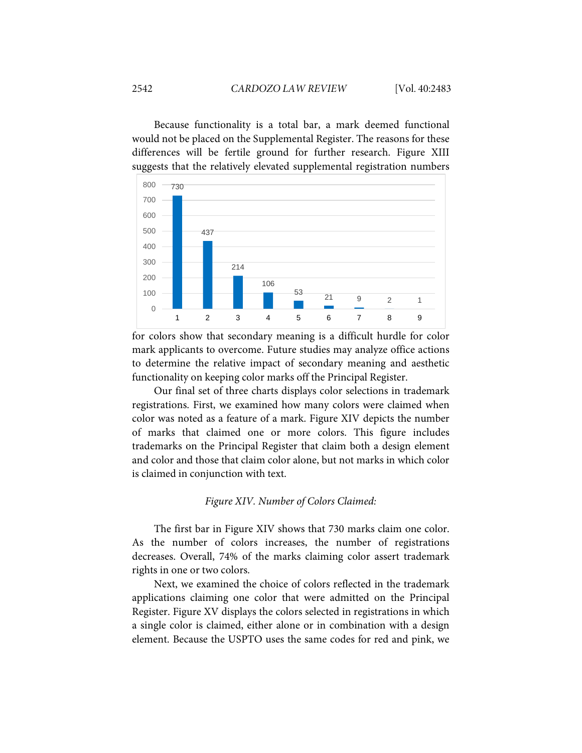Because functionality is a total bar, a mark deemed functional would not be placed on the Supplemental Register. The reasons for these differences will be fertile ground for further research. Figure XIII suggests that the relatively elevated supplemental registration numbers for colors show that secondary meaning is a difficult hurdle for color mark applicants to overcome. Future studies may analyze office actions to determine the relative impact of secondary meaning and aesthetic functionality on keeping color marks off the Principal Register.

Our final set of three charts displays color selections in trademark registrations. First, we examined how many colors were claimed when color was noted as a feature of a mark. Figure XIV depicts the number of marks that claimed one or more colors. This figure includes trademarks on the Principal Register that claim both a design element and color and those that claim color alone, but not marks in which color is claimed in conjunction with text.

*Figure XIV. Number of Colors Claimed:*

| Number of Colors | 1 | 2 | 3 | 4 | 5 | 6 | 7 | 8 | 9 |
|---|---|---|---|---|---|---|---|---|---|
| Marks | 730 | 437 | 214 | 106 | 53 | 21 | 9 | 2 | 1 |

The first bar in Figure XIV shows that 730 marks claim one color. As the number of colors increases, the number of registrations decreases. Overall, 74% of the marks claiming color assert trademark rights in one or two colors.

Next, we examined the choice of colors reflected in the trademark applications claiming one color that were admitted on the Principal Register. Figure XV displays the colors selected in registrations in which a single color is claimed, either alone or in combination with a design element. Because the USPTO uses the same codes for red and pink, we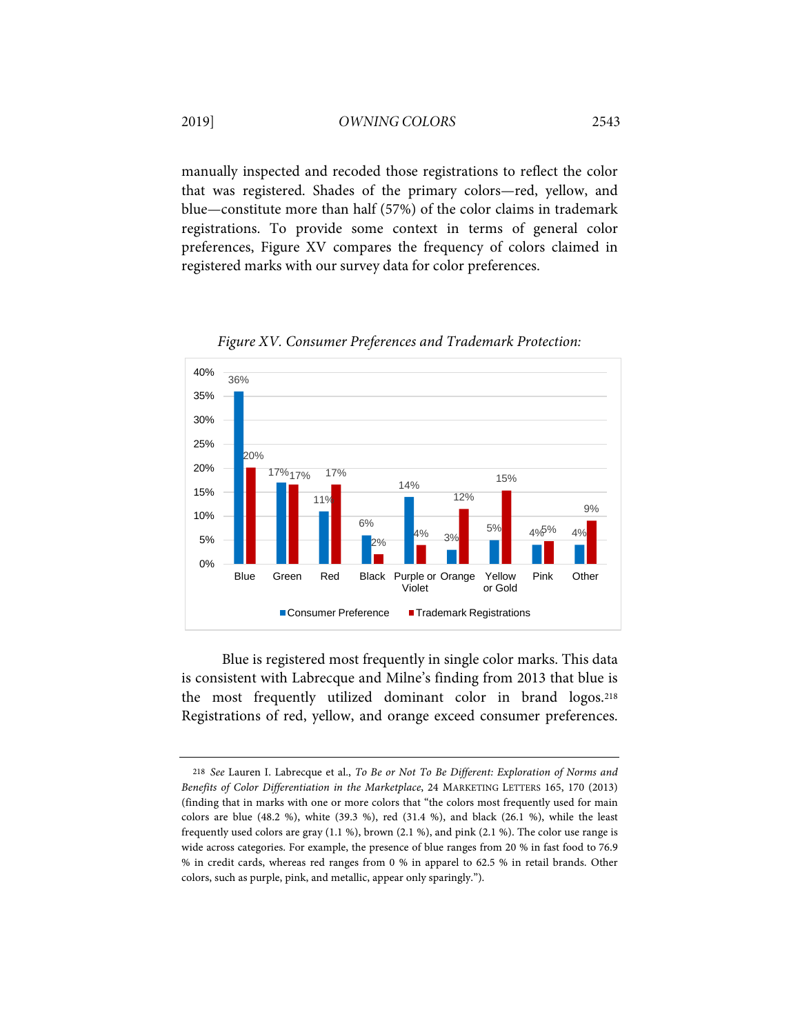manually inspected and recoded those registrations to reflect the color that was registered. Shades of the primary colors—red, yellow, and blue—constitute more than half (57%) of the color claims in trademark registrations. To provide some context in terms of general color preferences, Figure XV compares the frequency of colors claimed in registered marks with our survey data for color preferences.

*Figure XV. Consumer Preferences and Trademark Protection:*

| Color | Consumer Preference | Trademark Registrations |
|---|---|---|
| Blue | 36% | 20% |
| Green | 17% | 17% |
| Red | 11% | 17% |
| Black | 6% | 2% |
| Purple or Violet | 14% | 4% |
| Orange | 3% | 12% |
| Yellow or Gold | 5% | 15% |
| Pink | 4% | 5% |
| Other | 4% | 9% |

Blue is registered most frequently in single color marks. This data is consistent with Labrecque and Milne's finding from 2013 that blue is the most frequently utilized dominant color in brand logos.[218] Registrations of red, yellow, and orange exceed consumer preferences.

---

218 *See* Lauren I. Labrecque et al., *To Be or Not To Be Different: Exploration of Norms and Benefits of Color Differentiation in the Marketplace*, 24 MARKETING LETTERS 165, 170 (2013) (finding that in marks with one or more colors that "the colors most frequently used for main colors are blue (48.2 %), white (39.3 %), red (31.4 %), and black (26.1 %), while the least frequently used colors are gray (1.1 %), brown (2.1 %), and pink (2.1 %). The color use range is wide across categories. For example, the presence of blue ranges from 20 % in fast food to 76.9 % in credit cards, whereas red ranges from 0 % in apparel to 62.5 % in retail brands. Other colors, such as purple, pink, and metallic, appear only sparingly.").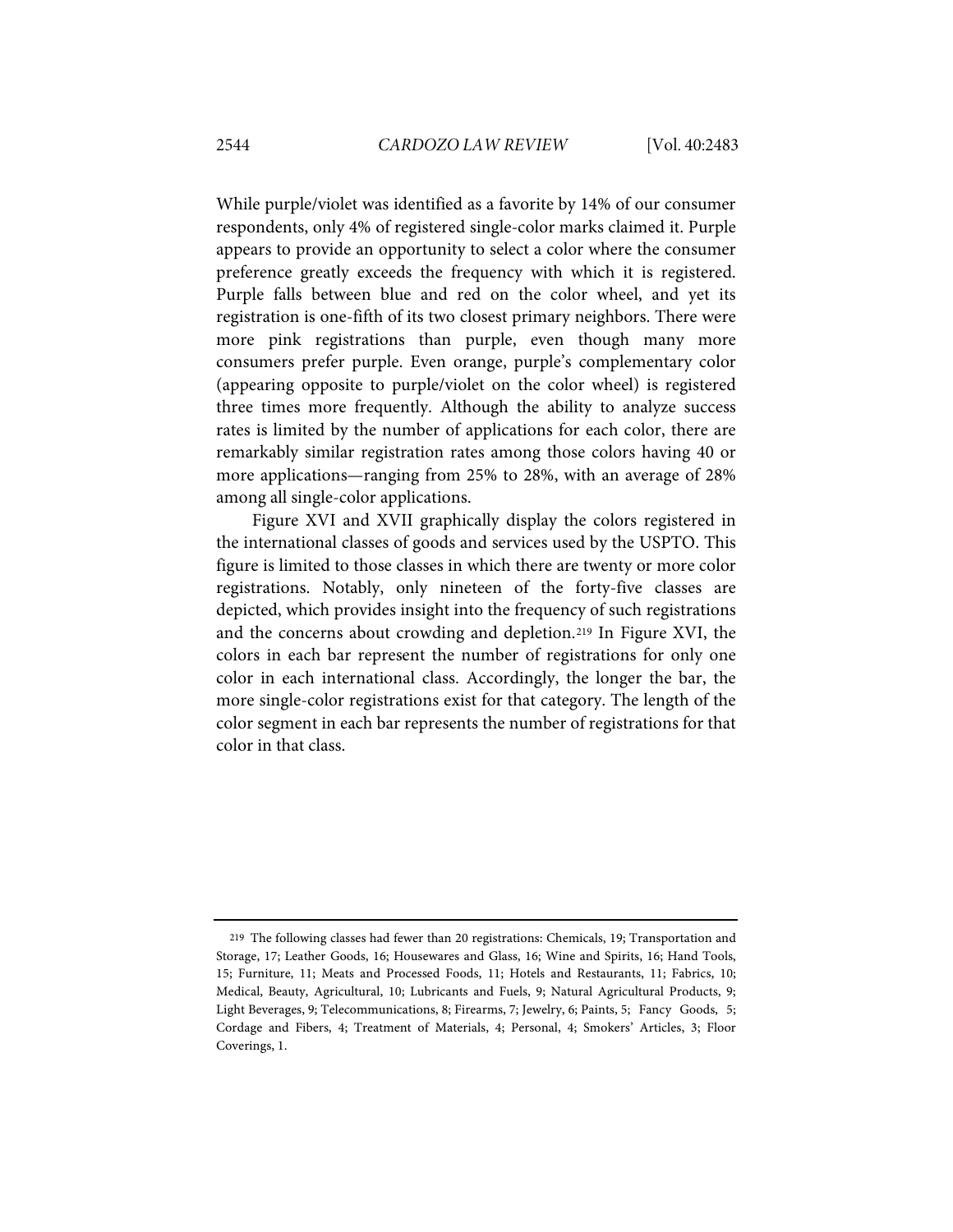While purple/violet was identified as a favorite by 14% of our consumer respondents, only 4% of registered single-color marks claimed it. Purple appears to provide an opportunity to select a color where the consumer preference greatly exceeds the frequency with which it is registered. Purple falls between blue and red on the color wheel, and yet its registration is one-fifth of its two closest primary neighbors. There were more pink registrations than purple, even though many more consumers prefer purple. Even orange, purple's complementary color (appearing opposite to purple/violet on the color wheel) is registered three times more frequently. Although the ability to analyze success rates is limited by the number of applications for each color, there are remarkably similar registration rates among those colors having 40 or more applications—ranging from 25% to 28%, with an average of 28% among all single-color applications.

Figure XVI and XVII graphically display the colors registered in the international classes of goods and services used by the USPTO. This figure is limited to those classes in which there are twenty or more color registrations. Notably, only nineteen of the forty-five classes are depicted, which provides insight into the frequency of such registrations and the concerns about crowding and depletion.[219] In Figure XVI, the colors in each bar represent the number of registrations for only one color in each international class. Accordingly, the longer the bar, the more single-color registrations exist for that category. The length of the color segment in each bar represents the number of registrations for that color in that class.

---

[219] The following classes had fewer than 20 registrations: Chemicals, 19; Transportation and Storage, 17; Leather Goods, 16; Housewares and Glass, 16; Wine and Spirits, 16; Hand Tools, 15; Furniture, 11; Meats and Processed Foods, 11; Hotels and Restaurants, 11; Fabrics, 10; Medical, Beauty, Agricultural, 10; Lubricants and Fuels, 9; Natural Agricultural Products, 9; Light Beverages, 9; Telecommunications, 8; Firearms, 7; Jewelry, 6; Paints, 5; Fancy Goods, 5; Cordage and Fibers, 4; Treatment of Materials, 4; Personal, 4; Smokers' Articles, 3; Floor Coverings, 1.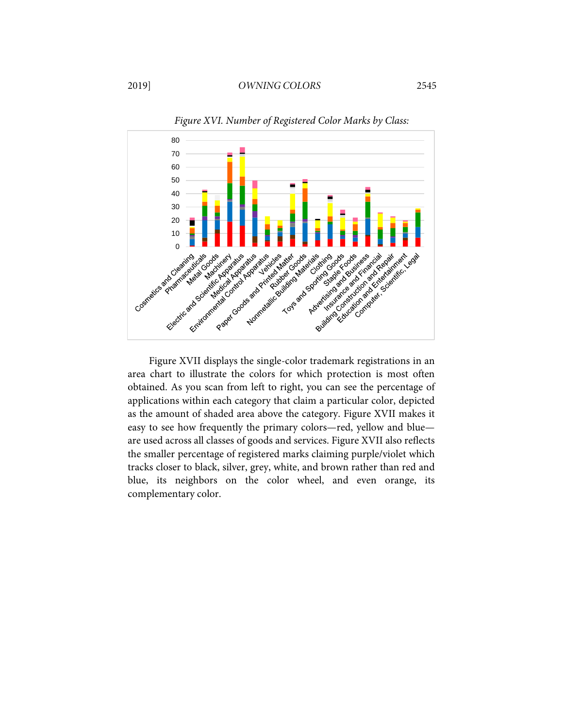*Figure XVI. Number of Registered Color Marks by Class:*

Figure XVII displays the single-color trademark registrations in an area chart to illustrate the colors for which protection is most often obtained. As you scan from left to right, you can see the percentage of applications within each category that claim a particular color, depicted as the amount of shaded area above the category. Figure XVII makes it easy to see how frequently the primary colors—red, yellow and blue—are used across all classes of goods and services. Figure XVII also reflects the smaller percentage of registered marks claiming purple/violet which tracks closer to black, silver, grey, white, and brown rather than red and blue, its neighbors on the color wheel, and even orange, its complementary color.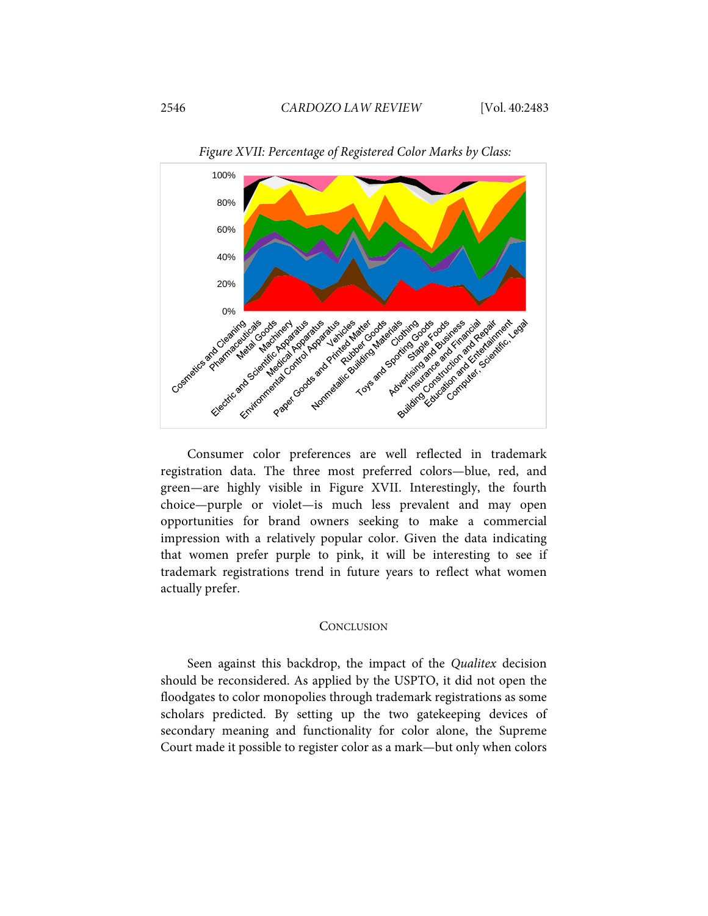*Figure XVII: Percentage of Registered Color Marks by Class:*

Consumer color preferences are well reflected in trademark registration data. The three most preferred colors—blue, red, and green—are highly visible in Figure XVII. Interestingly, the fourth choice—purple or violet—is much less prevalent and may open opportunities for brand owners seeking to make a commercial impression with a relatively popular color. Given the data indicating that women prefer purple to pink, it will be interesting to see if trademark registrations trend in future years to reflect what women actually prefer.

## CONCLUSION

Seen against this backdrop, the impact of the *Qualitex* decision should be reconsidered. As applied by the USPTO, it did not open the floodgates to color monopolies through trademark registrations as some scholars predicted. By setting up the two gatekeeping devices of secondary meaning and functionality for color alone, the Supreme Court made it possible to register color as a mark—but only when colors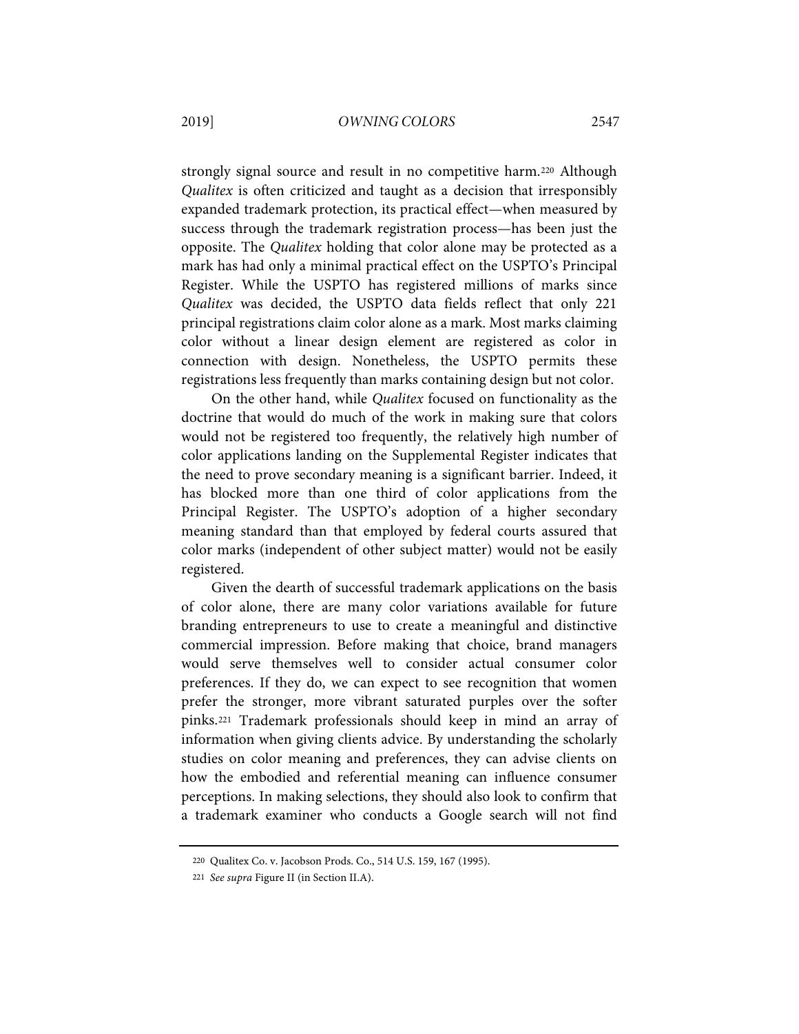strongly signal source and result in no competitive harm.[220] Although *Qualitex* is often criticized and taught as a decision that irresponsibly expanded trademark protection, its practical effect—when measured by success through the trademark registration process—has been just the opposite. The *Qualitex* holding that color alone may be protected as a mark has had only a minimal practical effect on the USPTO's Principal Register. While the USPTO has registered millions of marks since *Qualitex* was decided, the USPTO data fields reflect that only 221 principal registrations claim color alone as a mark. Most marks claiming color without a linear design element are registered as color in connection with design. Nonetheless, the USPTO permits these registrations less frequently than marks containing design but not color.

On the other hand, while *Qualitex* focused on functionality as the doctrine that would do much of the work in making sure that colors would not be registered too frequently, the relatively high number of color applications landing on the Supplemental Register indicates that the need to prove secondary meaning is a significant barrier. Indeed, it has blocked more than one third of color applications from the Principal Register. The USPTO's adoption of a higher secondary meaning standard than that employed by federal courts assured that color marks (independent of other subject matter) would not be easily registered.

Given the dearth of successful trademark applications on the basis of color alone, there are many color variations available for future branding entrepreneurs to use to create a meaningful and distinctive commercial impression. Before making that choice, brand managers would serve themselves well to consider actual consumer color preferences. If they do, we can expect to see recognition that women prefer the stronger, more vibrant saturated purples over the softer pinks.[221] Trademark professionals should keep in mind an array of information when giving clients advice. By understanding the scholarly studies on color meaning and preferences, they can advise clients on how the embodied and referential meaning can influence consumer perceptions. In making selections, they should also look to confirm that a trademark examiner who conducts a Google search will not find

---

220 Qualitex Co. v. Jacobson Prods. Co., 514 U.S. 159, 167 (1995).

221 *See supra* Figure II (in Section II.A).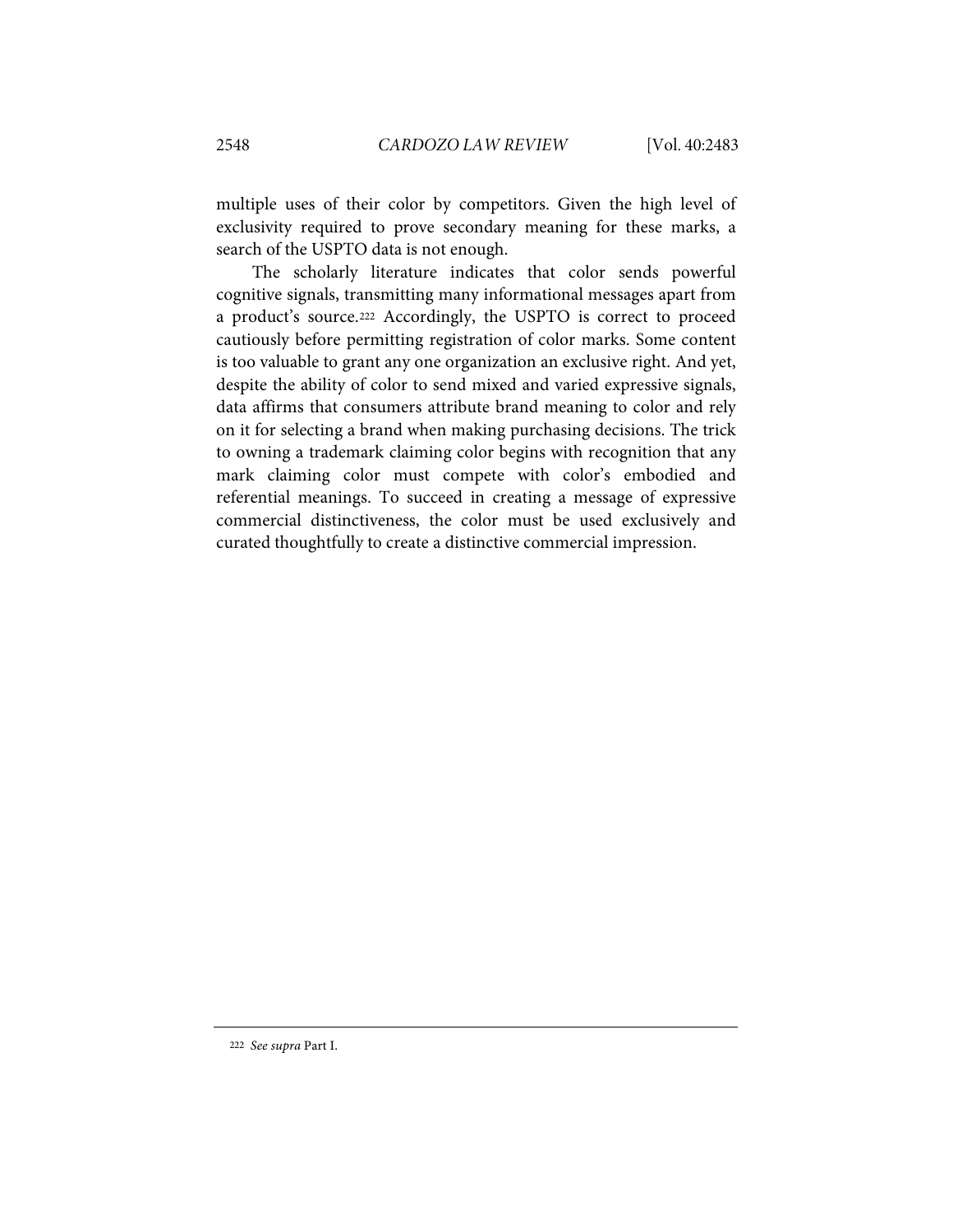multiple uses of their color by competitors. Given the high level of exclusivity required to prove secondary meaning for these marks, a search of the USPTO data is not enough.

The scholarly literature indicates that color sends powerful cognitive signals, transmitting many informational messages apart from a product's source.[222] Accordingly, the USPTO is correct to proceed cautiously before permitting registration of color marks. Some content is too valuable to grant any one organization an exclusive right. And yet, despite the ability of color to send mixed and varied expressive signals, data affirms that consumers attribute brand meaning to color and rely on it for selecting a brand when making purchasing decisions. The trick to owning a trademark claiming color begins with recognition that any mark claiming color must compete with color's embodied and referential meanings. To succeed in creating a message of expressive commercial distinctiveness, the color must be used exclusively and curated thoughtfully to create a distinctive commercial impression.

---

222 *See supra* Part I.